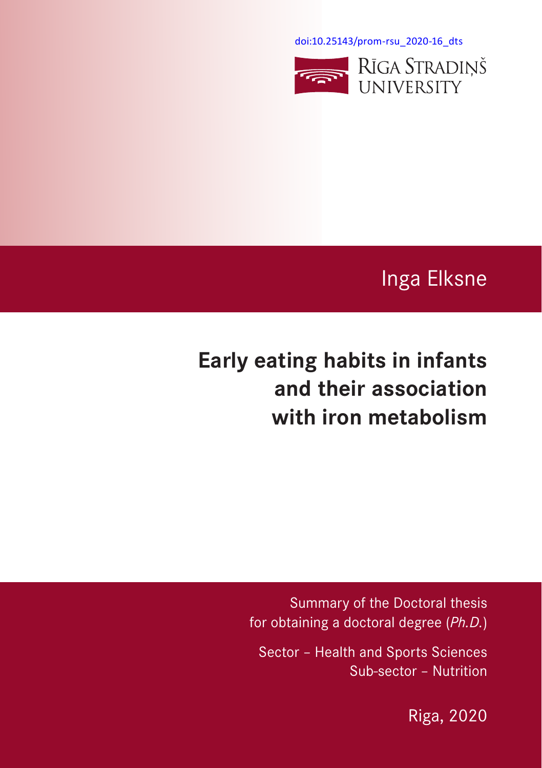doi:10.25143/prom-rsu_2020-16_dts

RĪGA STRADIŅŠ UNIVERSITY

Inga Elksne

# Early eating habits in infants and their association with iron metabolism

Summary of the Doctoral thesis for obtaining a doctoral degree (*Ph.D.*)

Sector – Health and Sports Sciences
Sub-sector – Nutrition

Riga, 2020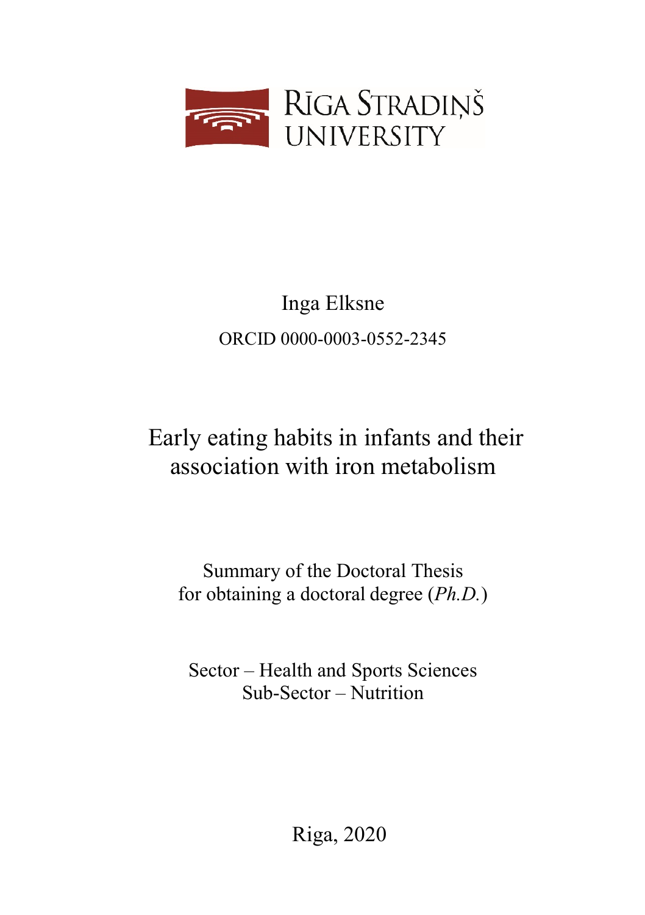RĪGA STRADIŅŠ UNIVERSITY

Inga Elksne

ORCID 0000-0003-0552-2345

# Early eating habits in infants and their association with iron metabolism

Summary of the Doctoral Thesis
for obtaining a doctoral degree (*Ph.D.*)

Sector – Health and Sports Sciences
Sub-Sector – Nutrition

Riga, 2020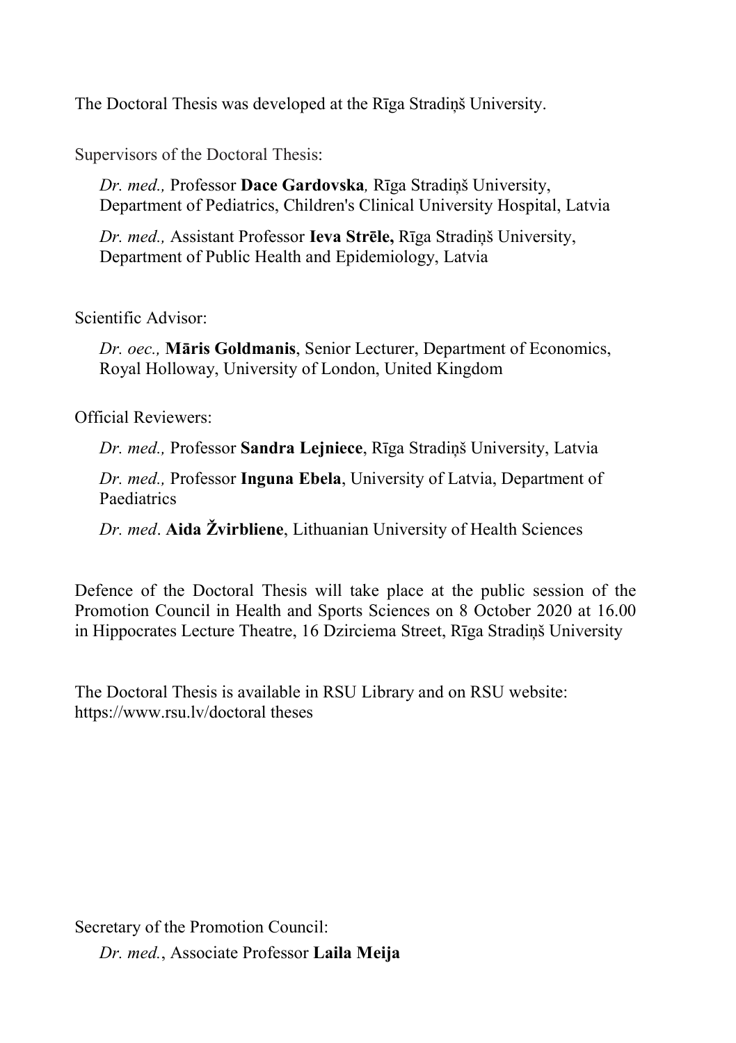The Doctoral Thesis was developed at the Rīga Stradiņš University.

Supervisors of the Doctoral Thesis:

*Dr. med.,* Professor **Dace Gardovska***,* Rīga Stradiņš University, Department of Pediatrics, Children's Clinical University Hospital, Latvia

*Dr. med.,* Assistant Professor **Ieva Strēle,** Rīga Stradiņš University, Department of Public Health and Epidemiology, Latvia

Scientific Advisor:

*Dr. oec.,* **Māris Goldmanis**, Senior Lecturer, Department of Economics, Royal Holloway, University of London, United Kingdom

Official Reviewers:

*Dr. med.,* Professor **Sandra Lejniece**, Rīga Stradiņš University, Latvia

*Dr. med.,* Professor **Inguna Ebela**, University of Latvia, Department of Paediatrics

*Dr. med*. **Aida Žvirbliene**, Lithuanian University of Health Sciences

Defence of the Doctoral Thesis will take place at the public session of the Promotion Council in Health and Sports Sciences on 8 October 2020 at 16.00 in Hippocrates Lecture Theatre, 16 Dzirciema Street, Rīga Stradiņš University

The Doctoral Thesis is available in RSU Library and on RSU website: https://www.rsu.lv/doctoral theses

Secretary of the Promotion Council:

*Dr. med.*, Associate Professor **Laila Meija**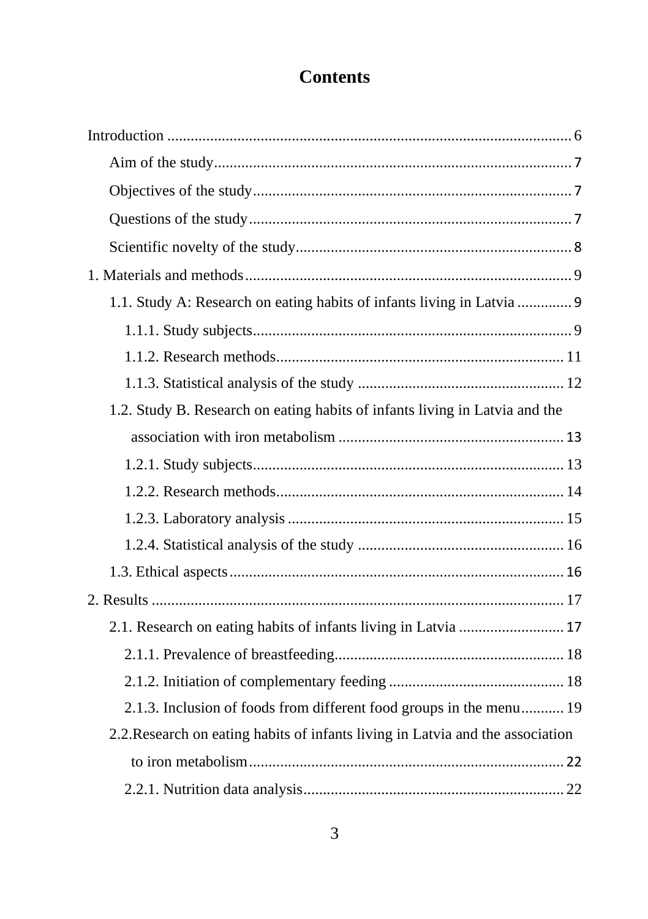# Contents

Introduction ........................................................................................................ 6

Aim of the study........................................................................................... 7

Objectives of the study.................................................................................. 7

Questions of the study................................................................................... 7

Scientific novelty of the study....................................................................... 8

1. Materials and methods.................................................................................... 9

1.1. Study A: Research on eating habits of infants living in Latvia .............. 9

1.1.1. Study subjects.................................................................................. 9

1.1.2. Research methods.......................................................................... 11

1.1.3. Statistical analysis of the study ..................................................... 12

1.2. Study B. Research on eating habits of infants living in Latvia and the association with iron metabolism .......................................................... 13

1.2.1. Study subjects................................................................................ 13

1.2.2. Research methods.......................................................................... 14

1.2.3. Laboratory analysis ....................................................................... 15

1.2.4. Statistical analysis of the study ..................................................... 16

1.3. Ethical aspects...................................................................................... 16

2. Results .......................................................................................................... 17

2.1. Research on eating habits of infants living in Latvia ........................... 17

2.1.1. Prevalence of breastfeeding........................................................... 18

2.1.2. Initiation of complementary feeding ............................................. 18

2.1.3. Inclusion of foods from different food groups in the menu........... 19

2.2.Research on eating habits of infants living in Latvia and the association to iron metabolism................................................................................. 22

2.2.1. Nutrition data analysis................................................................... 22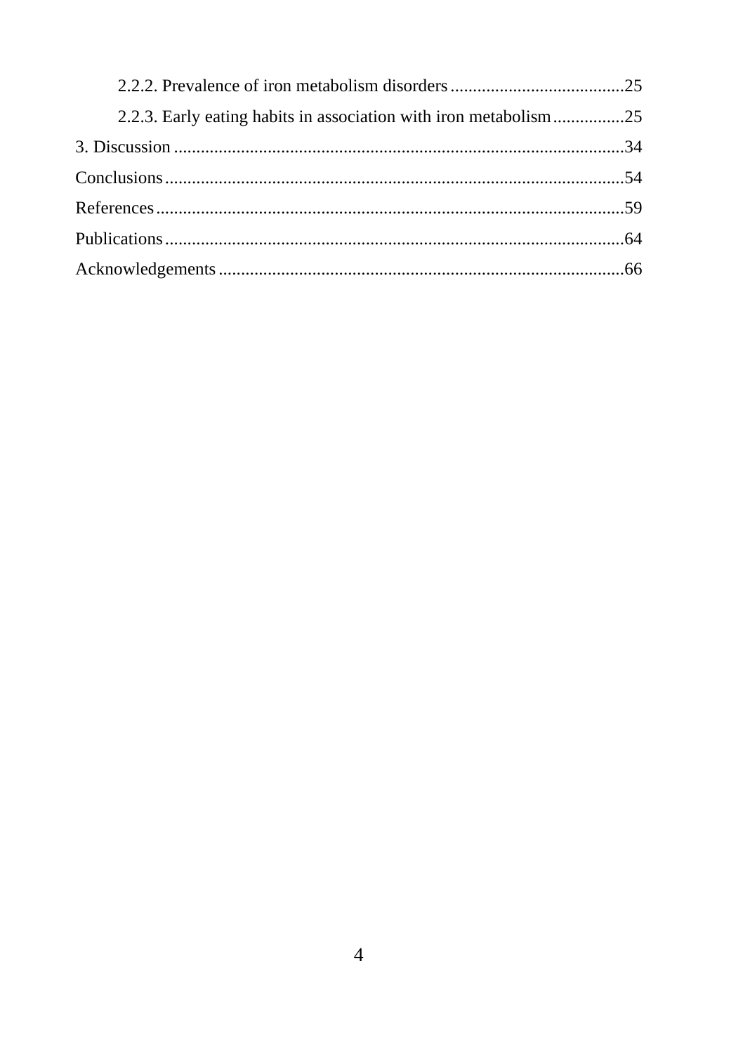2.2.2. Prevalence of iron metabolism disorders .......................................25

2.2.3. Early eating habits in association with iron metabolism ................25

3. Discussion ....................................................................................................34

Conclusions ......................................................................................................54

References .........................................................................................................59

Publications .......................................................................................................64

Acknowledgements ...........................................................................................66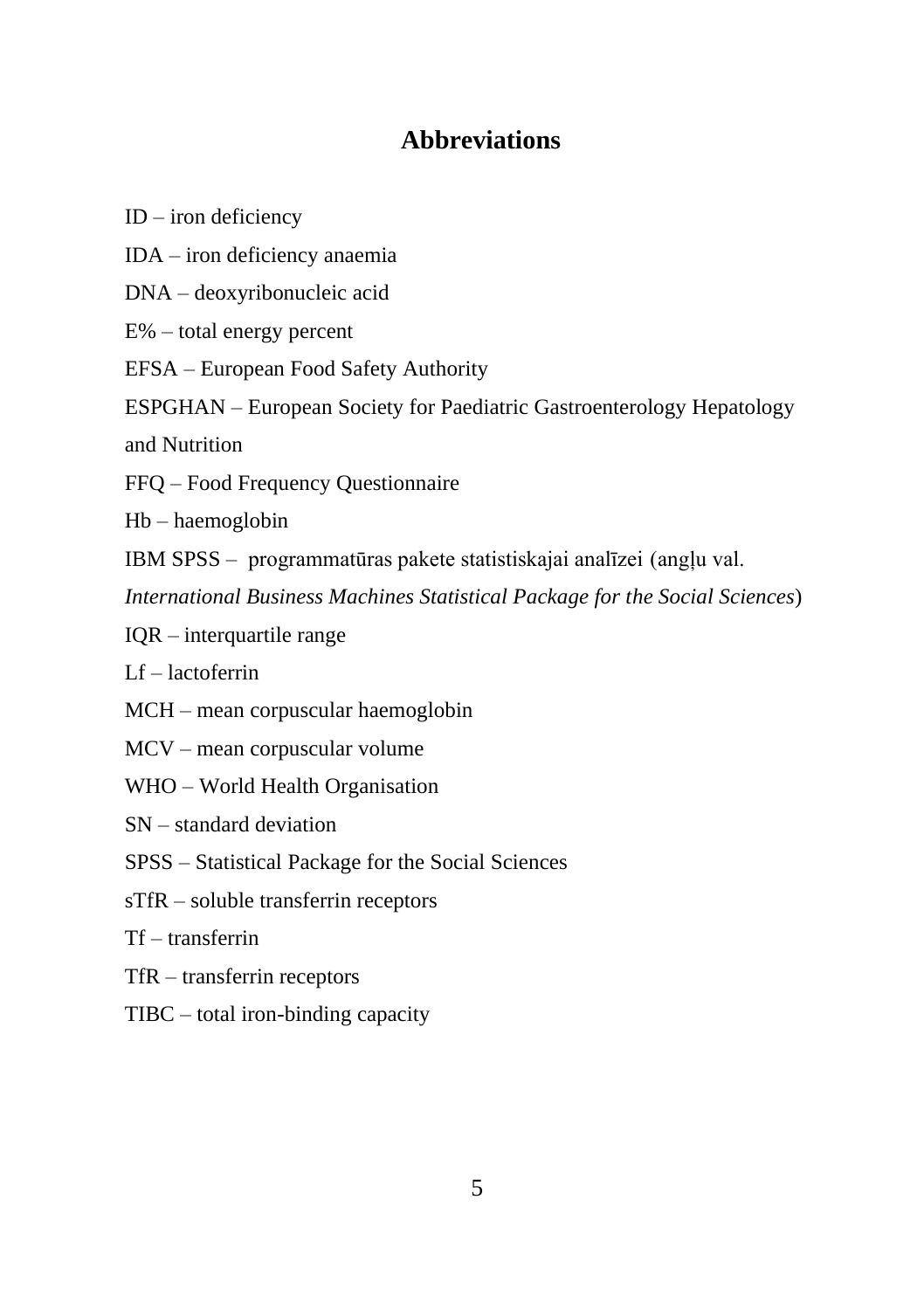# Abbreviations

ID – iron deficiency

IDA – iron deficiency anaemia

DNA – deoxyribonucleic acid

E% – total energy percent

EFSA – European Food Safety Authority

ESPGHAN – European Society for Paediatric Gastroenterology Hepatology and Nutrition

FFQ – Food Frequency Questionnaire

Hb – haemoglobin

IBM SPSS – programmatūras pakete statistiskajai analīzei (angļu val. *International Business Machines Statistical Package for the Social Sciences*)

IQR – interquartile range

Lf – lactoferrin

MCH – mean corpuscular haemoglobin

MCV – mean corpuscular volume

WHO – World Health Organisation

SN – standard deviation

SPSS – Statistical Package for the Social Sciences

sTfR – soluble transferrin receptors

Tf – transferrin

TfR – transferrin receptors

TIBC – total iron-binding capacity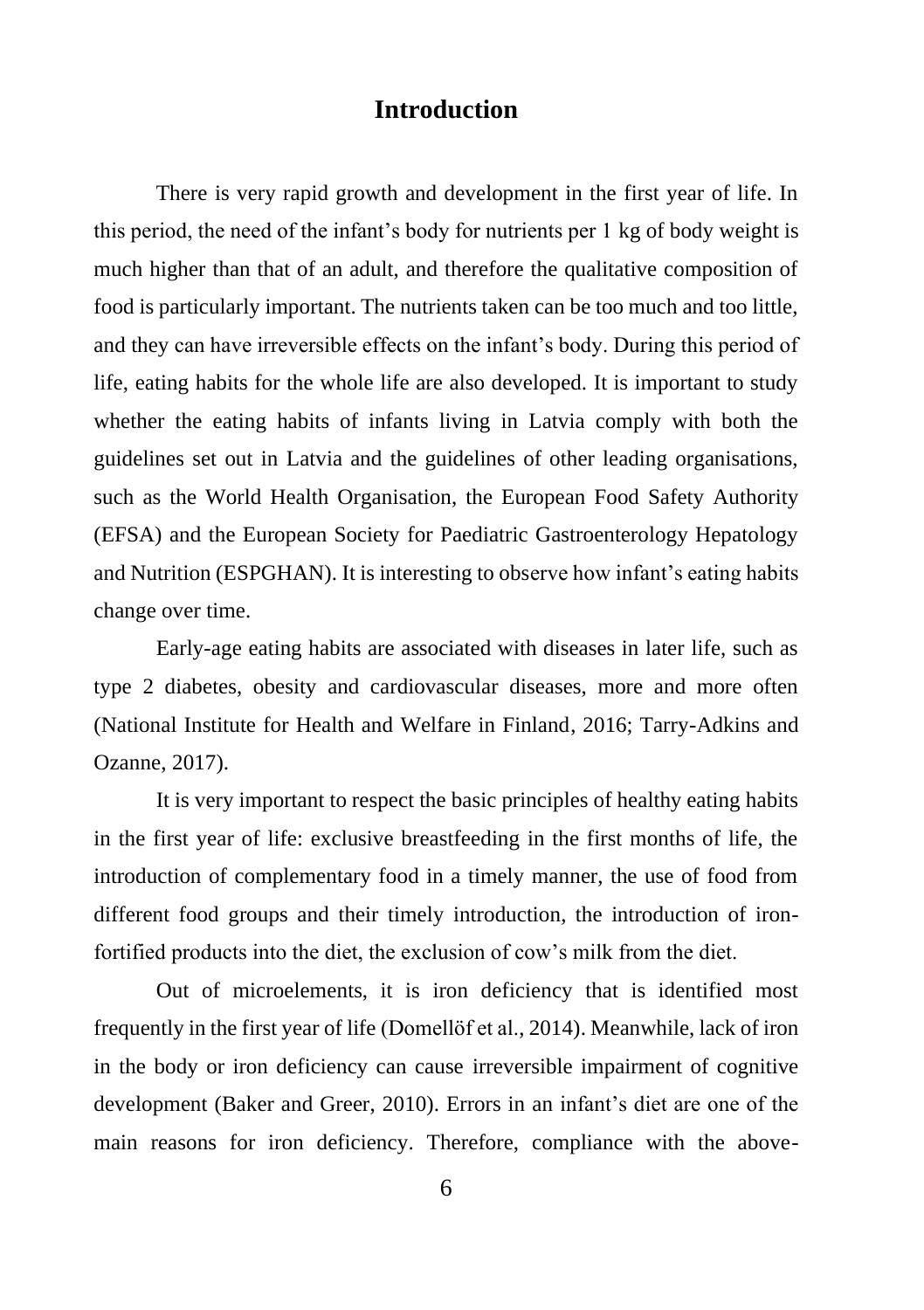# Introduction

There is very rapid growth and development in the first year of life. In this period, the need of the infant's body for nutrients per 1 kg of body weight is much higher than that of an adult, and therefore the qualitative composition of food is particularly important. The nutrients taken can be too much and too little, and they can have irreversible effects on the infant's body. During this period of life, eating habits for the whole life are also developed. It is important to study whether the eating habits of infants living in Latvia comply with both the guidelines set out in Latvia and the guidelines of other leading organisations, such as the World Health Organisation, the European Food Safety Authority (EFSA) and the European Society for Paediatric Gastroenterology Hepatology and Nutrition (ESPGHAN). It is interesting to observe how infant's eating habits change over time.

Early-age eating habits are associated with diseases in later life, such as type 2 diabetes, obesity and cardiovascular diseases, more and more often (National Institute for Health and Welfare in Finland, 2016; Tarry-Adkins and Ozanne, 2017).

It is very important to respect the basic principles of healthy eating habits in the first year of life: exclusive breastfeeding in the first months of life, the introduction of complementary food in a timely manner, the use of food from different food groups and their timely introduction, the introduction of iron-fortified products into the diet, the exclusion of cow's milk from the diet.

Out of microelements, it is iron deficiency that is identified most frequently in the first year of life (Domellöf et al., 2014). Meanwhile, lack of iron in the body or iron deficiency can cause irreversible impairment of cognitive development (Baker and Greer, 2010). Errors in an infant's diet are one of the main reasons for iron deficiency. Therefore, compliance with the above-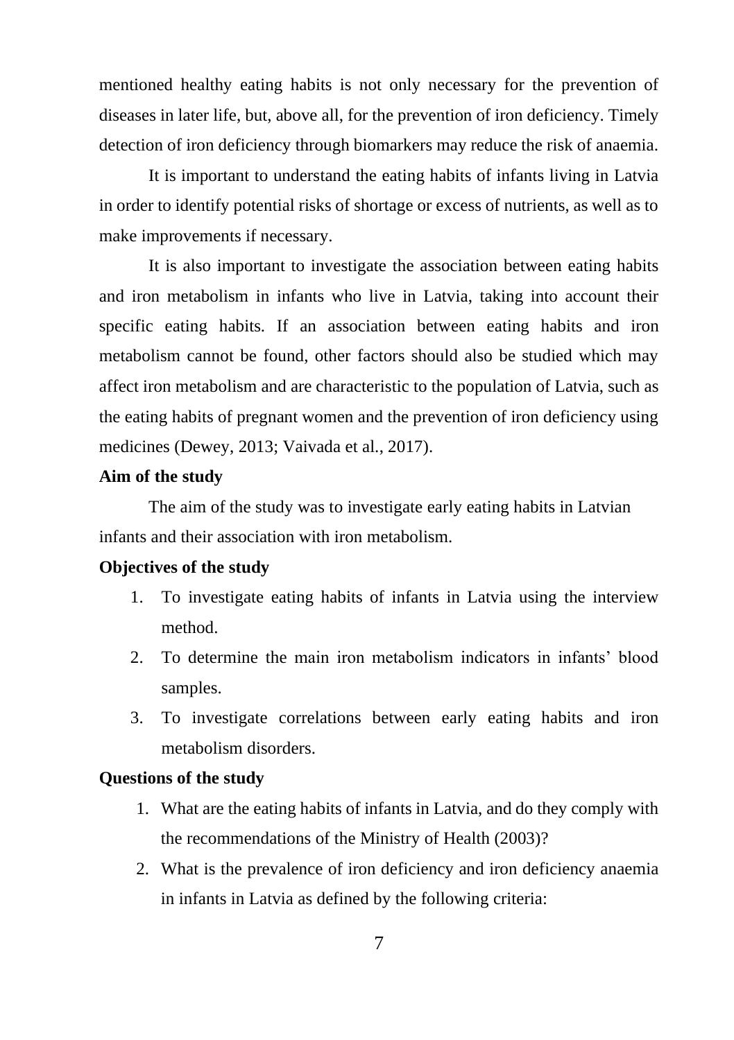mentioned healthy eating habits is not only necessary for the prevention of diseases in later life, but, above all, for the prevention of iron deficiency. Timely detection of iron deficiency through biomarkers may reduce the risk of anaemia.

It is important to understand the eating habits of infants living in Latvia in order to identify potential risks of shortage or excess of nutrients, as well as to make improvements if necessary.

It is also important to investigate the association between eating habits and iron metabolism in infants who live in Latvia, taking into account their specific eating habits. If an association between eating habits and iron metabolism cannot be found, other factors should also be studied which may affect iron metabolism and are characteristic to the population of Latvia, such as the eating habits of pregnant women and the prevention of iron deficiency using medicines (Dewey, 2013; Vaivada et al., 2017).

**Aim of the study**

The aim of the study was to investigate early eating habits in Latvian infants and their association with iron metabolism.

**Objectives of the study**

1. To investigate eating habits of infants in Latvia using the interview method.
2. To determine the main iron metabolism indicators in infants' blood samples.
3. To investigate correlations between early eating habits and iron metabolism disorders.

**Questions of the study**

1. What are the eating habits of infants in Latvia, and do they comply with the recommendations of the Ministry of Health (2003)?
2. What is the prevalence of iron deficiency and iron deficiency anaemia in infants in Latvia as defined by the following criteria: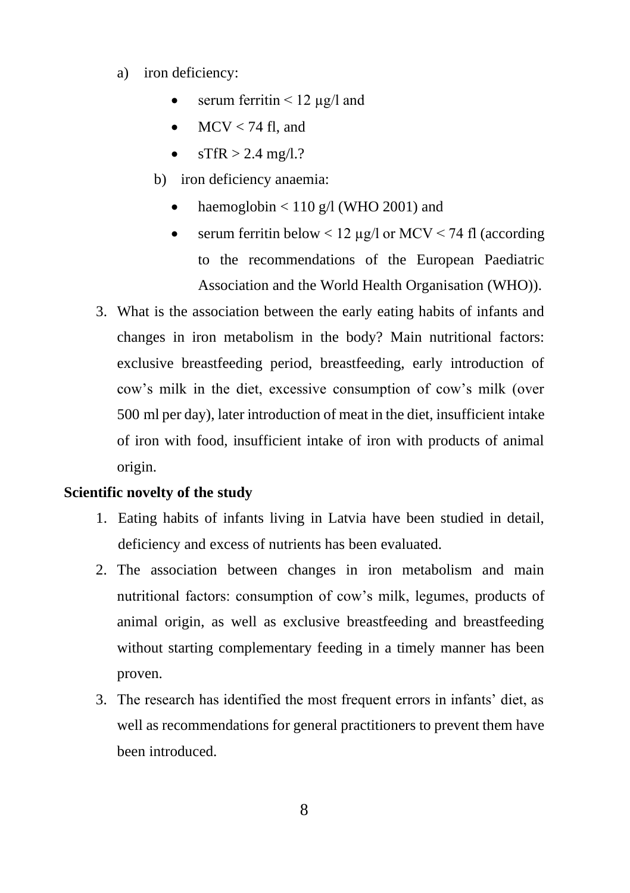a) iron deficiency:

   - serum ferritin < 12 μg/l and
   - MCV < 74 fl, and
   - sTfR > 2.4 mg/l.?

b) iron deficiency anaemia:

   - haemoglobin < 110 g/l (WHO 2001) and
   - serum ferritin below < 12 μg/l or MCV < 74 fl (according to the recommendations of the European Paediatric Association and the World Health Organisation (WHO)).

3. What is the association between the early eating habits of infants and changes in iron metabolism in the body? Main nutritional factors: exclusive breastfeeding period, breastfeeding, early introduction of cow's milk in the diet, excessive consumption of cow's milk (over 500 ml per day), later introduction of meat in the diet, insufficient intake of iron with food, insufficient intake of iron with products of animal origin.

**Scientific novelty of the study**

1. Eating habits of infants living in Latvia have been studied in detail, deficiency and excess of nutrients has been evaluated.
2. The association between changes in iron metabolism and main nutritional factors: consumption of cow's milk, legumes, products of animal origin, as well as exclusive breastfeeding and breastfeeding without starting complementary feeding in a timely manner has been proven.
3. The research has identified the most frequent errors in infants' diet, as well as recommendations for general practitioners to prevent them have been introduced.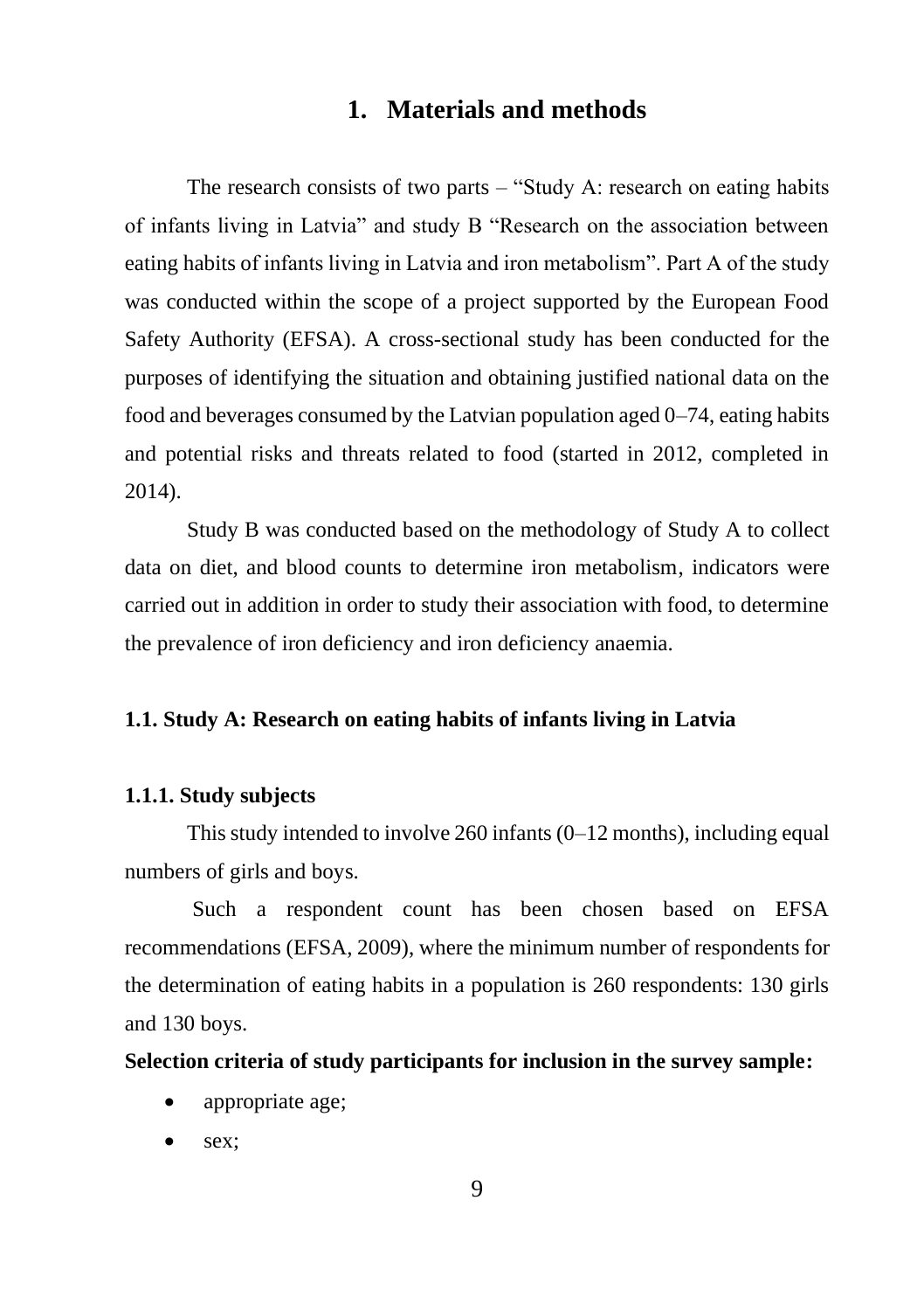# 1. Materials and methods

The research consists of two parts – "Study A: research on eating habits of infants living in Latvia" and study B "Research on the association between eating habits of infants living in Latvia and iron metabolism". Part A of the study was conducted within the scope of a project supported by the European Food Safety Authority (EFSA). A cross-sectional study has been conducted for the purposes of identifying the situation and obtaining justified national data on the food and beverages consumed by the Latvian population aged 0–74, eating habits and potential risks and threats related to food (started in 2012, completed in 2014).

Study B was conducted based on the methodology of Study A to collect data on diet, and blood counts to determine iron metabolism, indicators were carried out in addition in order to study their association with food, to determine the prevalence of iron deficiency and iron deficiency anaemia.

## 1.1. Study A: Research on eating habits of infants living in Latvia

### 1.1.1. Study subjects

This study intended to involve 260 infants (0–12 months), including equal numbers of girls and boys.

Such a respondent count has been chosen based on EFSA recommendations (EFSA, 2009), where the minimum number of respondents for the determination of eating habits in a population is 260 respondents: 130 girls and 130 boys.

**Selection criteria of study participants for inclusion in the survey sample:**

- appropriate age;
- sex;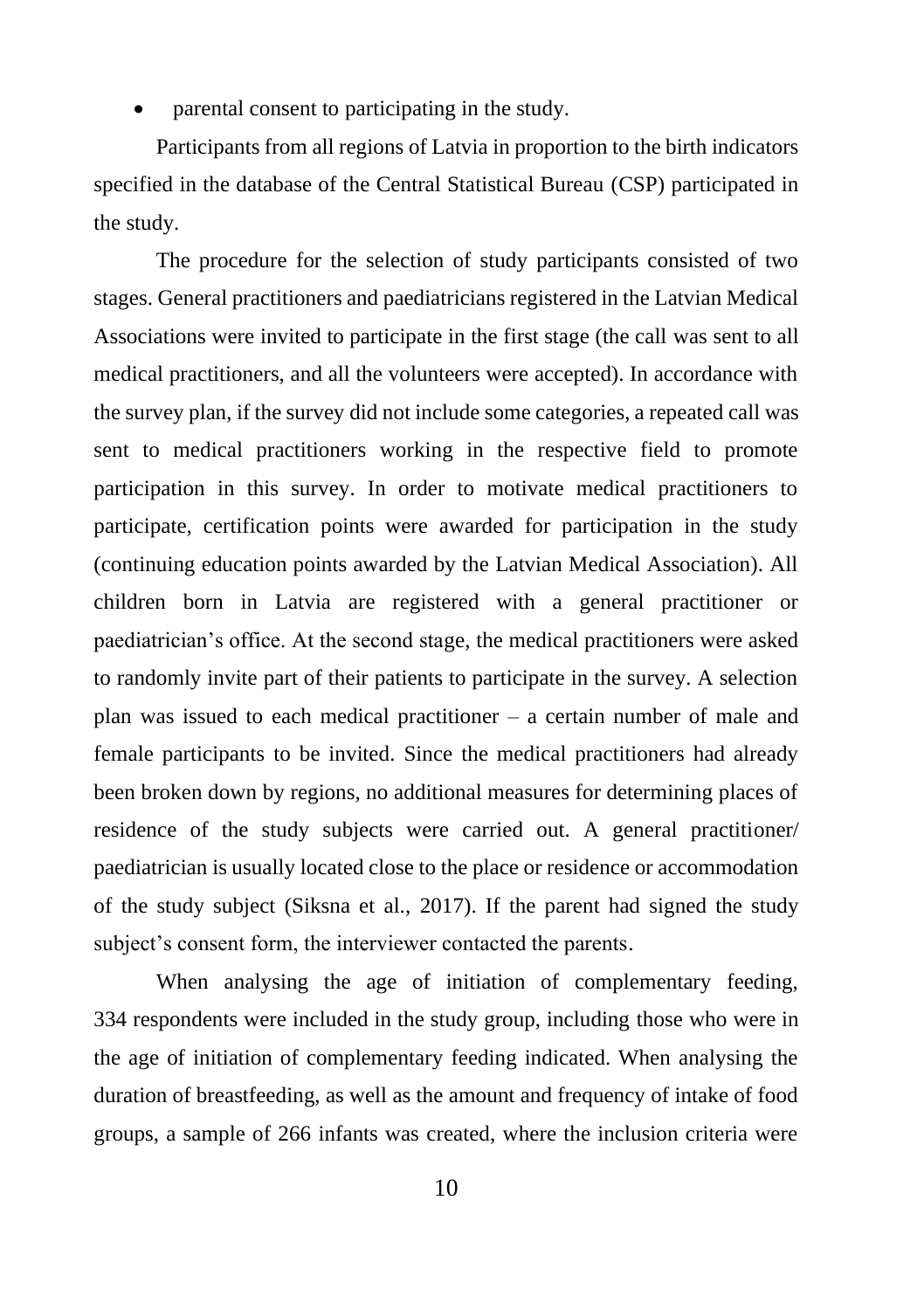- parental consent to participating in the study.

Participants from all regions of Latvia in proportion to the birth indicators specified in the database of the Central Statistical Bureau (CSP) participated in the study.

The procedure for the selection of study participants consisted of two stages. General practitioners and paediatricians registered in the Latvian Medical Associations were invited to participate in the first stage (the call was sent to all medical practitioners, and all the volunteers were accepted). In accordance with the survey plan, if the survey did not include some categories, a repeated call was sent to medical practitioners working in the respective field to promote participation in this survey. In order to motivate medical practitioners to participate, certification points were awarded for participation in the study (continuing education points awarded by the Latvian Medical Association). All children born in Latvia are registered with a general practitioner or paediatrician's office. At the second stage, the medical practitioners were asked to randomly invite part of their patients to participate in the survey. A selection plan was issued to each medical practitioner – a certain number of male and female participants to be invited. Since the medical practitioners had already been broken down by regions, no additional measures for determining places of residence of the study subjects were carried out. A general practitioner/ paediatrician is usually located close to the place or residence or accommodation of the study subject (Siksna et al., 2017). If the parent had signed the study subject's consent form, the interviewer contacted the parents.

When analysing the age of initiation of complementary feeding, 334 respondents were included in the study group, including those who were in the age of initiation of complementary feeding indicated. When analysing the duration of breastfeeding, as well as the amount and frequency of intake of food groups, a sample of 266 infants was created, where the inclusion criteria were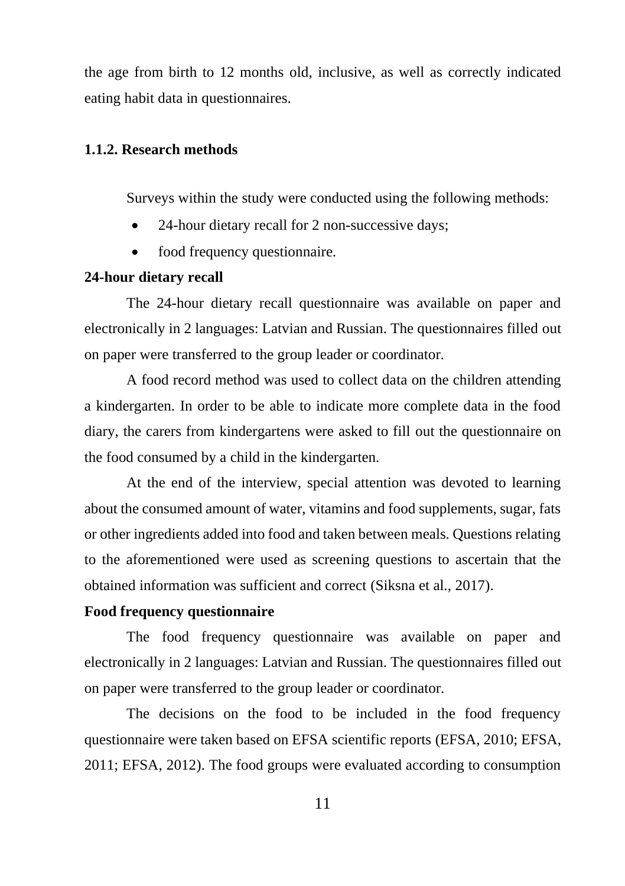the age from birth to 12 months old, inclusive, as well as correctly indicated eating habit data in questionnaires.

### 1.1.2. Research methods

Surveys within the study were conducted using the following methods:

- 24-hour dietary recall for 2 non-successive days;
- food frequency questionnaire.

**24-hour dietary recall**

The 24-hour dietary recall questionnaire was available on paper and electronically in 2 languages: Latvian and Russian. The questionnaires filled out on paper were transferred to the group leader or coordinator.

A food record method was used to collect data on the children attending a kindergarten. In order to be able to indicate more complete data in the food diary, the carers from kindergartens were asked to fill out the questionnaire on the food consumed by a child in the kindergarten.

At the end of the interview, special attention was devoted to learning about the consumed amount of water, vitamins and food supplements, sugar, fats or other ingredients added into food and taken between meals. Questions relating to the aforementioned were used as screening questions to ascertain that the obtained information was sufficient and correct (Siksna et al., 2017).

**Food frequency questionnaire**

The food frequency questionnaire was available on paper and electronically in 2 languages: Latvian and Russian. The questionnaires filled out on paper were transferred to the group leader or coordinator.

The decisions on the food to be included in the food frequency questionnaire were taken based on EFSA scientific reports (EFSA, 2010; EFSA, 2011; EFSA, 2012). The food groups were evaluated according to consumption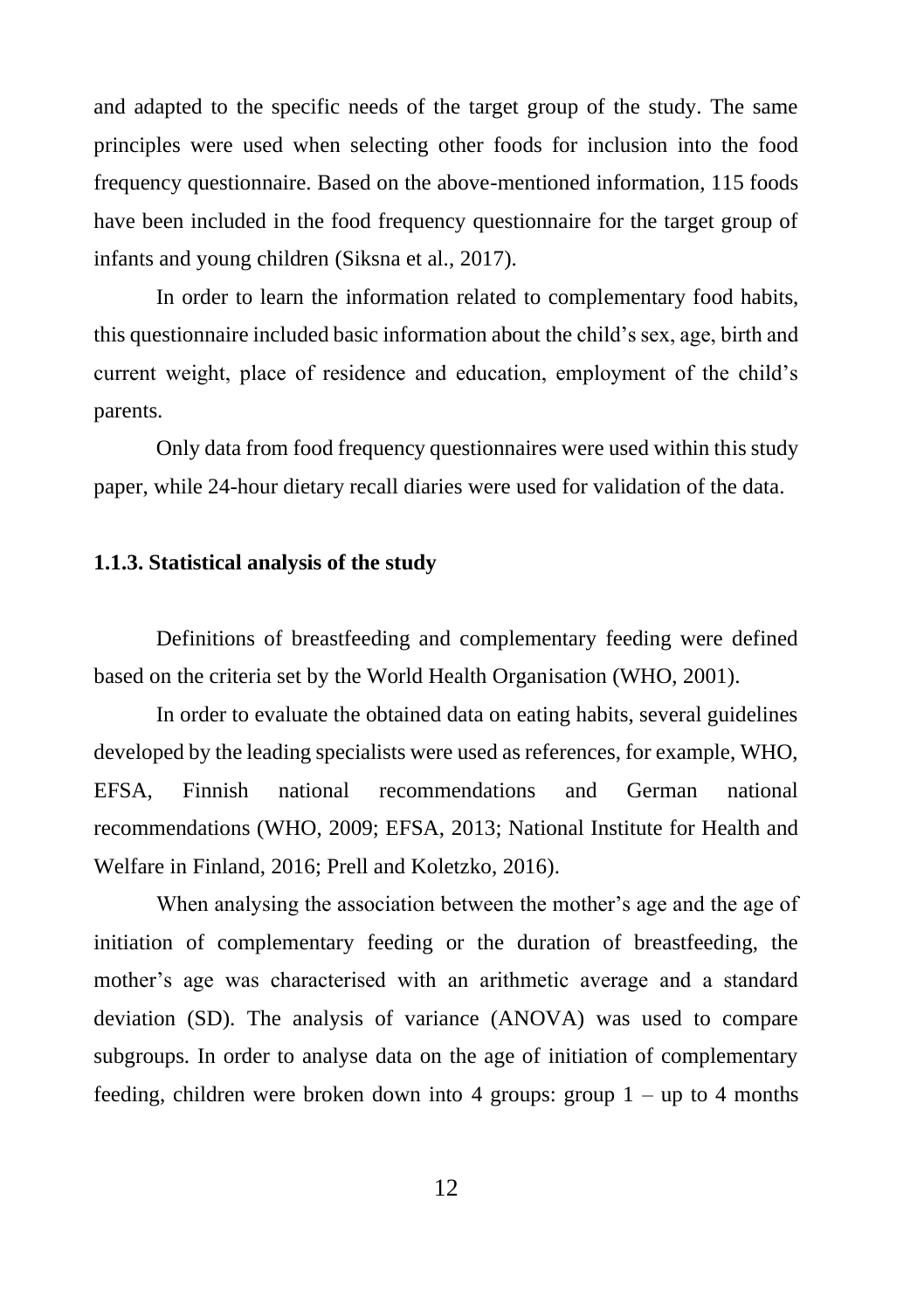and adapted to the specific needs of the target group of the study. The same principles were used when selecting other foods for inclusion into the food frequency questionnaire. Based on the above-mentioned information, 115 foods have been included in the food frequency questionnaire for the target group of infants and young children (Siksna et al., 2017).

In order to learn the information related to complementary food habits, this questionnaire included basic information about the child's sex, age, birth and current weight, place of residence and education, employment of the child's parents.

Only data from food frequency questionnaires were used within this study paper, while 24-hour dietary recall diaries were used for validation of the data.

### 1.1.3. Statistical analysis of the study

Definitions of breastfeeding and complementary feeding were defined based on the criteria set by the World Health Organisation (WHO, 2001).

In order to evaluate the obtained data on eating habits, several guidelines developed by the leading specialists were used as references, for example, WHO, EFSA, Finnish national recommendations and German national recommendations (WHO, 2009; EFSA, 2013; National Institute for Health and Welfare in Finland, 2016; Prell and Koletzko, 2016).

When analysing the association between the mother's age and the age of initiation of complementary feeding or the duration of breastfeeding, the mother's age was characterised with an arithmetic average and a standard deviation (SD). The analysis of variance (ANOVA) was used to compare subgroups. In order to analyse data on the age of initiation of complementary feeding, children were broken down into 4 groups: group 1 – up to 4 months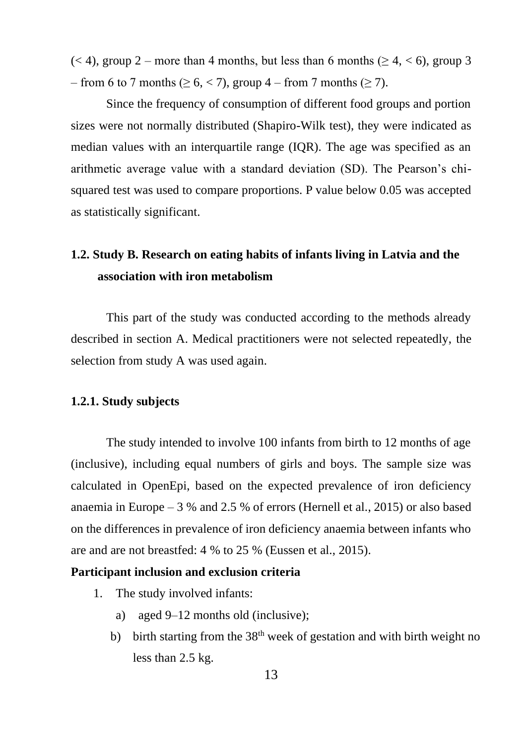(< 4), group 2 – more than 4 months, but less than 6 months (≥ 4, < 6), group 3 – from 6 to 7 months (≥ 6, < 7), group 4 – from 7 months (≥ 7).

Since the frequency of consumption of different food groups and portion sizes were not normally distributed (Shapiro-Wilk test), they were indicated as median values with an interquartile range (IQR). The age was specified as an arithmetic average value with a standard deviation (SD). The Pearson's chi-squared test was used to compare proportions. P value below 0.05 was accepted as statistically significant.

## 1.2. Study B. Research on eating habits of infants living in Latvia and the association with iron metabolism

This part of the study was conducted according to the methods already described in section A. Medical practitioners were not selected repeatedly, the selection from study A was used again.

### 1.2.1. Study subjects

The study intended to involve 100 infants from birth to 12 months of age (inclusive), including equal numbers of girls and boys. The sample size was calculated in OpenEpi, based on the expected prevalence of iron deficiency anaemia in Europe – 3 % and 2.5 % of errors (Hernell et al., 2015) or also based on the differences in prevalence of iron deficiency anaemia between infants who are and are not breastfed: 4 % to 25 % (Eussen et al., 2015).

**Participant inclusion and exclusion criteria**

1. The study involved infants:
   a) aged 9–12 months old (inclusive);
   b) birth starting from the 38th week of gestation and with birth weight no less than 2.5 kg.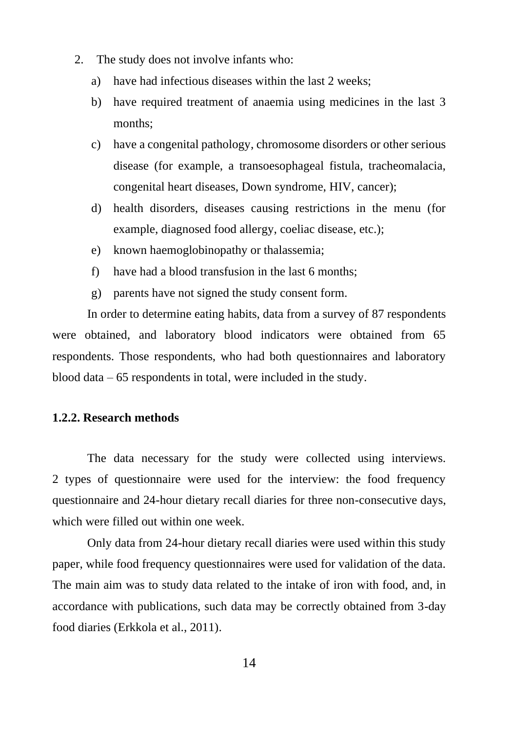2. The study does not involve infants who:
   a) have had infectious diseases within the last 2 weeks;
   b) have required treatment of anaemia using medicines in the last 3 months;
   c) have a congenital pathology, chromosome disorders or other serious disease (for example, a transoesophageal fistula, tracheomalacia, congenital heart diseases, Down syndrome, HIV, cancer);
   d) health disorders, diseases causing restrictions in the menu (for example, diagnosed food allergy, coeliac disease, etc.);
   e) known haemoglobinopathy or thalassemia;
   f) have had a blood transfusion in the last 6 months;
   g) parents have not signed the study consent form.

In order to determine eating habits, data from a survey of 87 respondents were obtained, and laboratory blood indicators were obtained from 65 respondents. Those respondents, who had both questionnaires and laboratory blood data – 65 respondents in total, were included in the study.

### 1.2.2. Research methods

The data necessary for the study were collected using interviews. 2 types of questionnaire were used for the interview: the food frequency questionnaire and 24-hour dietary recall diaries for three non-consecutive days, which were filled out within one week.

Only data from 24-hour dietary recall diaries were used within this study paper, while food frequency questionnaires were used for validation of the data. The main aim was to study data related to the intake of iron with food, and, in accordance with publications, such data may be correctly obtained from 3-day food diaries (Erkkola et al., 2011).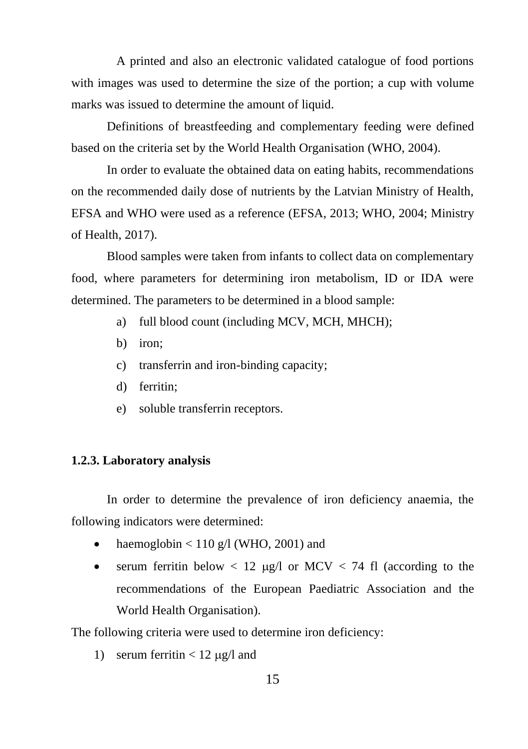A printed and also an electronic validated catalogue of food portions with images was used to determine the size of the portion; a cup with volume marks was issued to determine the amount of liquid.

Definitions of breastfeeding and complementary feeding were defined based on the criteria set by the World Health Organisation (WHO, 2004).

In order to evaluate the obtained data on eating habits, recommendations on the recommended daily dose of nutrients by the Latvian Ministry of Health, EFSA and WHO were used as a reference (EFSA, 2013; WHO, 2004; Ministry of Health, 2017).

Blood samples were taken from infants to collect data on complementary food, where parameters for determining iron metabolism, ID or IDA were determined. The parameters to be determined in a blood sample:

a) full blood count (including MCV, MCH, MHCH);
b) iron;
c) transferrin and iron-binding capacity;
d) ferritin;
e) soluble transferrin receptors.

### 1.2.3. Laboratory analysis

In order to determine the prevalence of iron deficiency anaemia, the following indicators were determined:

- haemoglobin < 110 g/l (WHO, 2001) and
- serum ferritin below < 12 μg/l or MCV < 74 fl (according to the recommendations of the European Paediatric Association and the World Health Organisation).

The following criteria were used to determine iron deficiency:

1) serum ferritin < 12 μg/l and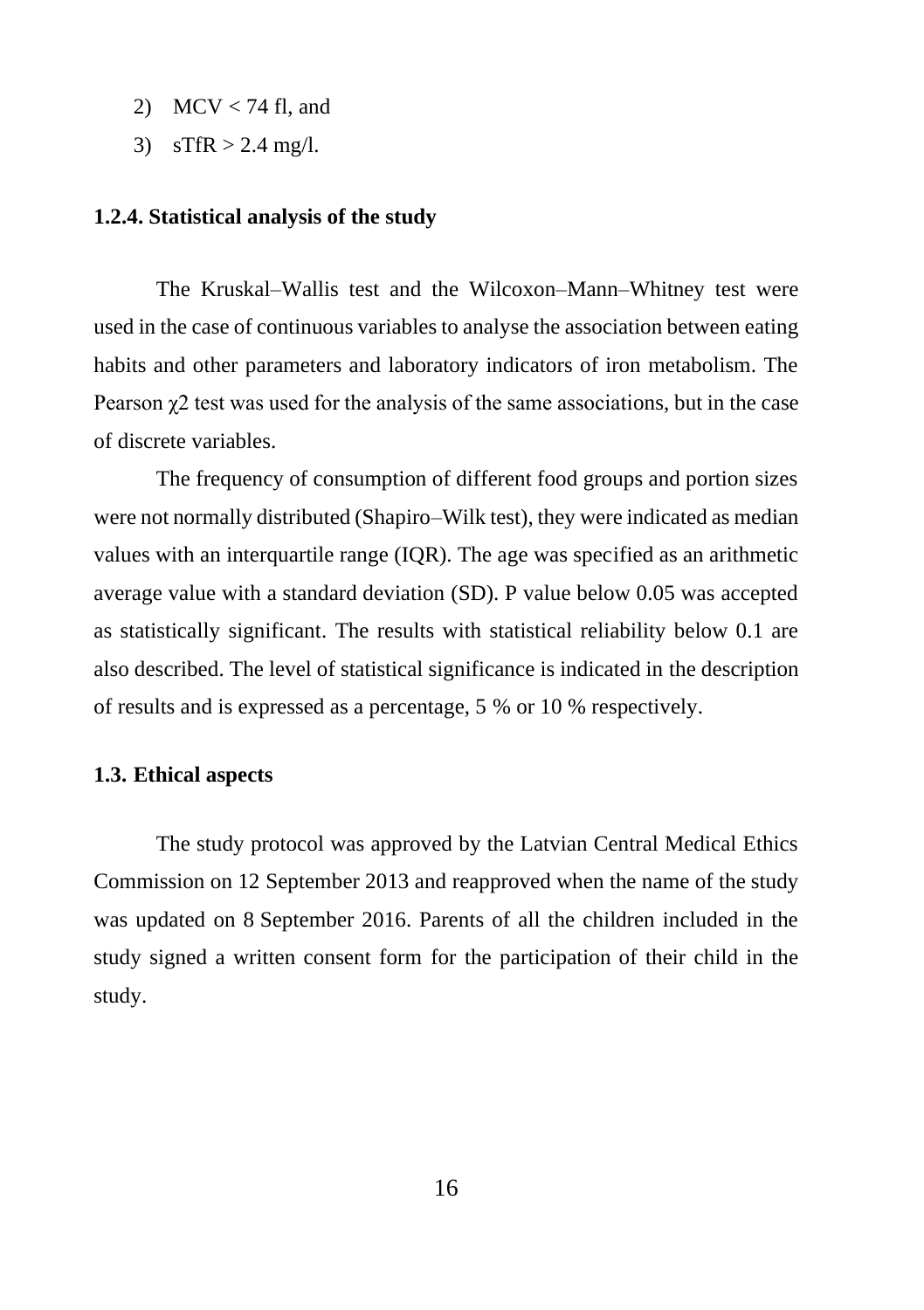2) MCV < 74 fl, and
3) sTfR > 2.4 mg/l.

### 1.2.4. Statistical analysis of the study

The Kruskal–Wallis test and the Wilcoxon–Mann–Whitney test were used in the case of continuous variables to analyse the association between eating habits and other parameters and laboratory indicators of iron metabolism. The Pearson $\chi 2$ test was used for the analysis of the same associations, but in the case of discrete variables.

The frequency of consumption of different food groups and portion sizes were not normally distributed (Shapiro–Wilk test), they were indicated as median values with an interquartile range (IQR). The age was specified as an arithmetic average value with a standard deviation (SD). P value below 0.05 was accepted as statistically significant. The results with statistical reliability below 0.1 are also described. The level of statistical significance is indicated in the description of results and is expressed as a percentage, 5 % or 10 % respectively.

## 1.3. Ethical aspects

The study protocol was approved by the Latvian Central Medical Ethics Commission on 12 September 2013 and reapproved when the name of the study was updated on 8 September 2016. Parents of all the children included in the study signed a written consent form for the participation of their child in the study.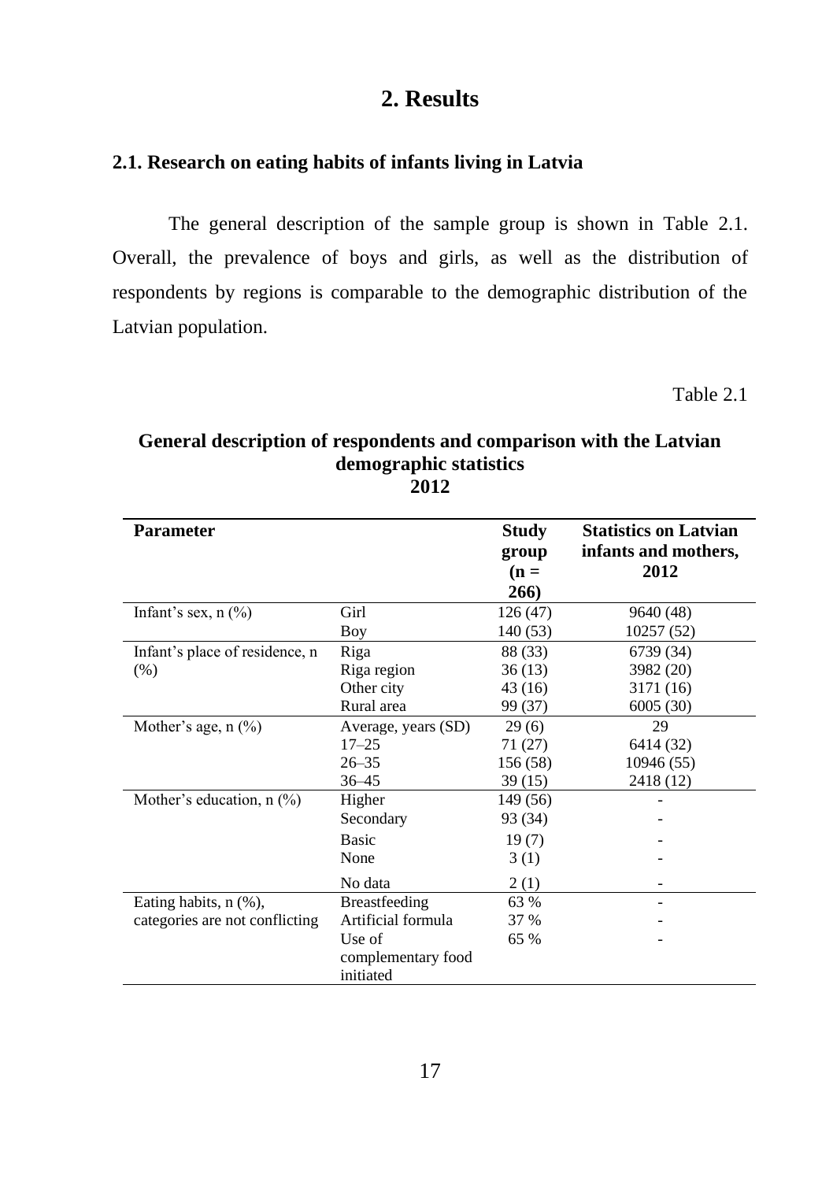# 2. Results

## 2.1. Research on eating habits of infants living in Latvia

The general description of the sample group is shown in Table 2.1. Overall, the prevalence of boys and girls, as well as the distribution of respondents by regions is comparable to the demographic distribution of the Latvian population.

Table 2.1

**General description of respondents and comparison with the Latvian demographic statistics 2012**

| Parameter | | Study group (n = 266) | Statistics on Latvian infants and mothers, 2012 |
|---|---|---|---|
| Infant's sex, n (%) | Girl | 126 (47) | 9640 (48) |
| | Boy | 140 (53) | 10257 (52) |
| Infant's place of residence, n (%) | Riga | 88 (33) | 6739 (34) |
| | Riga region | 36 (13) | 3982 (20) |
| | Other city | 43 (16) | 3171 (16) |
| | Rural area | 99 (37) | 6005 (30) |
| Mother's age, n (%) | Average, years (SD) | 29 (6) | 29 |
| | 17–25 | 71 (27) | 6414 (32) |
| | 26–35 | 156 (58) | 10946 (55) |
| | 36–45 | 39 (15) | 2418 (12) |
| Mother's education, n (%) | Higher | 149 (56) | - |
| | Secondary | 93 (34) | - |
| | Basic | 19 (7) | - |
| | None | 3 (1) | - |
| | No data | 2 (1) | - |
| Eating habits, n (%), categories are not conflicting | Breastfeeding | 63 % | - |
| | Artificial formula | 37 % | - |
| | Use of complementary food initiated | 65 % | - |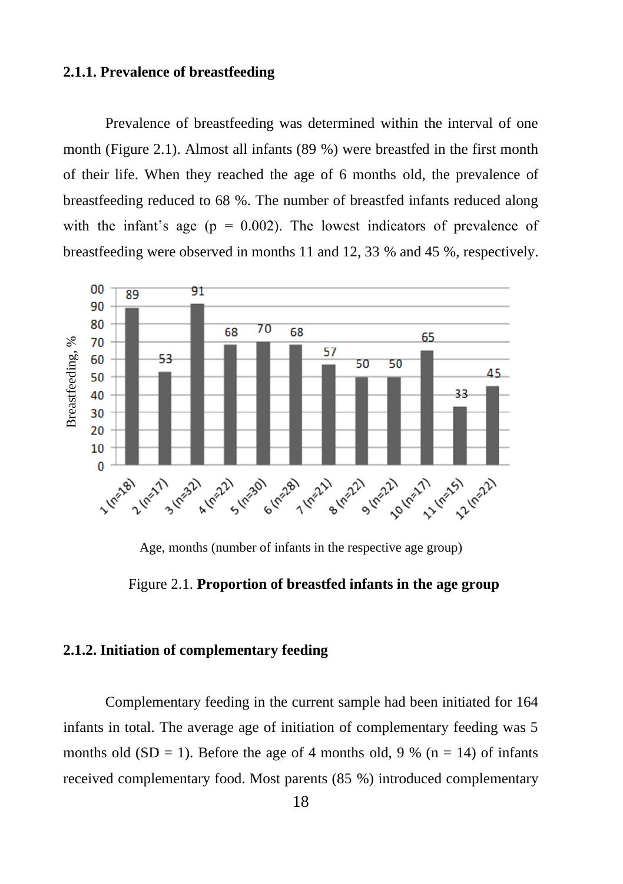### 2.1.1. Prevalence of breastfeeding

Prevalence of breastfeeding was determined within the interval of one month (Figure 2.1). Almost all infants (89 %) were breastfed in the first month of their life. When they reached the age of 6 months old, the prevalence of breastfeeding reduced to 68 %. The number of breastfed infants reduced along with the infant's age (p = 0.002). The lowest indicators of prevalence of breastfeeding were observed in months 11 and 12, 33 % and 45 %, respectively.

Breastfeeding, %

100
90
80
70
60
50
40
30
20
10
0

89
53
91
68
70
68
57
50
50
65
33
45

1 (n=18)
2 (n=17)
3 (n=32)
4 (n=22)
5 (n=30)
6 (n=28)
7 (n=21)
8 (n=22)
9 (n=22)
10 (n=17)
11 (n=15)
12 (n=22)

Age, months (number of infants in the respective age group)

Figure 2.1. **Proportion of breastfed infants in the age group**

### 2.1.2. Initiation of complementary feeding

Complementary feeding in the current sample had been initiated for 164 infants in total. The average age of initiation of complementary feeding was 5 months old (SD = 1). Before the age of 4 months old, 9 % (n = 14) of infants received complementary food. Most parents (85 %) introduced complementary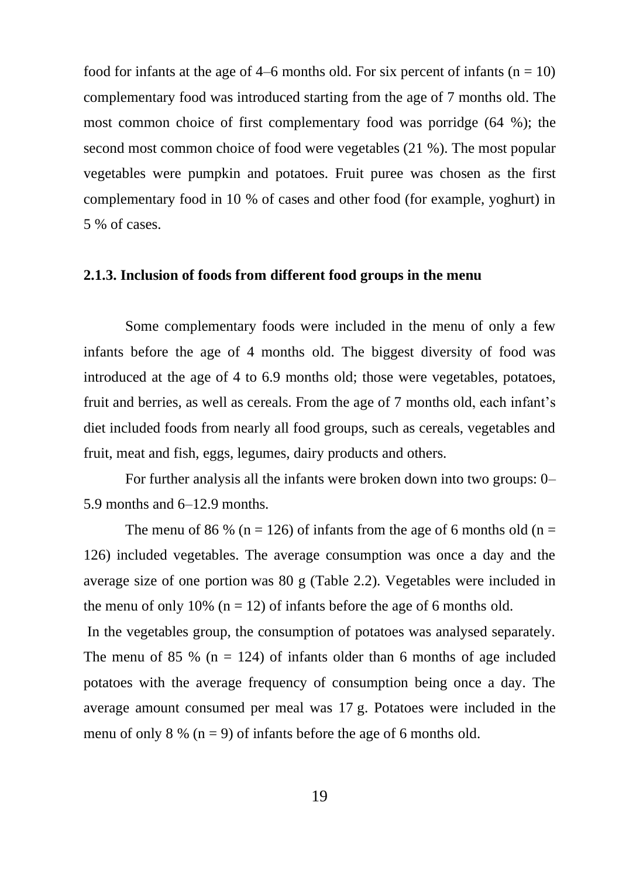food for infants at the age of 4–6 months old. For six percent of infants (n = 10) complementary food was introduced starting from the age of 7 months old. The most common choice of first complementary food was porridge (64 %); the second most common choice of food were vegetables (21 %). The most popular vegetables were pumpkin and potatoes. Fruit puree was chosen as the first complementary food in 10 % of cases and other food (for example, yoghurt) in 5 % of cases.

### 2.1.3. Inclusion of foods from different food groups in the menu

Some complementary foods were included in the menu of only a few infants before the age of 4 months old. The biggest diversity of food was introduced at the age of 4 to 6.9 months old; those were vegetables, potatoes, fruit and berries, as well as cereals. From the age of 7 months old, each infant's diet included foods from nearly all food groups, such as cereals, vegetables and fruit, meat and fish, eggs, legumes, dairy products and others.

For further analysis all the infants were broken down into two groups: 0–5.9 months and 6–12.9 months.

The menu of 86 % (n = 126) of infants from the age of 6 months old (n = 126) included vegetables. The average consumption was once a day and the average size of one portion was 80 g (Table 2.2). Vegetables were included in the menu of only 10% (n = 12) of infants before the age of 6 months old.

In the vegetables group, the consumption of potatoes was analysed separately. The menu of 85 % (n = 124) of infants older than 6 months of age included potatoes with the average frequency of consumption being once a day. The average amount consumed per meal was 17 g. Potatoes were included in the menu of only 8 % (n = 9) of infants before the age of 6 months old.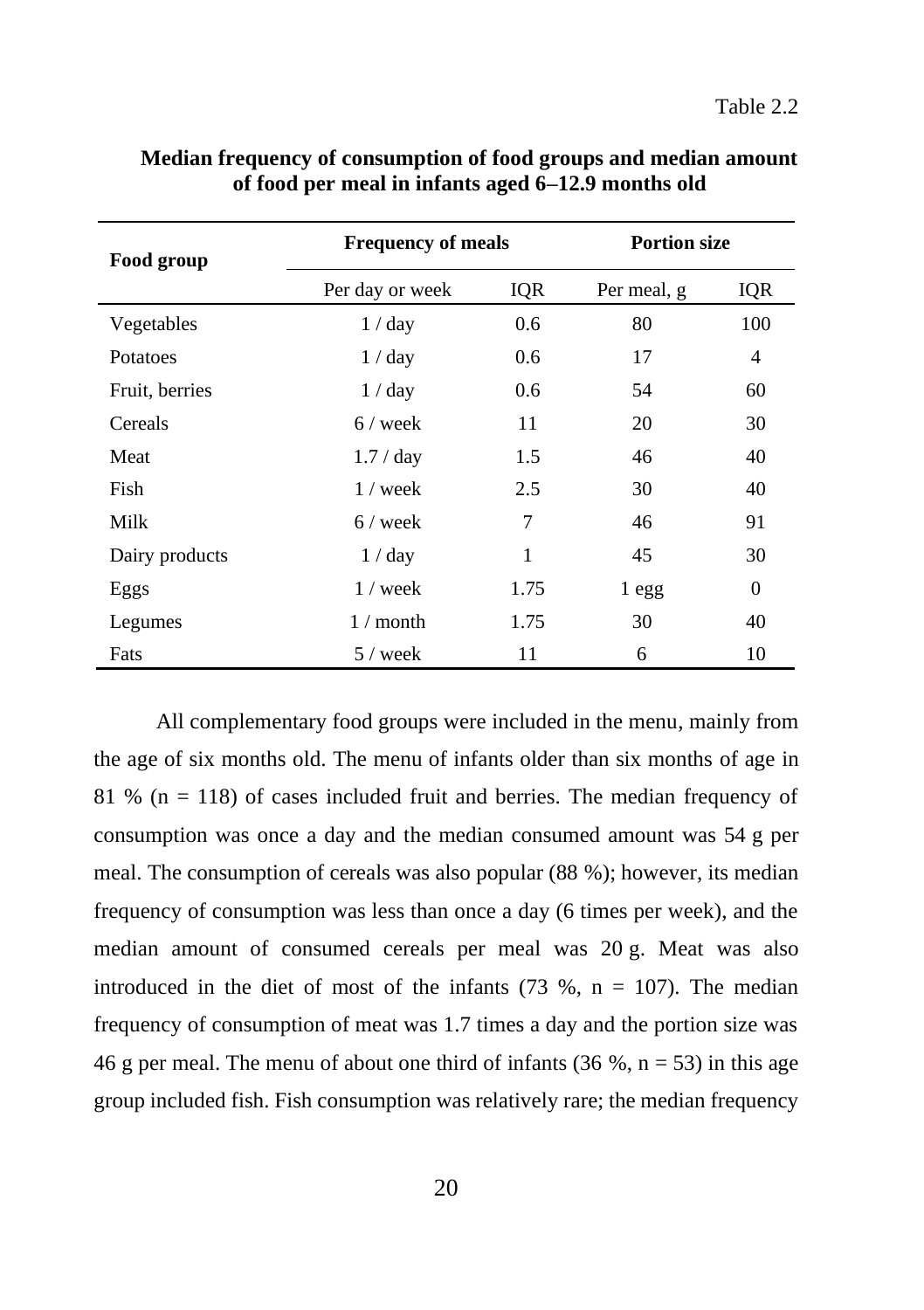Table 2.2

**Median frequency of consumption of food groups and median amount of food per meal in infants aged 6–12.9 months old**

| Food group | Frequency of meals | | Portion size | |
|---|---|---|---|---|
| | Per day or week | IQR | Per meal, g | IQR |
| Vegetables | 1 / day | 0.6 | 80 | 100 |
| Potatoes | 1 / day | 0.6 | 17 | 4 |
| Fruit, berries | 1 / day | 0.6 | 54 | 60 |
| Cereals | 6 / week | 11 | 20 | 30 |
| Meat | 1.7 / day | 1.5 | 46 | 40 |
| Fish | 1 / week | 2.5 | 30 | 40 |
| Milk | 6 / week | 7 | 46 | 91 |
| Dairy products | 1 / day | 1 | 45 | 30 |
| Eggs | 1 / week | 1.75 | 1 egg | 0 |
| Legumes | 1 / month | 1.75 | 30 | 40 |
| Fats | 5 / week | 11 | 6 | 10 |

All complementary food groups were included in the menu, mainly from the age of six months old. The menu of infants older than six months of age in 81 % (n = 118) of cases included fruit and berries. The median frequency of consumption was once a day and the median consumed amount was 54 g per meal. The consumption of cereals was also popular (88 %); however, its median frequency of consumption was less than once a day (6 times per week), and the median amount of consumed cereals per meal was 20 g. Meat was also introduced in the diet of most of the infants (73 %, n = 107). The median frequency of consumption of meat was 1.7 times a day and the portion size was 46 g per meal. The menu of about one third of infants (36 %, n = 53) in this age group included fish. Fish consumption was relatively rare; the median frequency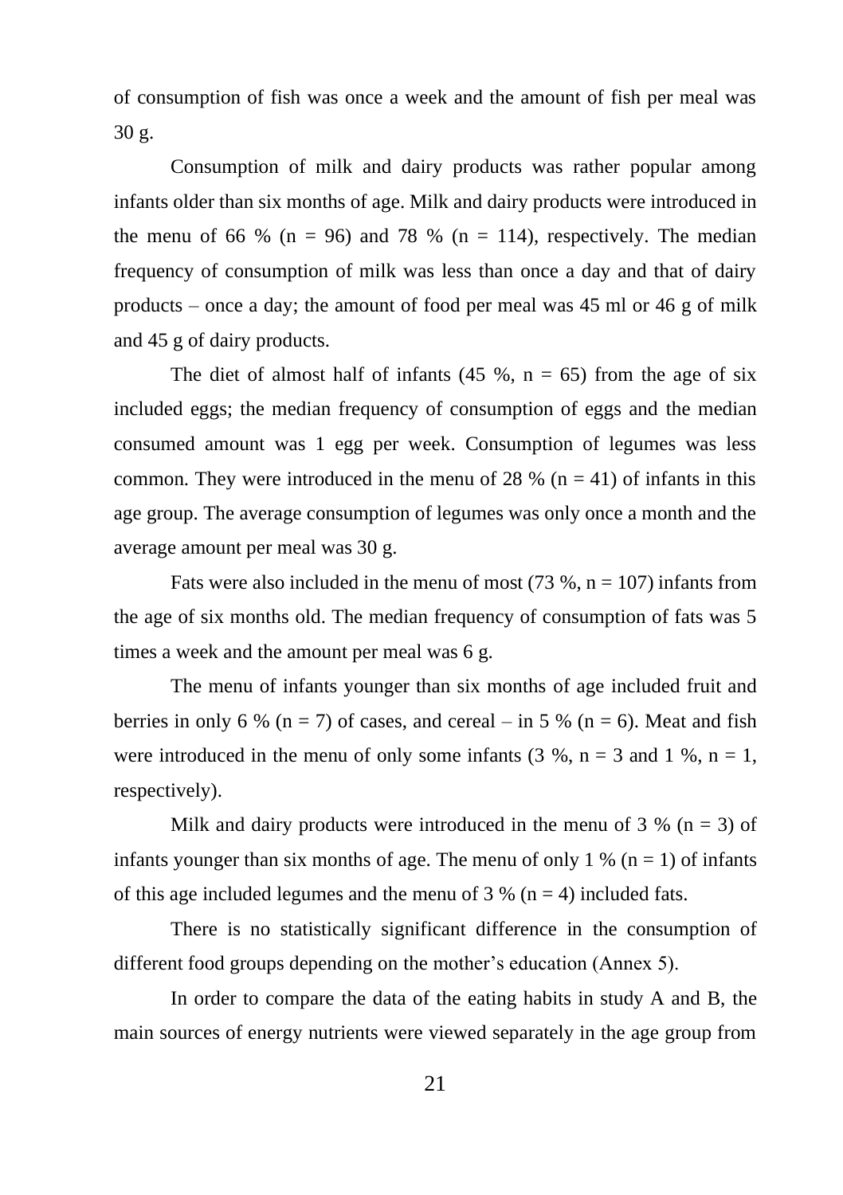of consumption of fish was once a week and the amount of fish per meal was 30 g.

Consumption of milk and dairy products was rather popular among infants older than six months of age. Milk and dairy products were introduced in the menu of 66 % (n = 96) and 78 % (n = 114), respectively. The median frequency of consumption of milk was less than once a day and that of dairy products – once a day; the amount of food per meal was 45 ml or 46 g of milk and 45 g of dairy products.

The diet of almost half of infants (45 %, n = 65) from the age of six included eggs; the median frequency of consumption of eggs and the median consumed amount was 1 egg per week. Consumption of legumes was less common. They were introduced in the menu of 28 % (n = 41) of infants in this age group. The average consumption of legumes was only once a month and the average amount per meal was 30 g.

Fats were also included in the menu of most (73 %, n = 107) infants from the age of six months old. The median frequency of consumption of fats was 5 times a week and the amount per meal was 6 g.

The menu of infants younger than six months of age included fruit and berries in only 6 % (n = 7) of cases, and cereal – in 5 % (n = 6). Meat and fish were introduced in the menu of only some infants (3 %, n = 3 and 1 %, n = 1, respectively).

Milk and dairy products were introduced in the menu of 3 % (n = 3) of infants younger than six months of age. The menu of only 1 % (n = 1) of infants of this age included legumes and the menu of 3 % (n = 4) included fats.

There is no statistically significant difference in the consumption of different food groups depending on the mother's education (Annex 5).

In order to compare the data of the eating habits in study A and B, the main sources of energy nutrients were viewed separately in the age group from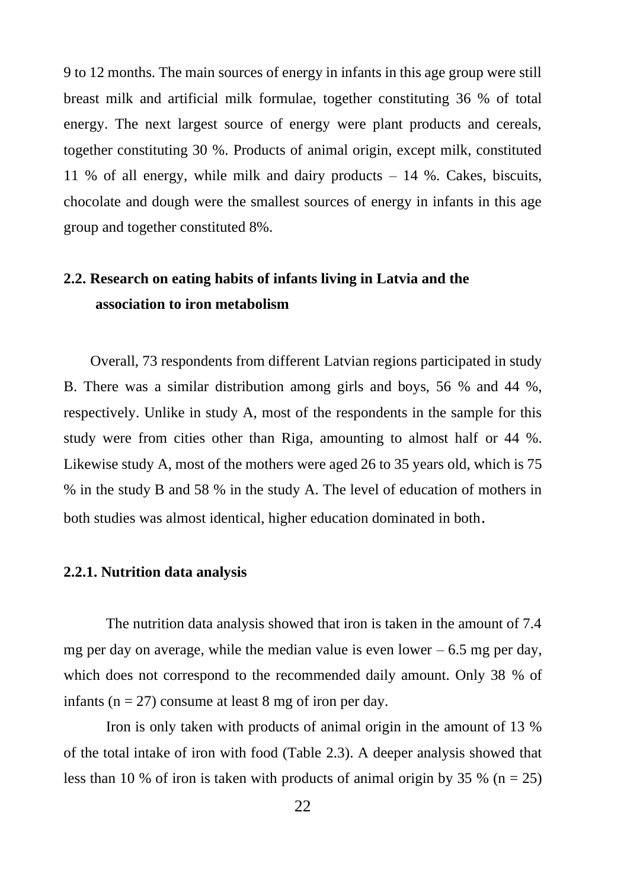9 to 12 months. The main sources of energy in infants in this age group were still breast milk and artificial milk formulae, together constituting 36 % of total energy. The next largest source of energy were plant products and cereals, together constituting 30 %. Products of animal origin, except milk, constituted 11 % of all energy, while milk and dairy products – 14 %. Cakes, biscuits, chocolate and dough were the smallest sources of energy in infants in this age group and together constituted 8%.

## 2.2. Research on eating habits of infants living in Latvia and the association to iron metabolism

Overall, 73 respondents from different Latvian regions participated in study B. There was a similar distribution among girls and boys, 56 % and 44 %, respectively. Unlike in study A, most of the respondents in the sample for this study were from cities other than Riga, amounting to almost half or 44 %. Likewise study A, most of the mothers were aged 26 to 35 years old, which is 75 % in the study B and 58 % in the study A. The level of education of mothers in both studies was almost identical, higher education dominated in both.

### 2.2.1. Nutrition data analysis

The nutrition data analysis showed that iron is taken in the amount of 7.4 mg per day on average, while the median value is even lower – 6.5 mg per day, which does not correspond to the recommended daily amount. Only 38 % of infants ($n = 27$) consume at least 8 mg of iron per day.

Iron is only taken with products of animal origin in the amount of 13 % of the total intake of iron with food (Table 2.3). A deeper analysis showed that less than 10 % of iron is taken with products of animal origin by 35 % ($n = 25$)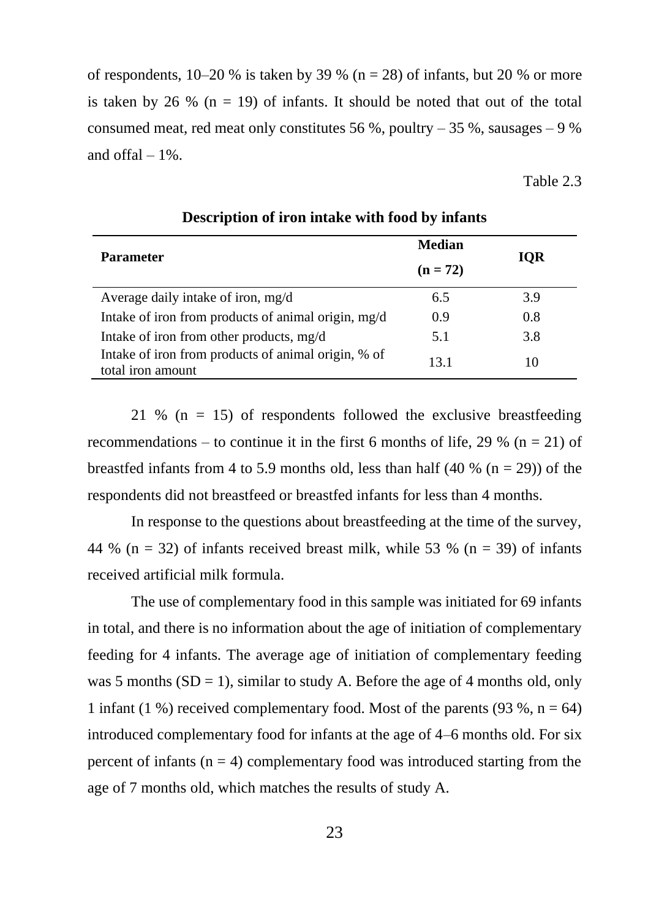of respondents, 10–20 % is taken by 39 % (n = 28) of infants, but 20 % or more is taken by 26 % (n = 19) of infants. It should be noted that out of the total consumed meat, red meat only constitutes 56 %, poultry – 35 %, sausages – 9 % and offal – 1%.

Table 2.3

**Description of iron intake with food by infants**

| Parameter | Median (n = 72) | IQR |
|---|---|---|
| Average daily intake of iron, mg/d | 6.5 | 3.9 |
| Intake of iron from products of animal origin, mg/d | 0.9 | 0.8 |
| Intake of iron from other products, mg/d | 5.1 | 3.8 |
| Intake of iron from products of animal origin, % of total iron amount | 13.1 | 10 |

21 % (n = 15) of respondents followed the exclusive breastfeeding recommendations – to continue it in the first 6 months of life, 29 % (n = 21) of breastfed infants from 4 to 5.9 months old, less than half (40 % (n = 29)) of the respondents did not breastfeed or breastfed infants for less than 4 months.

In response to the questions about breastfeeding at the time of the survey, 44 % (n = 32) of infants received breast milk, while 53 % (n = 39) of infants received artificial milk formula.

The use of complementary food in this sample was initiated for 69 infants in total, and there is no information about the age of initiation of complementary feeding for 4 infants. The average age of initiation of complementary feeding was 5 months (SD = 1), similar to study A. Before the age of 4 months old, only 1 infant (1 %) received complementary food. Most of the parents (93 %, n = 64) introduced complementary food for infants at the age of 4–6 months old. For six percent of infants (n = 4) complementary food was introduced starting from the age of 7 months old, which matches the results of study A.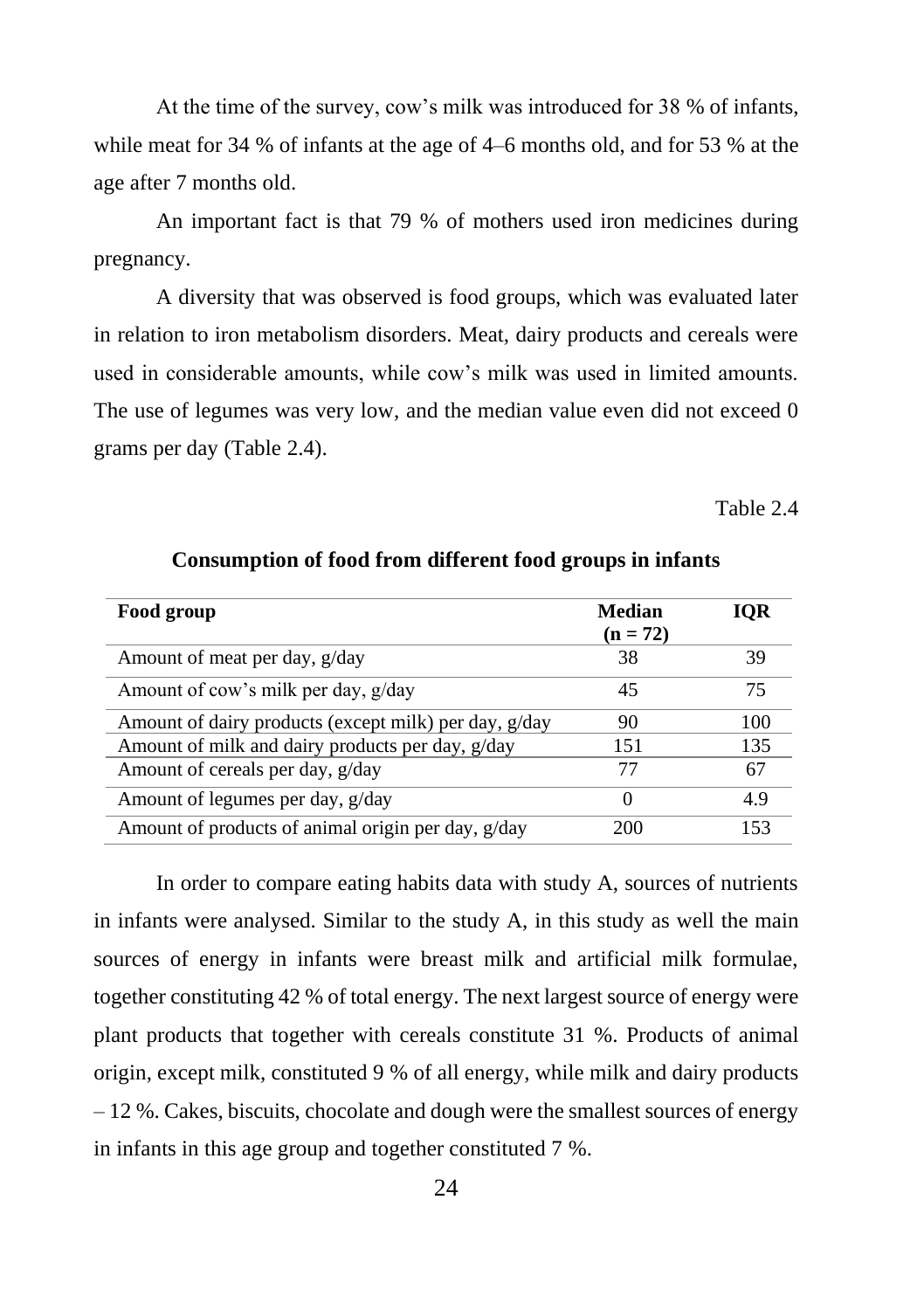At the time of the survey, cow's milk was introduced for 38 % of infants, while meat for 34 % of infants at the age of 4–6 months old, and for 53 % at the age after 7 months old.

An important fact is that 79 % of mothers used iron medicines during pregnancy.

A diversity that was observed is food groups, which was evaluated later in relation to iron metabolism disorders. Meat, dairy products and cereals were used in considerable amounts, while cow's milk was used in limited amounts. The use of legumes was very low, and the median value even did not exceed 0 grams per day (Table 2.4).

Table 2.4

**Consumption of food from different food groups in infants**

| **Food group** | **Median (n = 72)** | **IQR** |
|---|---|---|
| Amount of meat per day, g/day | 38 | 39 |
| Amount of cow's milk per day, g/day | 45 | 75 |
| Amount of dairy products (except milk) per day, g/day | 90 | 100 |
| Amount of milk and dairy products per day, g/day | 151 | 135 |
| Amount of cereals per day, g/day | 77 | 67 |
| Amount of legumes per day, g/day | 0 | 4.9 |
| Amount of products of animal origin per day, g/day | 200 | 153 |

In order to compare eating habits data with study A, sources of nutrients in infants were analysed. Similar to the study A, in this study as well the main sources of energy in infants were breast milk and artificial milk formulae, together constituting 42 % of total energy. The next largest source of energy were plant products that together with cereals constitute 31 %. Products of animal origin, except milk, constituted 9 % of all energy, while milk and dairy products – 12 %. Cakes, biscuits, chocolate and dough were the smallest sources of energy in infants in this age group and together constituted 7 %.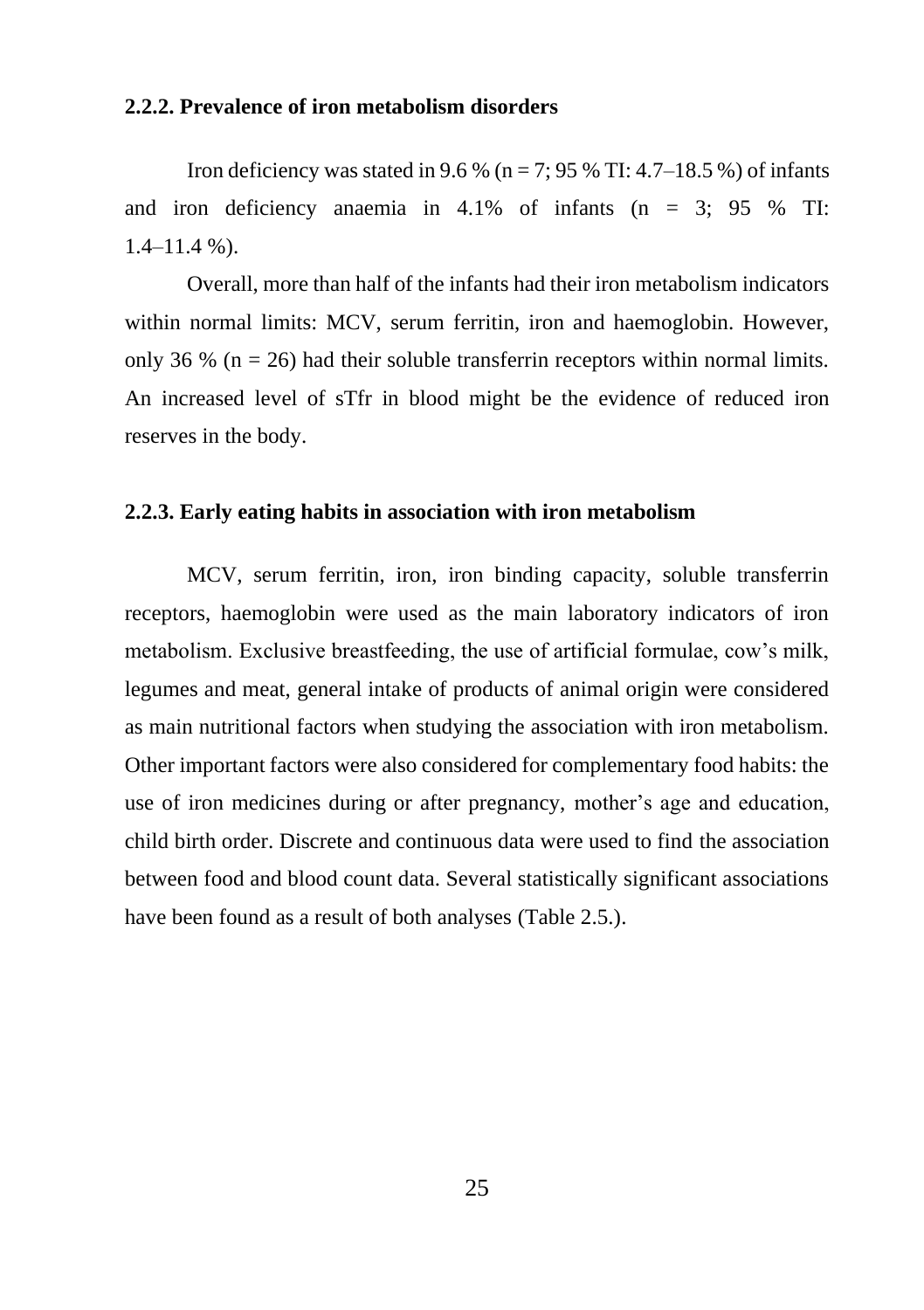### 2.2.2. Prevalence of iron metabolism disorders

Iron deficiency was stated in 9.6 % (n = 7; 95 % TI: 4.7–18.5 %) of infants and iron deficiency anaemia in 4.1% of infants (n = 3; 95 % TI: 1.4–11.4 %).

Overall, more than half of the infants had their iron metabolism indicators within normal limits: MCV, serum ferritin, iron and haemoglobin. However, only 36 % (n = 26) had their soluble transferrin receptors within normal limits. An increased level of sTfr in blood might be the evidence of reduced iron reserves in the body.

### 2.2.3. Early eating habits in association with iron metabolism

MCV, serum ferritin, iron, iron binding capacity, soluble transferrin receptors, haemoglobin were used as the main laboratory indicators of iron metabolism. Exclusive breastfeeding, the use of artificial formulae, cow's milk, legumes and meat, general intake of products of animal origin were considered as main nutritional factors when studying the association with iron metabolism. Other important factors were also considered for complementary food habits: the use of iron medicines during or after pregnancy, mother's age and education, child birth order. Discrete and continuous data were used to find the association between food and blood count data. Several statistically significant associations have been found as a result of both analyses (Table 2.5.).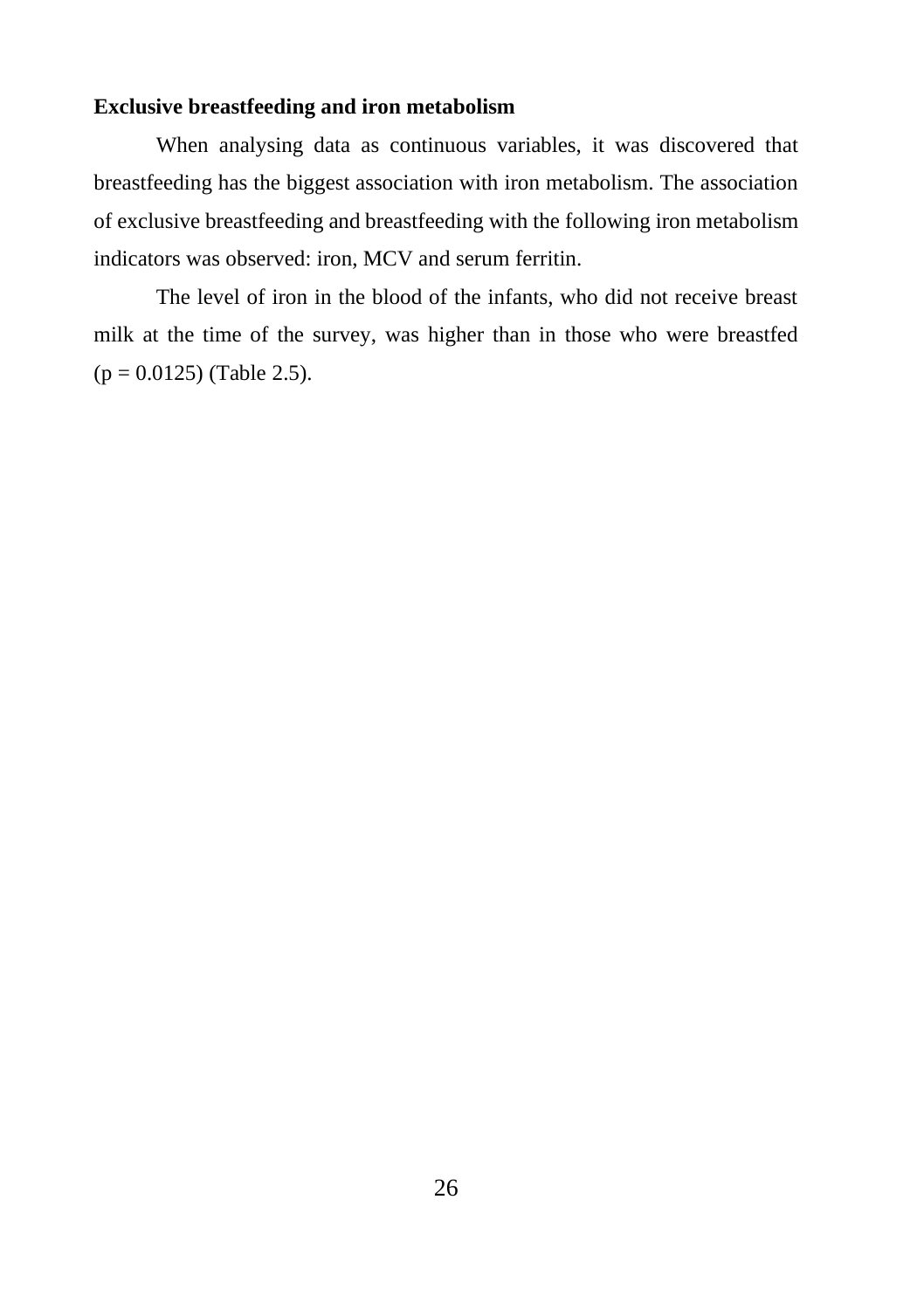**Exclusive breastfeeding and iron metabolism**

When analysing data as continuous variables, it was discovered that breastfeeding has the biggest association with iron metabolism. The association of exclusive breastfeeding and breastfeeding with the following iron metabolism indicators was observed: iron, MCV and serum ferritin.

The level of iron in the blood of the infants, who did not receive breast milk at the time of the survey, was higher than in those who were breastfed ($p = 0.0125$) (Table 2.5).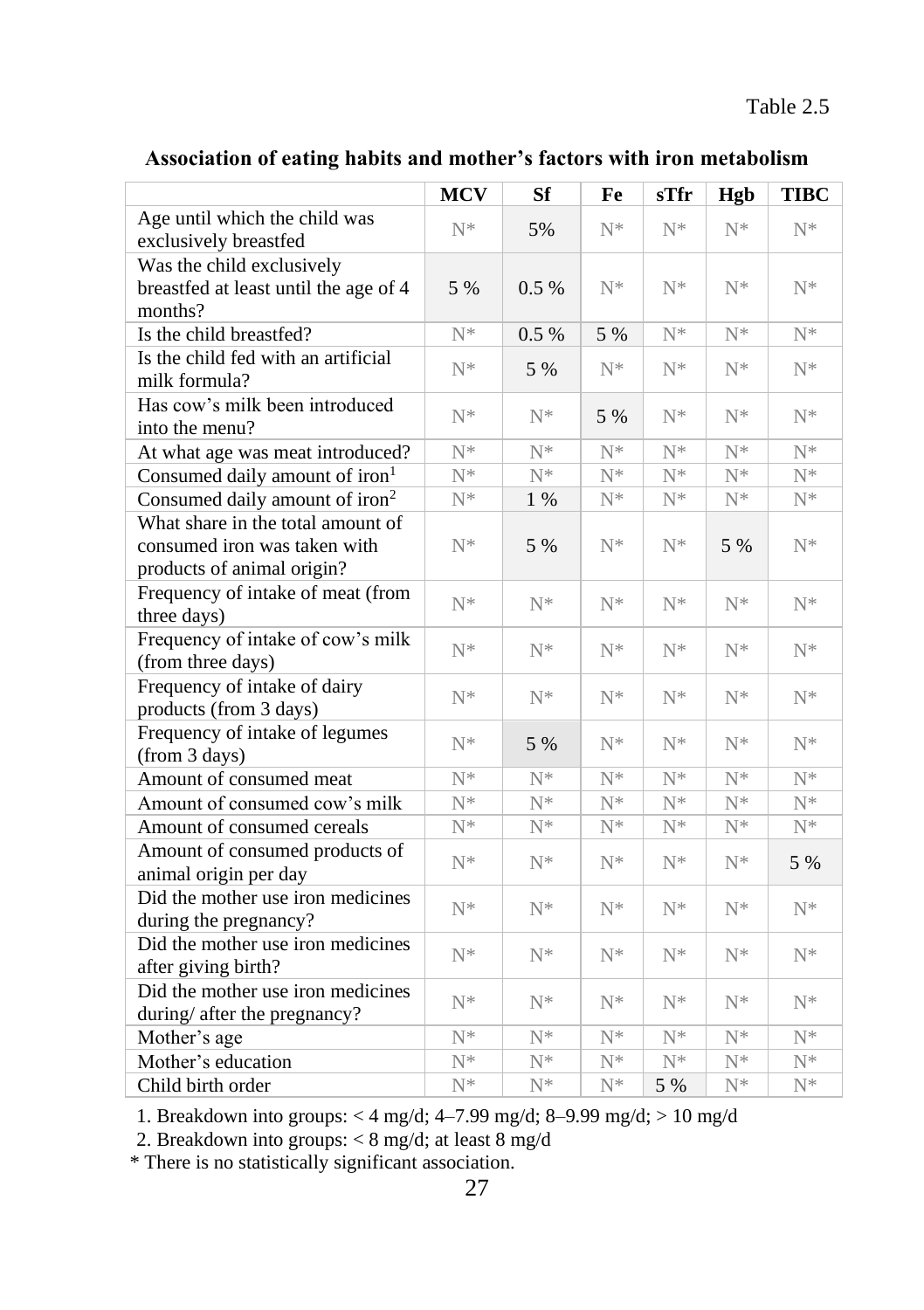Table 2.5

**Association of eating habits and mother's factors with iron metabolism**

| | MCV | Sf | Fe | sTfr | Hgb | TIBC |
|---|---|---|---|---|---|---|
| Age until which the child was exclusively breastfed | N* | 5% | N* | N* | N* | N* |
| Was the child exclusively breastfed at least until the age of 4 months? | 5 % | 0.5 % | N* | N* | N* | N* |
| Is the child breastfed? | N* | 0.5 % | 5 % | N* | N* | N* |
| Is the child fed with an artificial milk formula? | N* | 5 % | N* | N* | N* | N* |
| Has cow's milk been introduced into the menu? | N* | N* | 5 % | N* | N* | N* |
| At what age was meat introduced? | N* | N* | N* | N* | N* | N* |
| Consumed daily amount of iron[1] | N* | N* | N* | N* | N* | N* |
| Consumed daily amount of iron[2] | N* | 1 % | N* | N* | N* | N* |
| What share in the total amount of consumed iron was taken with products of animal origin? | N* | 5 % | N* | N* | 5 % | N* |
| Frequency of intake of meat (from three days) | N* | N* | N* | N* | N* | N* |
| Frequency of intake of cow's milk (from three days) | N* | N* | N* | N* | N* | N* |
| Frequency of intake of dairy products (from 3 days) | N* | N* | N* | N* | N* | N* |
| Frequency of intake of legumes (from 3 days) | N* | 5 % | N* | N* | N* | N* |
| Amount of consumed meat | N* | N* | N* | N* | N* | N* |
| Amount of consumed cow's milk | N* | N* | N* | N* | N* | N* |
| Amount of consumed cereals | N* | N* | N* | N* | N* | N* |
| Amount of consumed products of animal origin per day | N* | N* | N* | N* | N* | 5 % |
| Did the mother use iron medicines during the pregnancy? | N* | N* | N* | N* | N* | N* |
| Did the mother use iron medicines after giving birth? | N* | N* | N* | N* | N* | N* |
| Did the mother use iron medicines during/ after the pregnancy? | N* | N* | N* | N* | N* | N* |
| Mother's age | N* | N* | N* | N* | N* | N* |
| Mother's education | N* | N* | N* | N* | N* | N* |
| Child birth order | N* | N* | N* | 5 % | N* | N* |

1. Breakdown into groups: < 4 mg/d; 4–7.99 mg/d; 8–9.99 mg/d; > 10 mg/d

2. Breakdown into groups: < 8 mg/d; at least 8 mg/d

\* There is no statistically significant association.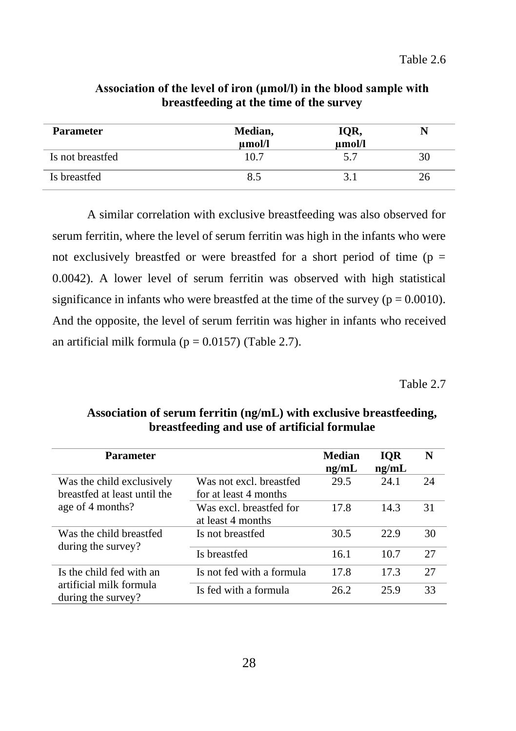Table 2.6

**Association of the level of iron (µmol/l) in the blood sample with breastfeeding at the time of the survey**

| Parameter | Median, µmol/l | IQR, µmol/l | N |
|---|---|---|---|
| Is not breastfed | 10.7 | 5.7 | 30 |
| Is breastfed | 8.5 | 3.1 | 26 |

A similar correlation with exclusive breastfeeding was also observed for serum ferritin, where the level of serum ferritin was high in the infants who were not exclusively breastfed or were breastfed for a short period of time ($p = 0.0042$). A lower level of serum ferritin was observed with high statistical significance in infants who were breastfed at the time of the survey ($p = 0.0010$). And the opposite, the level of serum ferritin was higher in infants who received an artificial milk formula ($p = 0.0157$) (Table 2.7).

Table 2.7

**Association of serum ferritin (ng/mL) with exclusive breastfeeding, breastfeeding and use of artificial formulae**

| Parameter | | Median ng/mL | IQR ng/mL | N |
|---|---|---|---|---|
| Was the child exclusively breastfed at least until the age of 4 months? | Was not excl. breastfed for at least 4 months | 29.5 | 24.1 | 24 |
| | Was excl. breastfed for at least 4 months | 17.8 | 14.3 | 31 |
| Was the child breastfed during the survey? | Is not breastfed | 30.5 | 22.9 | 30 |
| | Is breastfed | 16.1 | 10.7 | 27 |
| Is the child fed with an artificial milk formula during the survey? | Is not fed with a formula | 17.8 | 17.3 | 27 |
| | Is fed with a formula | 26.2 | 25.9 | 33 |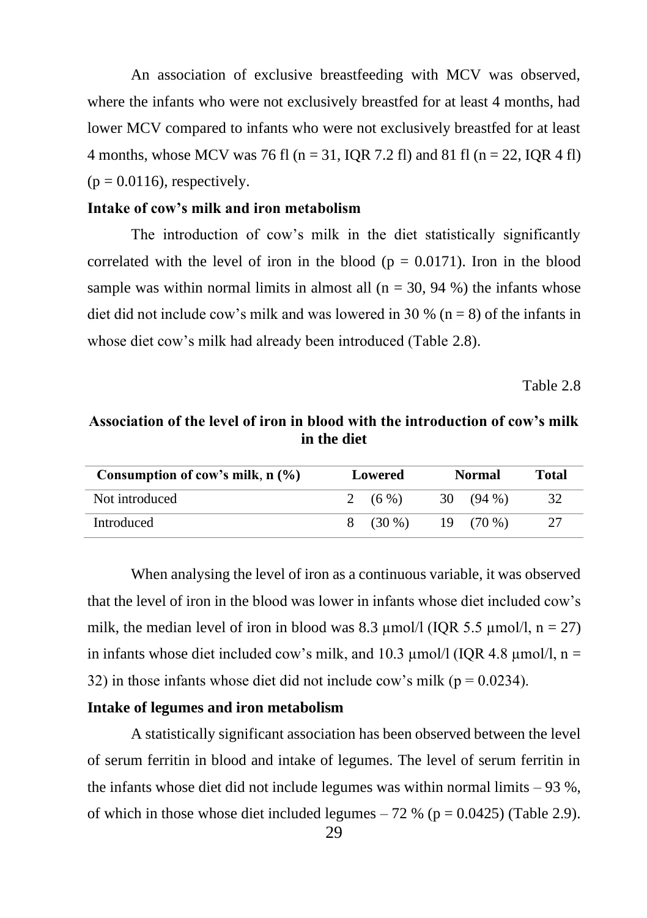An association of exclusive breastfeeding with MCV was observed, where the infants who were not exclusively breastfed for at least 4 months, had lower MCV compared to infants who were not exclusively breastfed for at least 4 months, whose MCV was 76 fl (n = 31, IQR 7.2 fl) and 81 fl (n = 22, IQR 4 fl) (p = 0.0116), respectively.

**Intake of cow's milk and iron metabolism**

The introduction of cow's milk in the diet statistically significantly correlated with the level of iron in the blood (p = 0.0171). Iron in the blood sample was within normal limits in almost all (n = 30, 94 %) the infants whose diet did not include cow's milk and was lowered in 30 % (n = 8) of the infants in whose diet cow's milk had already been introduced (Table 2.8).

Table 2.8

**Association of the level of iron in blood with the introduction of cow's milk in the diet**

| Consumption of cow's milk, n (%) | Lowered | Normal | Total |
|---|---|---|---|
| Not introduced | 2 (6 %) | 30 (94 %) | 32 |
| Introduced | 8 (30 %) | 19 (70 %) | 27 |

When analysing the level of iron as a continuous variable, it was observed that the level of iron in the blood was lower in infants whose diet included cow's milk, the median level of iron in blood was 8.3 µmol/l (IQR 5.5 µmol/l, n = 27) in infants whose diet included cow's milk, and 10.3 µmol/l (IQR 4.8 µmol/l, n = 32) in those infants whose diet did not include cow's milk (p = 0.0234).

**Intake of legumes and iron metabolism**

A statistically significant association has been observed between the level of serum ferritin in blood and intake of legumes. The level of serum ferritin in the infants whose diet did not include legumes was within normal limits – 93 %, of which in those whose diet included legumes – 72 % (p = 0.0425) (Table 2.9).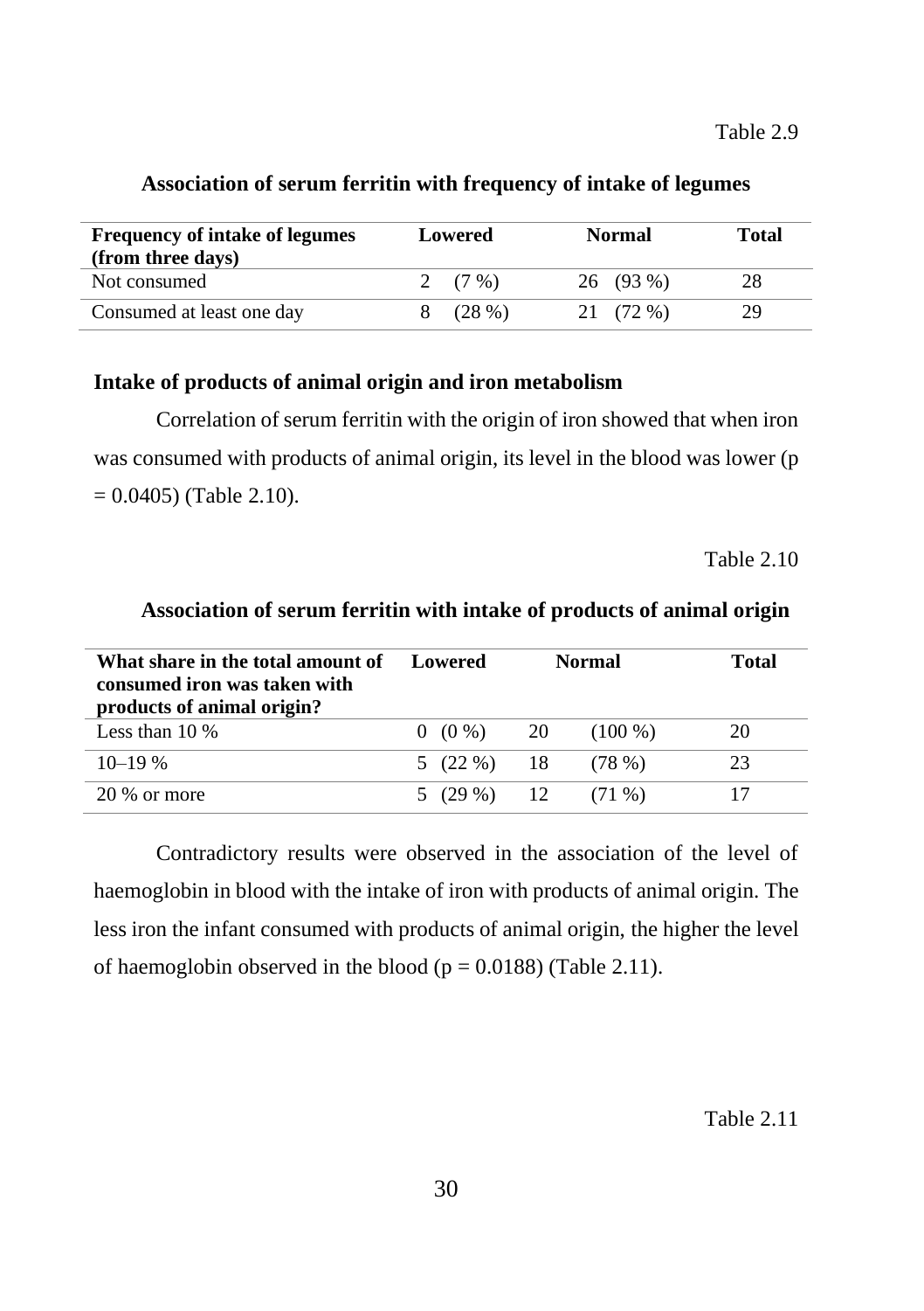Table 2.9

**Association of serum ferritin with frequency of intake of legumes**

| Frequency of intake of legumes (from three days) | Lowered | Normal | Total |
|---|---|---|---|
| Not consumed | 2 (7 %) | 26 (93 %) | 28 |
| Consumed at least one day | 8 (28 %) | 21 (72 %) | 29 |

**Intake of products of animal origin and iron metabolism**

Correlation of serum ferritin with the origin of iron showed that when iron was consumed with products of animal origin, its level in the blood was lower (p = 0.0405) (Table 2.10).

Table 2.10

**Association of serum ferritin with intake of products of animal origin**

| What share in the total amount of consumed iron was taken with products of animal origin? | Lowered | Normal | Total |
|---|---|---|---|
| Less than 10 % | 0 (0 %) | 20 (100 %) | 20 |
| 10–19 % | 5 (22 %) | 18 (78 %) | 23 |
| 20 % or more | 5 (29 %) | 12 (71 %) | 17 |

Contradictory results were observed in the association of the level of haemoglobin in blood with the intake of iron with products of animal origin. The less iron the infant consumed with products of animal origin, the higher the level of haemoglobin observed in the blood (p = 0.0188) (Table 2.11).

Table 2.11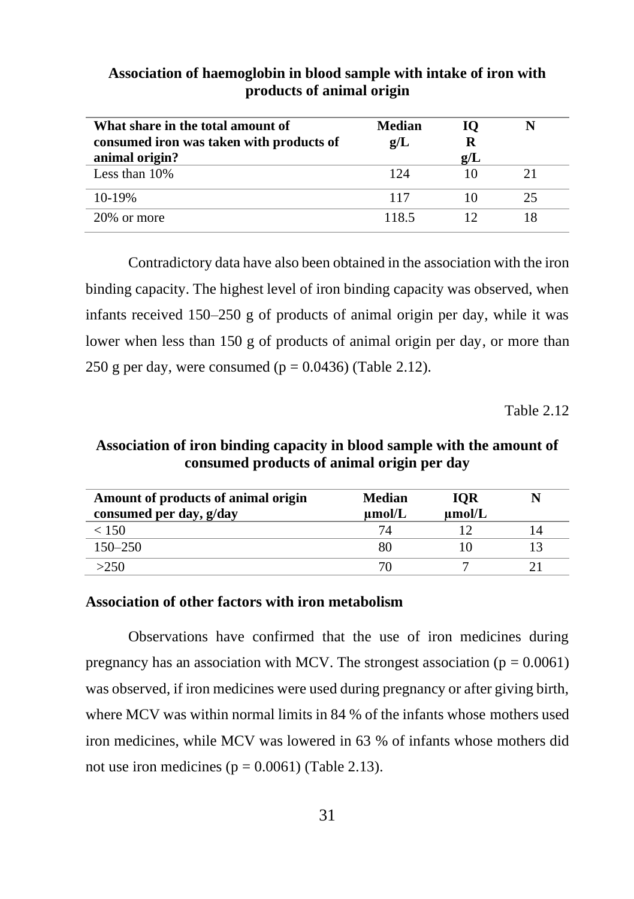**Association of haemoglobin in blood sample with intake of iron with products of animal origin**

| What share in the total amount of consumed iron was taken with products of animal origin? | Median g/L | IQR g/L | N |
|---|---|---|---|
| Less than 10% | 124 | 10 | 21 |
| 10-19% | 117 | 10 | 25 |
| 20% or more | 118.5 | 12 | 18 |

Contradictory data have also been obtained in the association with the iron binding capacity. The highest level of iron binding capacity was observed, when infants received 150–250 g of products of animal origin per day, while it was lower when less than 150 g of products of animal origin per day, or more than 250 g per day, were consumed ($p = 0.0436$) (Table 2.12).

Table 2.12

**Association of iron binding capacity in blood sample with the amount of consumed products of animal origin per day**

| Amount of products of animal origin consumed per day, g/day | Median µmol/L | IQR µmol/L | N |
|---|---|---|---|
| < 150 | 74 | 12 | 14 |
| 150–250 | 80 | 10 | 13 |
| >250 | 70 | 7 | 21 |

**Association of other factors with iron metabolism**

Observations have confirmed that the use of iron medicines during pregnancy has an association with MCV. The strongest association ($p = 0.0061$) was observed, if iron medicines were used during pregnancy or after giving birth, where MCV was within normal limits in 84 % of the infants whose mothers used iron medicines, while MCV was lowered in 63 % of infants whose mothers did not use iron medicines ($p = 0.0061$) (Table 2.13).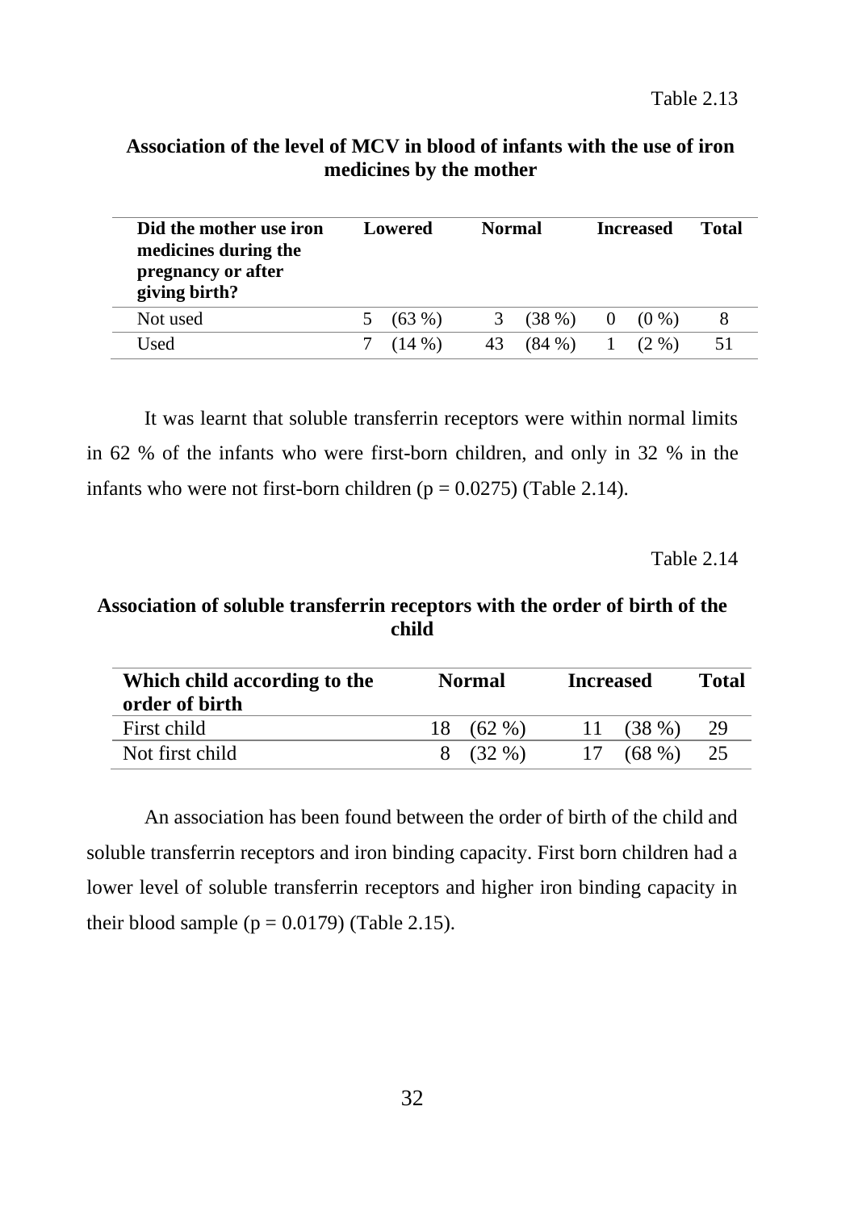Table 2.13

**Association of the level of MCV in blood of infants with the use of iron medicines by the mother**

| Did the mother use iron medicines during the pregnancy or after giving birth? | Lowered | Normal | Increased | Total |
|---|---|---|---|---|
| Not used | 5 (63 %) | 3 (38 %) | 0 (0 %) | 8 |
| Used | 7 (14 %) | 43 (84 %) | 1 (2 %) | 51 |

It was learnt that soluble transferrin receptors were within normal limits in 62 % of the infants who were first-born children, and only in 32 % in the infants who were not first-born children (p = 0.0275) (Table 2.14).

Table 2.14

**Association of soluble transferrin receptors with the order of birth of the child**

| Which child according to the order of birth | Normal | Increased | Total |
|---|---|---|---|
| First child | 18 (62 %) | 11 (38 %) | 29 |
| Not first child | 8 (32 %) | 17 (68 %) | 25 |

An association has been found between the order of birth of the child and soluble transferrin receptors and iron binding capacity. First born children had a lower level of soluble transferrin receptors and higher iron binding capacity in their blood sample (p = 0.0179) (Table 2.15).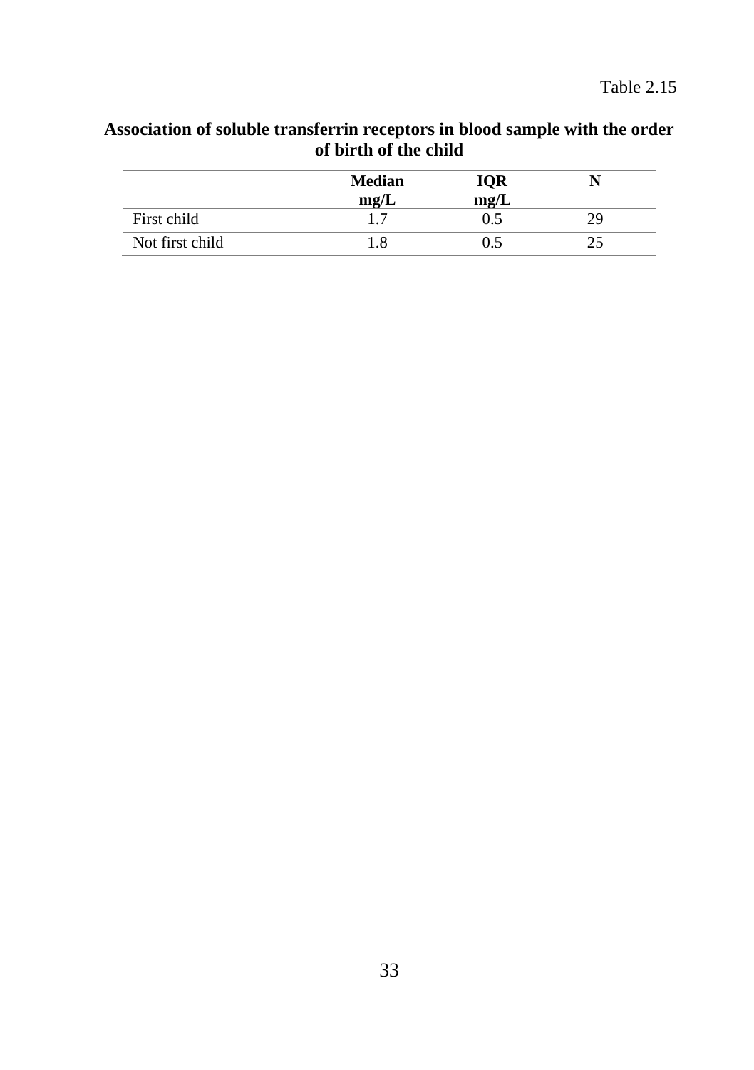Table 2.15

**Association of soluble transferrin receptors in blood sample with the order of birth of the child**

| | Median mg/L | IQR mg/L | N |
|---|---|---|---|
| First child | 1.7 | 0.5 | 29 |
| Not first child | 1.8 | 0.5 | 25 |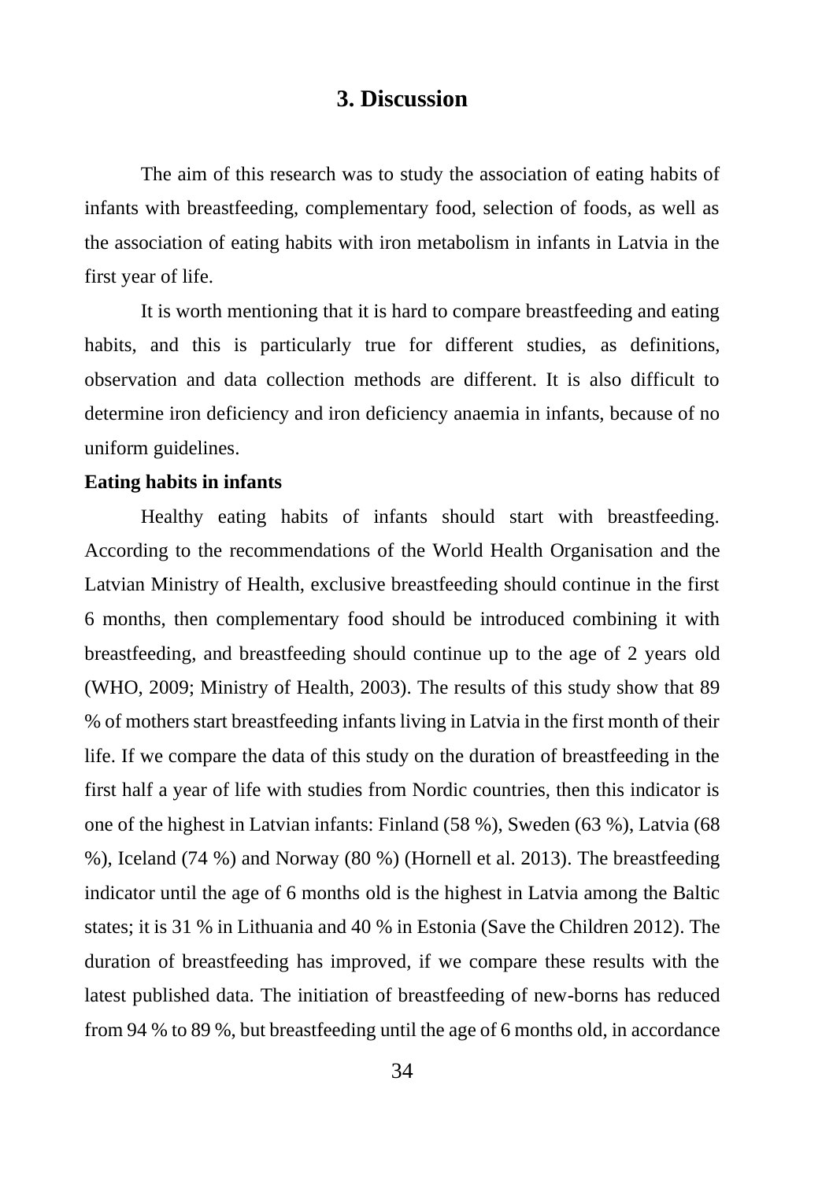# 3. Discussion

The aim of this research was to study the association of eating habits of infants with breastfeeding, complementary food, selection of foods, as well as the association of eating habits with iron metabolism in infants in Latvia in the first year of life.

It is worth mentioning that it is hard to compare breastfeeding and eating habits, and this is particularly true for different studies, as definitions, observation and data collection methods are different. It is also difficult to determine iron deficiency and iron deficiency anaemia in infants, because of no uniform guidelines.

**Eating habits in infants**

Healthy eating habits of infants should start with breastfeeding. According to the recommendations of the World Health Organisation and the Latvian Ministry of Health, exclusive breastfeeding should continue in the first 6 months, then complementary food should be introduced combining it with breastfeeding, and breastfeeding should continue up to the age of 2 years old (WHO, 2009; Ministry of Health, 2003). The results of this study show that 89 % of mothers start breastfeeding infants living in Latvia in the first month of their life. If we compare the data of this study on the duration of breastfeeding in the first half a year of life with studies from Nordic countries, then this indicator is one of the highest in Latvian infants: Finland (58 %), Sweden (63 %), Latvia (68 %), Iceland (74 %) and Norway (80 %) (Hornell et al. 2013). The breastfeeding indicator until the age of 6 months old is the highest in Latvia among the Baltic states; it is 31 % in Lithuania and 40 % in Estonia (Save the Children 2012). The duration of breastfeeding has improved, if we compare these results with the latest published data. The initiation of breastfeeding of new-borns has reduced from 94 % to 89 %, but breastfeeding until the age of 6 months old, in accordance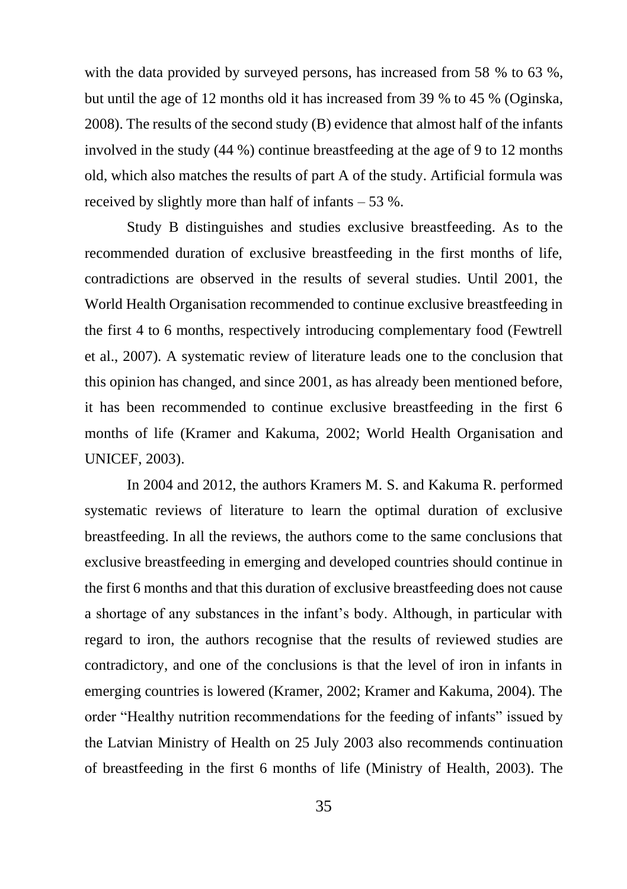with the data provided by surveyed persons, has increased from 58 % to 63 %, but until the age of 12 months old it has increased from 39 % to 45 % (Oginska, 2008). The results of the second study (B) evidence that almost half of the infants involved in the study (44 %) continue breastfeeding at the age of 9 to 12 months old, which also matches the results of part A of the study. Artificial formula was received by slightly more than half of infants – 53 %.

Study B distinguishes and studies exclusive breastfeeding. As to the recommended duration of exclusive breastfeeding in the first months of life, contradictions are observed in the results of several studies. Until 2001, the World Health Organisation recommended to continue exclusive breastfeeding in the first 4 to 6 months, respectively introducing complementary food (Fewtrell et al., 2007). A systematic review of literature leads one to the conclusion that this opinion has changed, and since 2001, as has already been mentioned before, it has been recommended to continue exclusive breastfeeding in the first 6 months of life (Kramer and Kakuma, 2002; World Health Organisation and UNICEF, 2003).

In 2004 and 2012, the authors Kramers M. S. and Kakuma R. performed systematic reviews of literature to learn the optimal duration of exclusive breastfeeding. In all the reviews, the authors come to the same conclusions that exclusive breastfeeding in emerging and developed countries should continue in the first 6 months and that this duration of exclusive breastfeeding does not cause a shortage of any substances in the infant's body. Although, in particular with regard to iron, the authors recognise that the results of reviewed studies are contradictory, and one of the conclusions is that the level of iron in infants in emerging countries is lowered (Kramer, 2002; Kramer and Kakuma, 2004). The order "Healthy nutrition recommendations for the feeding of infants" issued by the Latvian Ministry of Health on 25 July 2003 also recommends continuation of breastfeeding in the first 6 months of life (Ministry of Health, 2003). The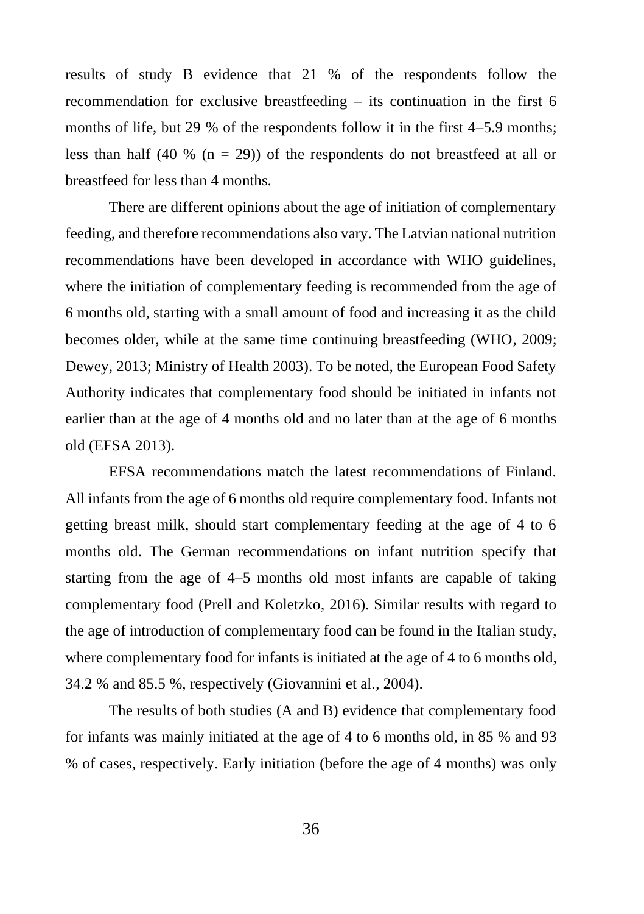results of study B evidence that 21 % of the respondents follow the recommendation for exclusive breastfeeding – its continuation in the first 6 months of life, but 29 % of the respondents follow it in the first 4–5.9 months; less than half (40 % (n = 29)) of the respondents do not breastfeed at all or breastfeed for less than 4 months.

There are different opinions about the age of initiation of complementary feeding, and therefore recommendations also vary. The Latvian national nutrition recommendations have been developed in accordance with WHO guidelines, where the initiation of complementary feeding is recommended from the age of 6 months old, starting with a small amount of food and increasing it as the child becomes older, while at the same time continuing breastfeeding (WHO, 2009; Dewey, 2013; Ministry of Health 2003). To be noted, the European Food Safety Authority indicates that complementary food should be initiated in infants not earlier than at the age of 4 months old and no later than at the age of 6 months old (EFSA 2013).

EFSA recommendations match the latest recommendations of Finland. All infants from the age of 6 months old require complementary food. Infants not getting breast milk, should start complementary feeding at the age of 4 to 6 months old. The German recommendations on infant nutrition specify that starting from the age of 4–5 months old most infants are capable of taking complementary food (Prell and Koletzko, 2016). Similar results with regard to the age of introduction of complementary food can be found in the Italian study, where complementary food for infants is initiated at the age of 4 to 6 months old, 34.2 % and 85.5 %, respectively (Giovannini et al., 2004).

The results of both studies (A and B) evidence that complementary food for infants was mainly initiated at the age of 4 to 6 months old, in 85 % and 93 % of cases, respectively. Early initiation (before the age of 4 months) was only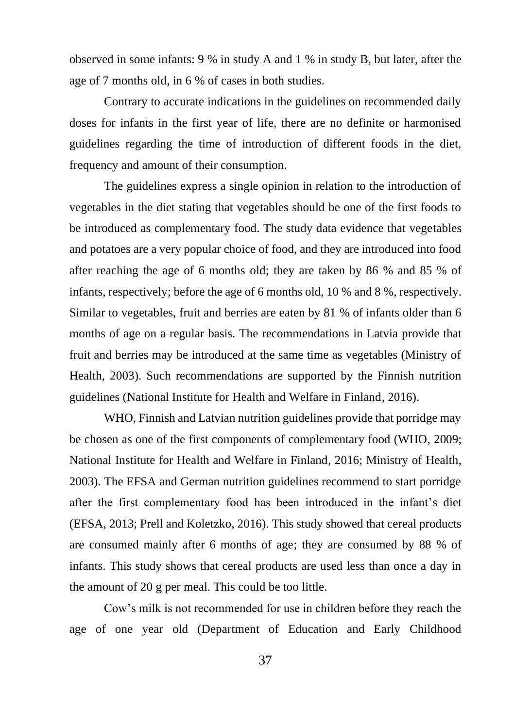observed in some infants: 9 % in study A and 1 % in study B, but later, after the age of 7 months old, in 6 % of cases in both studies.

Contrary to accurate indications in the guidelines on recommended daily doses for infants in the first year of life, there are no definite or harmonised guidelines regarding the time of introduction of different foods in the diet, frequency and amount of their consumption.

The guidelines express a single opinion in relation to the introduction of vegetables in the diet stating that vegetables should be one of the first foods to be introduced as complementary food. The study data evidence that vegetables and potatoes are a very popular choice of food, and they are introduced into food after reaching the age of 6 months old; they are taken by 86 % and 85 % of infants, respectively; before the age of 6 months old, 10 % and 8 %, respectively. Similar to vegetables, fruit and berries are eaten by 81 % of infants older than 6 months of age on a regular basis. The recommendations in Latvia provide that fruit and berries may be introduced at the same time as vegetables (Ministry of Health, 2003). Such recommendations are supported by the Finnish nutrition guidelines (National Institute for Health and Welfare in Finland, 2016).

WHO, Finnish and Latvian nutrition guidelines provide that porridge may be chosen as one of the first components of complementary food (WHO, 2009; National Institute for Health and Welfare in Finland, 2016; Ministry of Health, 2003). The EFSA and German nutrition guidelines recommend to start porridge after the first complementary food has been introduced in the infant's diet (EFSA, 2013; Prell and Koletzko, 2016). This study showed that cereal products are consumed mainly after 6 months of age; they are consumed by 88 % of infants. This study shows that cereal products are used less than once a day in the amount of 20 g per meal. This could be too little.

Cow's milk is not recommended for use in children before they reach the age of one year old (Department of Education and Early Childhood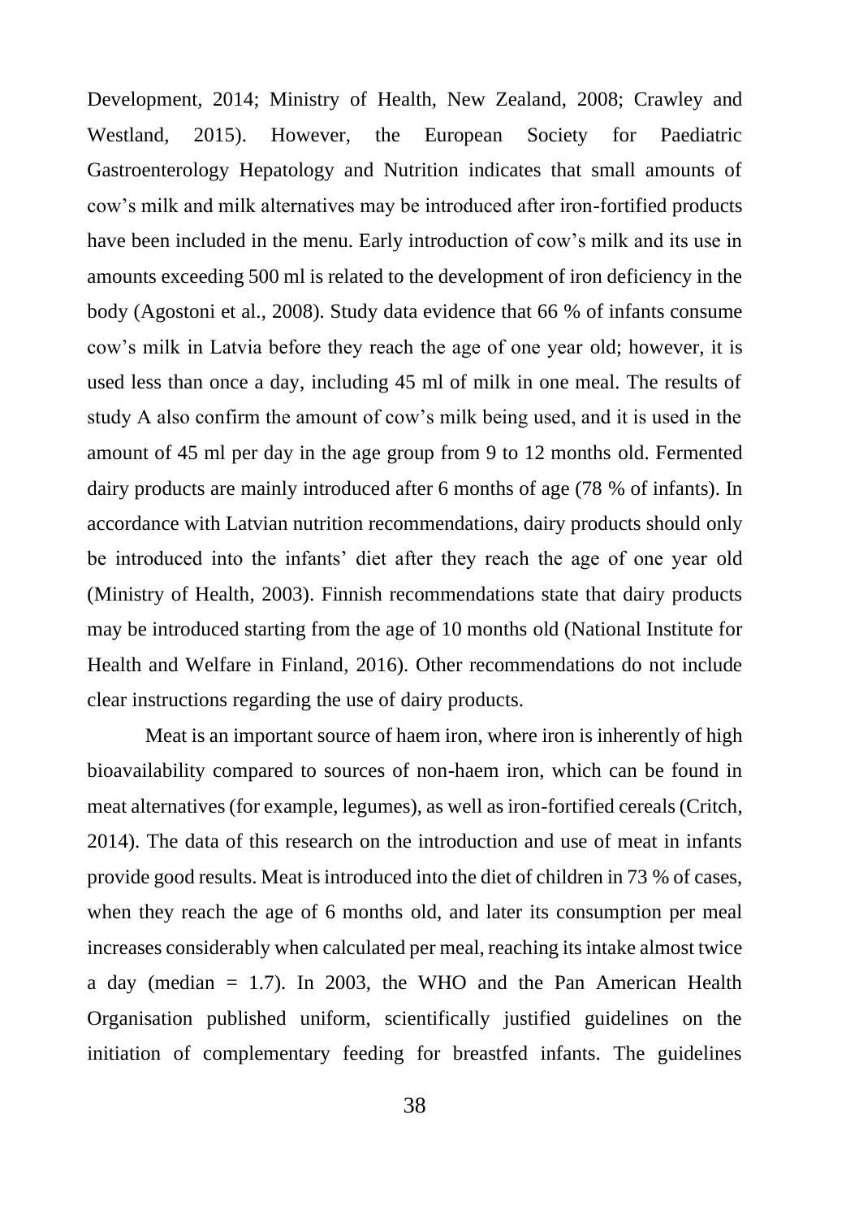Development, 2014; Ministry of Health, New Zealand, 2008; Crawley and Westland, 2015). However, the European Society for Paediatric Gastroenterology Hepatology and Nutrition indicates that small amounts of cow's milk and milk alternatives may be introduced after iron-fortified products have been included in the menu. Early introduction of cow's milk and its use in amounts exceeding 500 ml is related to the development of iron deficiency in the body (Agostoni et al., 2008). Study data evidence that 66 % of infants consume cow's milk in Latvia before they reach the age of one year old; however, it is used less than once a day, including 45 ml of milk in one meal. The results of study A also confirm the amount of cow's milk being used, and it is used in the amount of 45 ml per day in the age group from 9 to 12 months old. Fermented dairy products are mainly introduced after 6 months of age (78 % of infants). In accordance with Latvian nutrition recommendations, dairy products should only be introduced into the infants' diet after they reach the age of one year old (Ministry of Health, 2003). Finnish recommendations state that dairy products may be introduced starting from the age of 10 months old (National Institute for Health and Welfare in Finland, 2016). Other recommendations do not include clear instructions regarding the use of dairy products.

Meat is an important source of haem iron, where iron is inherently of high bioavailability compared to sources of non-haem iron, which can be found in meat alternatives (for example, legumes), as well as iron-fortified cereals (Critch, 2014). The data of this research on the introduction and use of meat in infants provide good results. Meat is introduced into the diet of children in 73 % of cases, when they reach the age of 6 months old, and later its consumption per meal increases considerably when calculated per meal, reaching its intake almost twice a day (median = 1.7). In 2003, the WHO and the Pan American Health Organisation published uniform, scientifically justified guidelines on the initiation of complementary feeding for breastfed infants. The guidelines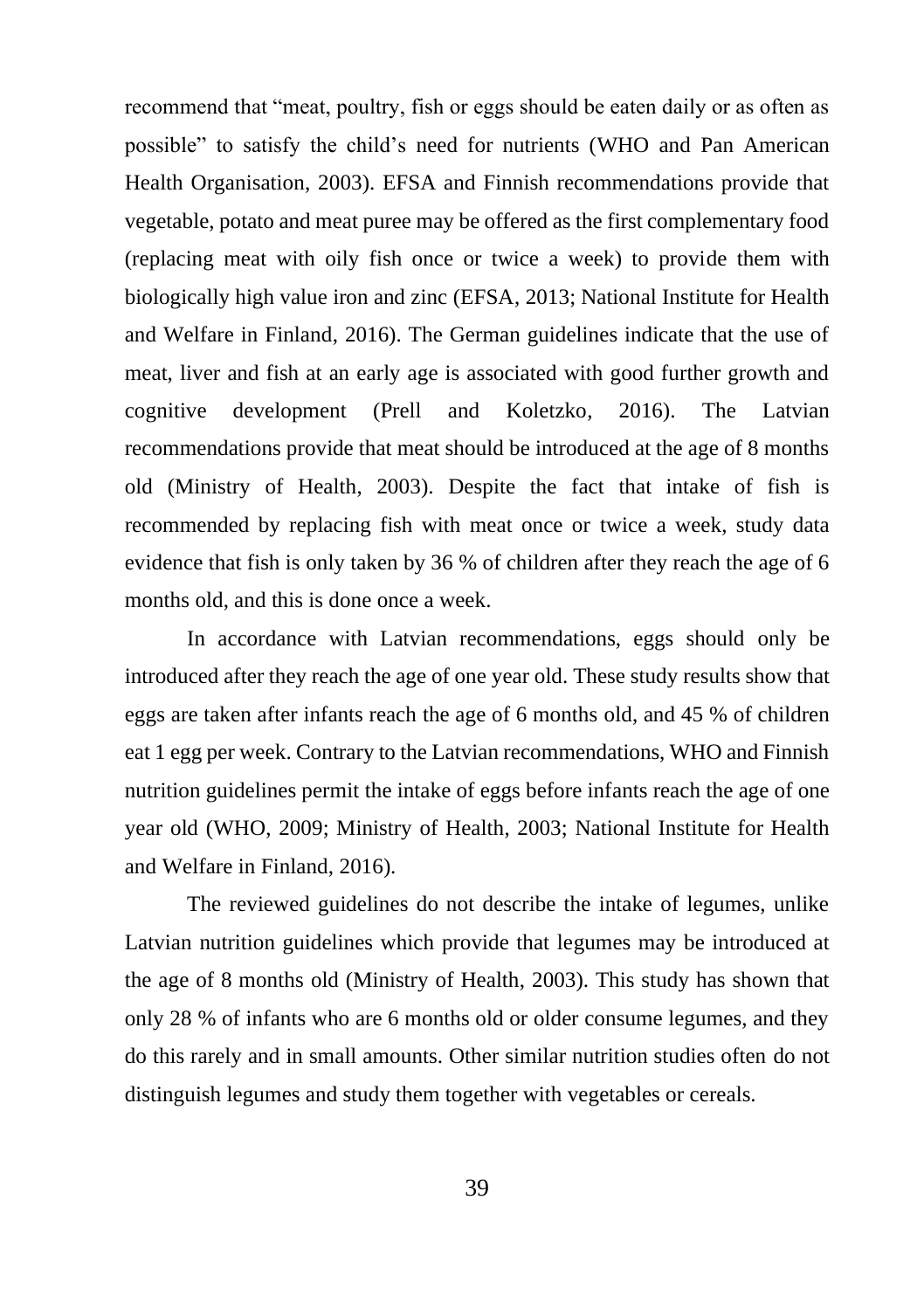recommend that "meat, poultry, fish or eggs should be eaten daily or as often as possible" to satisfy the child's need for nutrients (WHO and Pan American Health Organisation, 2003). EFSA and Finnish recommendations provide that vegetable, potato and meat puree may be offered as the first complementary food (replacing meat with oily fish once or twice a week) to provide them with biologically high value iron and zinc (EFSA, 2013; National Institute for Health and Welfare in Finland, 2016). The German guidelines indicate that the use of meat, liver and fish at an early age is associated with good further growth and cognitive development (Prell and Koletzko, 2016). The Latvian recommendations provide that meat should be introduced at the age of 8 months old (Ministry of Health, 2003). Despite the fact that intake of fish is recommended by replacing fish with meat once or twice a week, study data evidence that fish is only taken by 36 % of children after they reach the age of 6 months old, and this is done once a week.

In accordance with Latvian recommendations, eggs should only be introduced after they reach the age of one year old. These study results show that eggs are taken after infants reach the age of 6 months old, and 45 % of children eat 1 egg per week. Contrary to the Latvian recommendations, WHO and Finnish nutrition guidelines permit the intake of eggs before infants reach the age of one year old (WHO, 2009; Ministry of Health, 2003; National Institute for Health and Welfare in Finland, 2016).

The reviewed guidelines do not describe the intake of legumes, unlike Latvian nutrition guidelines which provide that legumes may be introduced at the age of 8 months old (Ministry of Health, 2003). This study has shown that only 28 % of infants who are 6 months old or older consume legumes, and they do this rarely and in small amounts. Other similar nutrition studies often do not distinguish legumes and study them together with vegetables or cereals.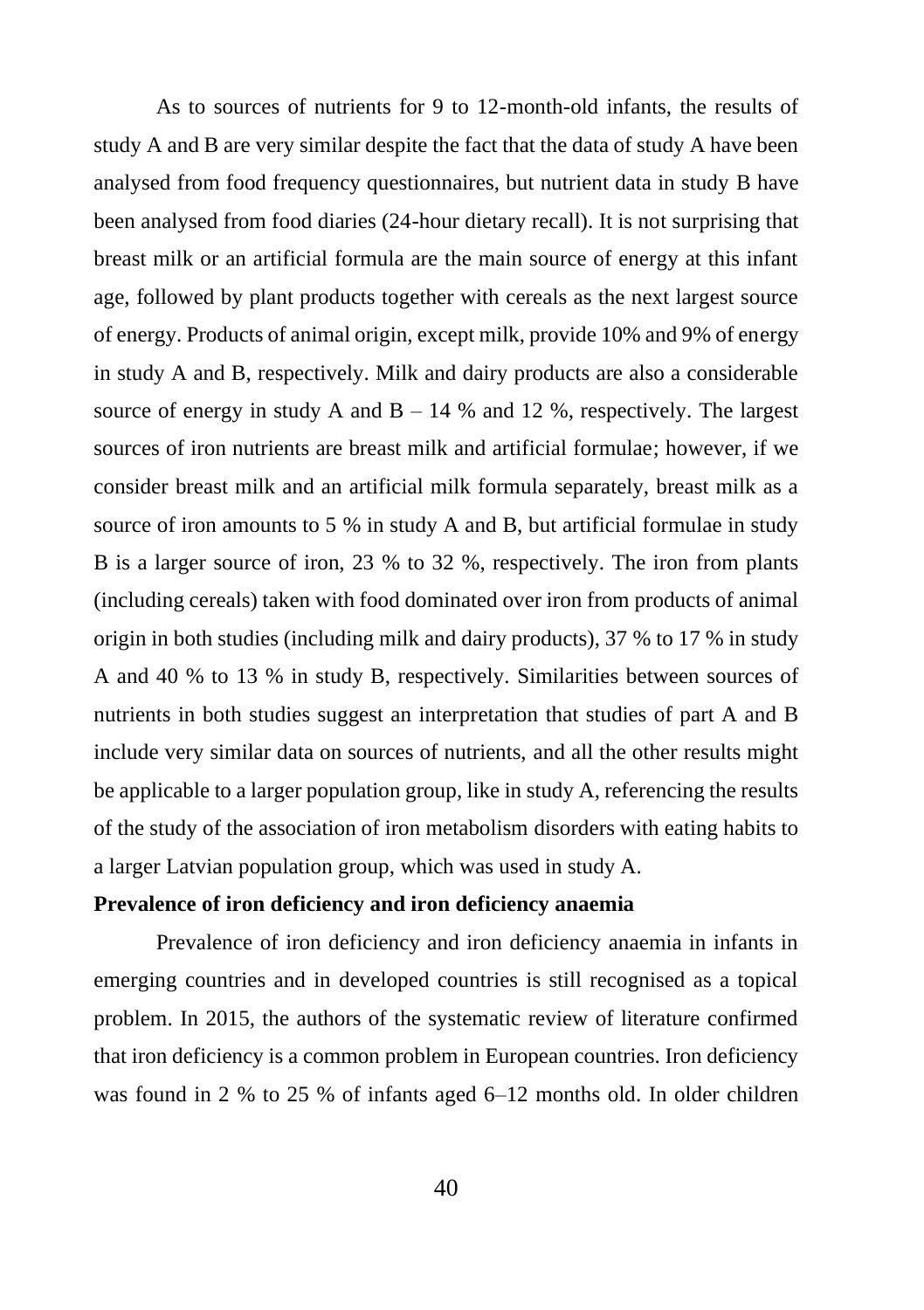As to sources of nutrients for 9 to 12-month-old infants, the results of study A and B are very similar despite the fact that the data of study A have been analysed from food frequency questionnaires, but nutrient data in study B have been analysed from food diaries (24-hour dietary recall). It is not surprising that breast milk or an artificial formula are the main source of energy at this infant age, followed by plant products together with cereals as the next largest source of energy. Products of animal origin, except milk, provide 10% and 9% of energy in study A and B, respectively. Milk and dairy products are also a considerable source of energy in study A and B – 14 % and 12 %, respectively. The largest sources of iron nutrients are breast milk and artificial formulae; however, if we consider breast milk and an artificial milk formula separately, breast milk as a source of iron amounts to 5 % in study A and B, but artificial formulae in study B is a larger source of iron, 23 % to 32 %, respectively. The iron from plants (including cereals) taken with food dominated over iron from products of animal origin in both studies (including milk and dairy products), 37 % to 17 % in study A and 40 % to 13 % in study B, respectively. Similarities between sources of nutrients in both studies suggest an interpretation that studies of part A and B include very similar data on sources of nutrients, and all the other results might be applicable to a larger population group, like in study A, referencing the results of the study of the association of iron metabolism disorders with eating habits to a larger Latvian population group, which was used in study A.

**Prevalence of iron deficiency and iron deficiency anaemia**

Prevalence of iron deficiency and iron deficiency anaemia in infants in emerging countries and in developed countries is still recognised as a topical problem. In 2015, the authors of the systematic review of literature confirmed that iron deficiency is a common problem in European countries. Iron deficiency was found in 2 % to 25 % of infants aged 6–12 months old. In older children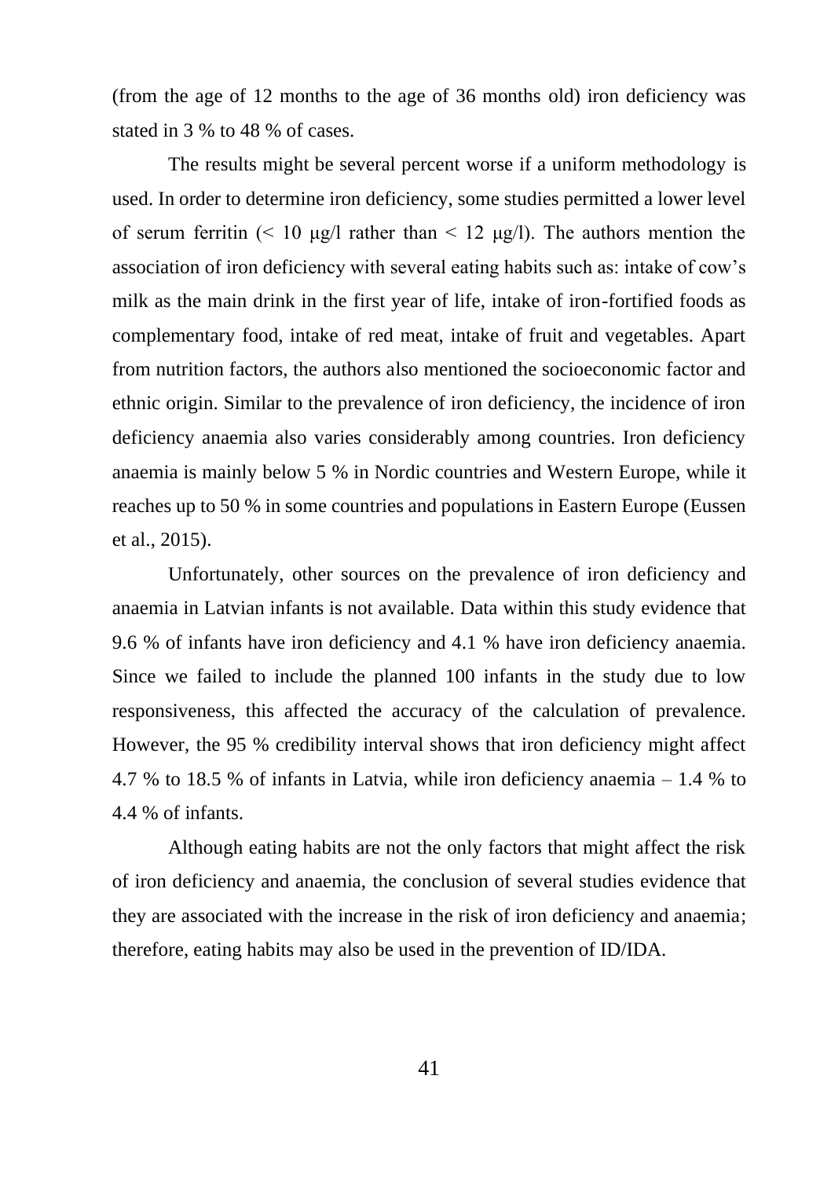(from the age of 12 months to the age of 36 months old) iron deficiency was stated in 3 % to 48 % of cases.

The results might be several percent worse if a uniform methodology is used. In order to determine iron deficiency, some studies permitted a lower level of serum ferritin (< 10 μg/l rather than < 12 μg/l). The authors mention the association of iron deficiency with several eating habits such as: intake of cow's milk as the main drink in the first year of life, intake of iron-fortified foods as complementary food, intake of red meat, intake of fruit and vegetables. Apart from nutrition factors, the authors also mentioned the socioeconomic factor and ethnic origin. Similar to the prevalence of iron deficiency, the incidence of iron deficiency anaemia also varies considerably among countries. Iron deficiency anaemia is mainly below 5 % in Nordic countries and Western Europe, while it reaches up to 50 % in some countries and populations in Eastern Europe (Eussen et al., 2015).

Unfortunately, other sources on the prevalence of iron deficiency and anaemia in Latvian infants is not available. Data within this study evidence that 9.6 % of infants have iron deficiency and 4.1 % have iron deficiency anaemia. Since we failed to include the planned 100 infants in the study due to low responsiveness, this affected the accuracy of the calculation of prevalence. However, the 95 % credibility interval shows that iron deficiency might affect 4.7 % to 18.5 % of infants in Latvia, while iron deficiency anaemia – 1.4 % to 4.4 % of infants.

Although eating habits are not the only factors that might affect the risk of iron deficiency and anaemia, the conclusion of several studies evidence that they are associated with the increase in the risk of iron deficiency and anaemia; therefore, eating habits may also be used in the prevention of ID/IDA.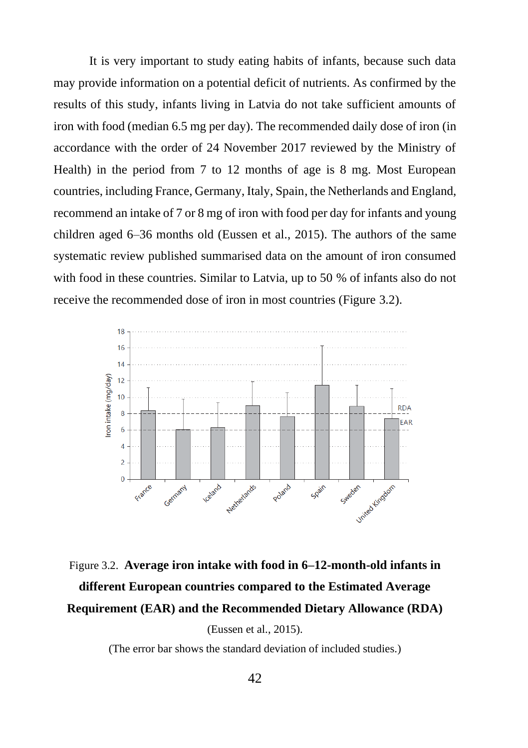It is very important to study eating habits of infants, because such data may provide information on a potential deficit of nutrients. As confirmed by the results of this study, infants living in Latvia do not take sufficient amounts of iron with food (median 6.5 mg per day). The recommended daily dose of iron (in accordance with the order of 24 November 2017 reviewed by the Ministry of Health) in the period from 7 to 12 months of age is 8 mg. Most European countries, including France, Germany, Italy, Spain, the Netherlands and England, recommend an intake of 7 or 8 mg of iron with food per day for infants and young children aged 6–36 months old (Eussen et al., 2015). The authors of the same systematic review published summarised data on the amount of iron consumed with food in these countries. Similar to Latvia, up to 50 % of infants also do not receive the recommended dose of iron in most countries (Figure 3.2).

Iron intake (mg/day)

0
2
4
6
8
10
12
14
16
18

RDA
EAR

France
Germany
Iceland
Netherlands
Poland
Spain
Sweden
United Kingdom

Figure 3.2. **Average iron intake with food in 6–12-month-old infants in different European countries compared to the Estimated Average Requirement (EAR) and the Recommended Dietary Allowance (RDA)**

(Eussen et al., 2015).

(The error bar shows the standard deviation of included studies.)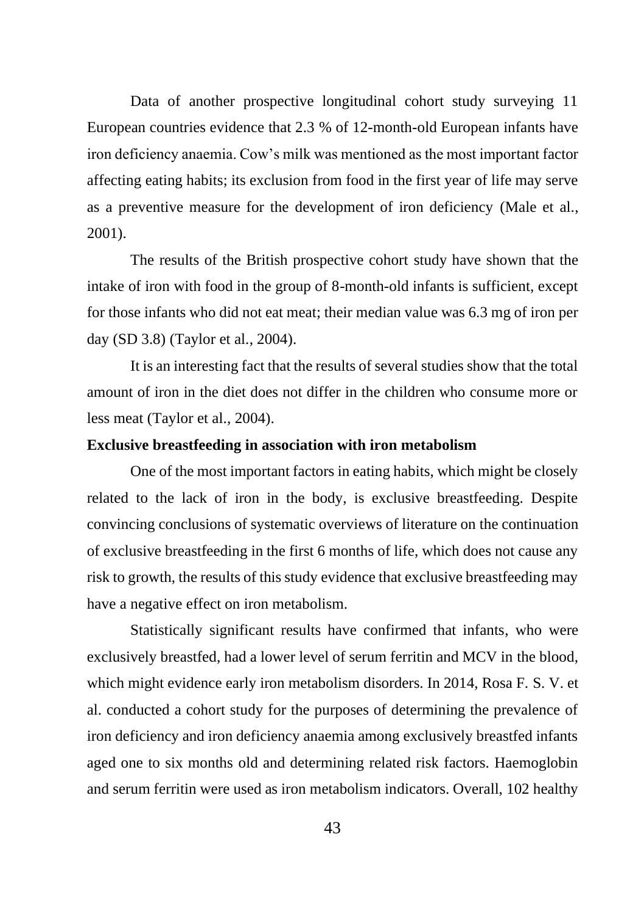Data of another prospective longitudinal cohort study surveying 11 European countries evidence that 2.3 % of 12-month-old European infants have iron deficiency anaemia. Cow's milk was mentioned as the most important factor affecting eating habits; its exclusion from food in the first year of life may serve as a preventive measure for the development of iron deficiency (Male et al., 2001).

The results of the British prospective cohort study have shown that the intake of iron with food in the group of 8-month-old infants is sufficient, except for those infants who did not eat meat; their median value was 6.3 mg of iron per day (SD 3.8) (Taylor et al., 2004).

It is an interesting fact that the results of several studies show that the total amount of iron in the diet does not differ in the children who consume more or less meat (Taylor et al., 2004).

**Exclusive breastfeeding in association with iron metabolism**

One of the most important factors in eating habits, which might be closely related to the lack of iron in the body, is exclusive breastfeeding. Despite convincing conclusions of systematic overviews of literature on the continuation of exclusive breastfeeding in the first 6 months of life, which does not cause any risk to growth, the results of this study evidence that exclusive breastfeeding may have a negative effect on iron metabolism.

Statistically significant results have confirmed that infants, who were exclusively breastfed, had a lower level of serum ferritin and MCV in the blood, which might evidence early iron metabolism disorders. In 2014, Rosa F. S. V. et al. conducted a cohort study for the purposes of determining the prevalence of iron deficiency and iron deficiency anaemia among exclusively breastfed infants aged one to six months old and determining related risk factors. Haemoglobin and serum ferritin were used as iron metabolism indicators. Overall, 102 healthy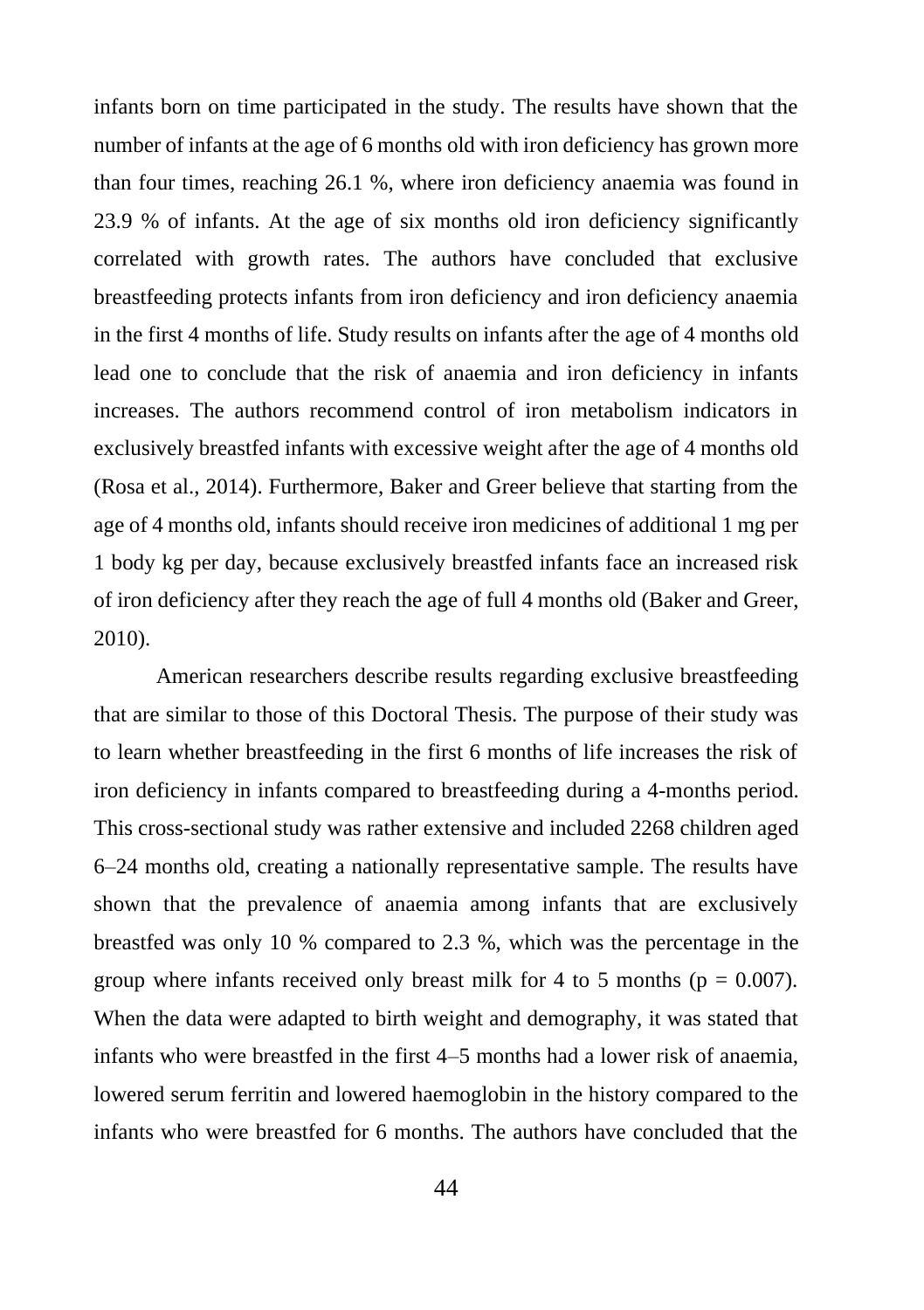infants born on time participated in the study. The results have shown that the number of infants at the age of 6 months old with iron deficiency has grown more than four times, reaching 26.1 %, where iron deficiency anaemia was found in 23.9 % of infants. At the age of six months old iron deficiency significantly correlated with growth rates. The authors have concluded that exclusive breastfeeding protects infants from iron deficiency and iron deficiency anaemia in the first 4 months of life. Study results on infants after the age of 4 months old lead one to conclude that the risk of anaemia and iron deficiency in infants increases. The authors recommend control of iron metabolism indicators in exclusively breastfed infants with excessive weight after the age of 4 months old (Rosa et al., 2014). Furthermore, Baker and Greer believe that starting from the age of 4 months old, infants should receive iron medicines of additional 1 mg per 1 body kg per day, because exclusively breastfed infants face an increased risk of iron deficiency after they reach the age of full 4 months old (Baker and Greer, 2010).

American researchers describe results regarding exclusive breastfeeding that are similar to those of this Doctoral Thesis. The purpose of their study was to learn whether breastfeeding in the first 6 months of life increases the risk of iron deficiency in infants compared to breastfeeding during a 4-months period. This cross-sectional study was rather extensive and included 2268 children aged 6–24 months old, creating a nationally representative sample. The results have shown that the prevalence of anaemia among infants that are exclusively breastfed was only 10 % compared to 2.3 %, which was the percentage in the group where infants received only breast milk for 4 to 5 months ($p = 0.007$). When the data were adapted to birth weight and demography, it was stated that infants who were breastfed in the first 4–5 months had a lower risk of anaemia, lowered serum ferritin and lowered haemoglobin in the history compared to the infants who were breastfed for 6 months. The authors have concluded that the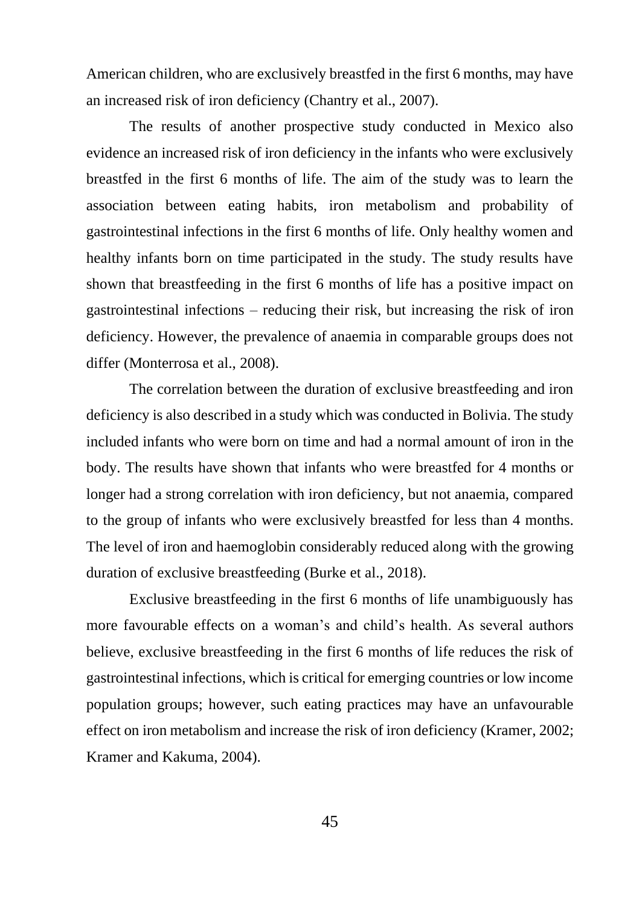American children, who are exclusively breastfed in the first 6 months, may have an increased risk of iron deficiency (Chantry et al., 2007).

The results of another prospective study conducted in Mexico also evidence an increased risk of iron deficiency in the infants who were exclusively breastfed in the first 6 months of life. The aim of the study was to learn the association between eating habits, iron metabolism and probability of gastrointestinal infections in the first 6 months of life. Only healthy women and healthy infants born on time participated in the study. The study results have shown that breastfeeding in the first 6 months of life has a positive impact on gastrointestinal infections – reducing their risk, but increasing the risk of iron deficiency. However, the prevalence of anaemia in comparable groups does not differ (Monterrosa et al., 2008).

The correlation between the duration of exclusive breastfeeding and iron deficiency is also described in a study which was conducted in Bolivia. The study included infants who were born on time and had a normal amount of iron in the body. The results have shown that infants who were breastfed for 4 months or longer had a strong correlation with iron deficiency, but not anaemia, compared to the group of infants who were exclusively breastfed for less than 4 months. The level of iron and haemoglobin considerably reduced along with the growing duration of exclusive breastfeeding (Burke et al., 2018).

Exclusive breastfeeding in the first 6 months of life unambiguously has more favourable effects on a woman's and child's health. As several authors believe, exclusive breastfeeding in the first 6 months of life reduces the risk of gastrointestinal infections, which is critical for emerging countries or low income population groups; however, such eating practices may have an unfavourable effect on iron metabolism and increase the risk of iron deficiency (Kramer, 2002; Kramer and Kakuma, 2004).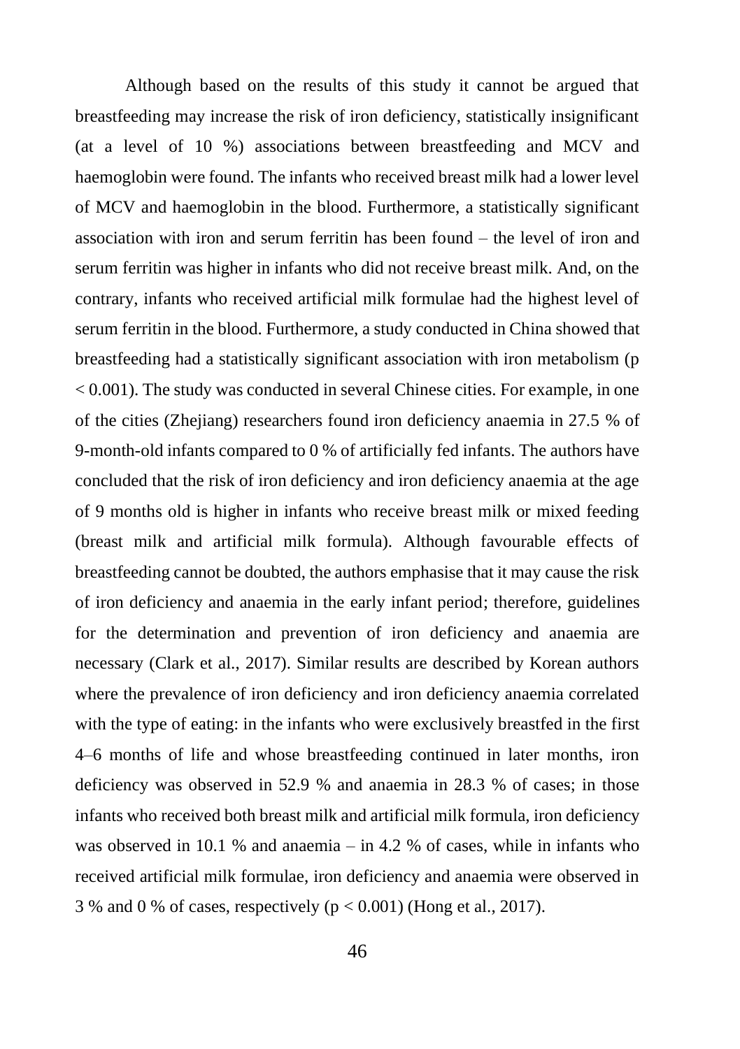Although based on the results of this study it cannot be argued that breastfeeding may increase the risk of iron deficiency, statistically insignificant (at a level of 10 %) associations between breastfeeding and MCV and haemoglobin were found. The infants who received breast milk had a lower level of MCV and haemoglobin in the blood. Furthermore, a statistically significant association with iron and serum ferritin has been found – the level of iron and serum ferritin was higher in infants who did not receive breast milk. And, on the contrary, infants who received artificial milk formulae had the highest level of serum ferritin in the blood. Furthermore, a study conducted in China showed that breastfeeding had a statistically significant association with iron metabolism ($p < 0.001$). The study was conducted in several Chinese cities. For example, in one of the cities (Zhejiang) researchers found iron deficiency anaemia in 27.5 % of 9-month-old infants compared to 0 % of artificially fed infants. The authors have concluded that the risk of iron deficiency and iron deficiency anaemia at the age of 9 months old is higher in infants who receive breast milk or mixed feeding (breast milk and artificial milk formula). Although favourable effects of breastfeeding cannot be doubted, the authors emphasise that it may cause the risk of iron deficiency and anaemia in the early infant period; therefore, guidelines for the determination and prevention of iron deficiency and anaemia are necessary (Clark et al., 2017). Similar results are described by Korean authors where the prevalence of iron deficiency and iron deficiency anaemia correlated with the type of eating: in the infants who were exclusively breastfed in the first 4–6 months of life and whose breastfeeding continued in later months, iron deficiency was observed in 52.9 % and anaemia in 28.3 % of cases; in those infants who received both breast milk and artificial milk formula, iron deficiency was observed in 10.1 % and anaemia – in 4.2 % of cases, while in infants who received artificial milk formulae, iron deficiency and anaemia were observed in 3 % and 0 % of cases, respectively ($p < 0.001$) (Hong et al., 2017).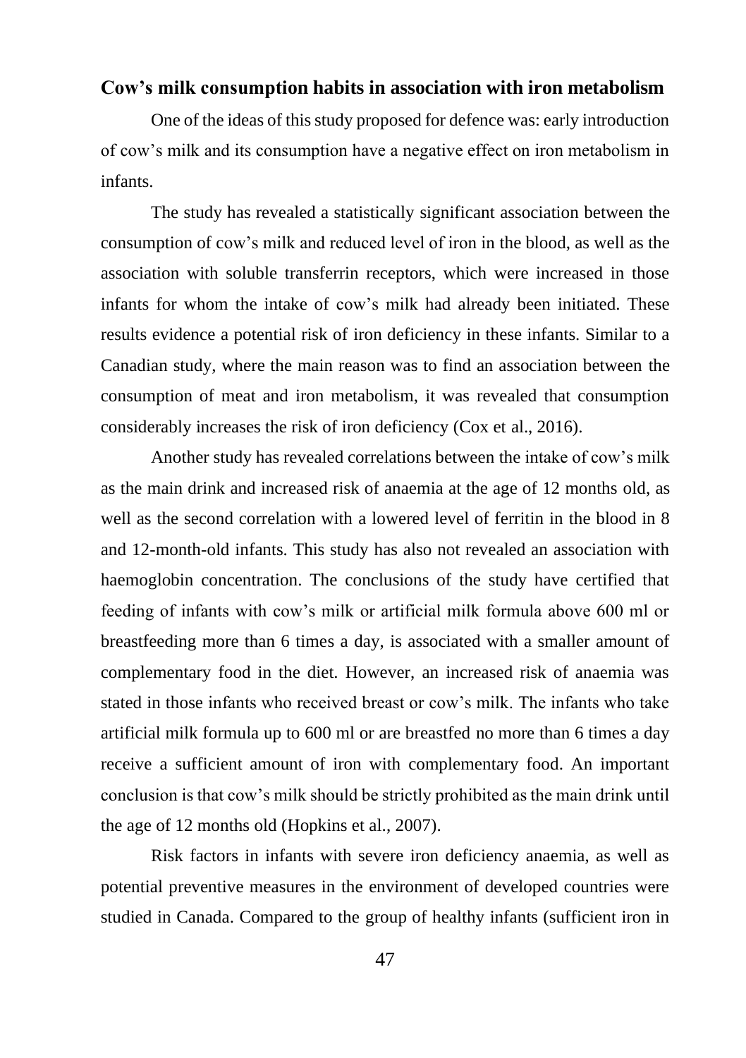## Cow's milk consumption habits in association with iron metabolism

One of the ideas of this study proposed for defence was: early introduction of cow's milk and its consumption have a negative effect on iron metabolism in infants.

The study has revealed a statistically significant association between the consumption of cow's milk and reduced level of iron in the blood, as well as the association with soluble transferrin receptors, which were increased in those infants for whom the intake of cow's milk had already been initiated. These results evidence a potential risk of iron deficiency in these infants. Similar to a Canadian study, where the main reason was to find an association between the consumption of meat and iron metabolism, it was revealed that consumption considerably increases the risk of iron deficiency (Cox et al., 2016).

Another study has revealed correlations between the intake of cow's milk as the main drink and increased risk of anaemia at the age of 12 months old, as well as the second correlation with a lowered level of ferritin in the blood in 8 and 12-month-old infants. This study has also not revealed an association with haemoglobin concentration. The conclusions of the study have certified that feeding of infants with cow's milk or artificial milk formula above 600 ml or breastfeeding more than 6 times a day, is associated with a smaller amount of complementary food in the diet. However, an increased risk of anaemia was stated in those infants who received breast or cow's milk. The infants who take artificial milk formula up to 600 ml or are breastfed no more than 6 times a day receive a sufficient amount of iron with complementary food. An important conclusion is that cow's milk should be strictly prohibited as the main drink until the age of 12 months old (Hopkins et al., 2007).

Risk factors in infants with severe iron deficiency anaemia, as well as potential preventive measures in the environment of developed countries were studied in Canada. Compared to the group of healthy infants (sufficient iron in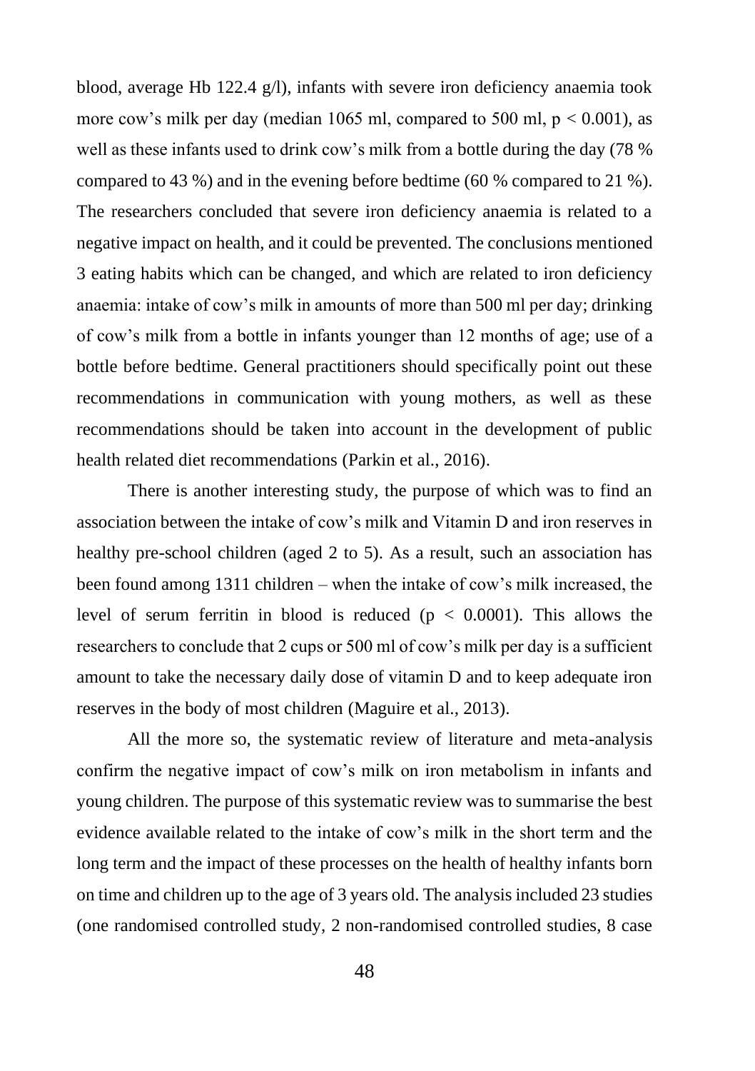blood, average Hb 122.4 g/l), infants with severe iron deficiency anaemia took more cow's milk per day (median 1065 ml, compared to 500 ml, $p < 0.001$), as well as these infants used to drink cow's milk from a bottle during the day (78 % compared to 43 %) and in the evening before bedtime (60 % compared to 21 %). The researchers concluded that severe iron deficiency anaemia is related to a negative impact on health, and it could be prevented. The conclusions mentioned 3 eating habits which can be changed, and which are related to iron deficiency anaemia: intake of cow's milk in amounts of more than 500 ml per day; drinking of cow's milk from a bottle in infants younger than 12 months of age; use of a bottle before bedtime. General practitioners should specifically point out these recommendations in communication with young mothers, as well as these recommendations should be taken into account in the development of public health related diet recommendations (Parkin et al., 2016).

There is another interesting study, the purpose of which was to find an association between the intake of cow's milk and Vitamin D and iron reserves in healthy pre-school children (aged 2 to 5). As a result, such an association has been found among 1311 children – when the intake of cow's milk increased, the level of serum ferritin in blood is reduced ($p < 0.0001$). This allows the researchers to conclude that 2 cups or 500 ml of cow's milk per day is a sufficient amount to take the necessary daily dose of vitamin D and to keep adequate iron reserves in the body of most children (Maguire et al., 2013).

All the more so, the systematic review of literature and meta-analysis confirm the negative impact of cow's milk on iron metabolism in infants and young children. The purpose of this systematic review was to summarise the best evidence available related to the intake of cow's milk in the short term and the long term and the impact of these processes on the health of healthy infants born on time and children up to the age of 3 years old. The analysis included 23 studies (one randomised controlled study, 2 non-randomised controlled studies, 8 case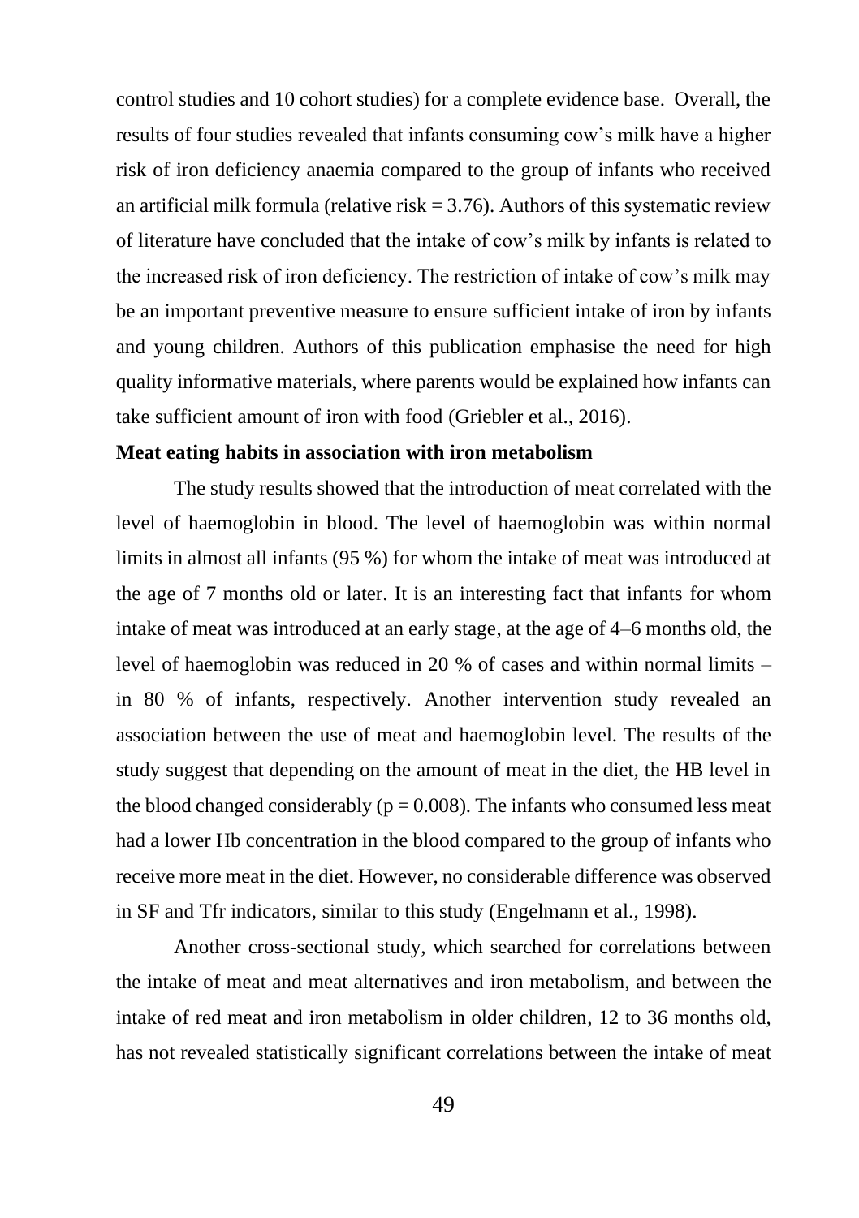control studies and 10 cohort studies) for a complete evidence base. Overall, the results of four studies revealed that infants consuming cow's milk have a higher risk of iron deficiency anaemia compared to the group of infants who received an artificial milk formula (relative risk = 3.76). Authors of this systematic review of literature have concluded that the intake of cow's milk by infants is related to the increased risk of iron deficiency. The restriction of intake of cow's milk may be an important preventive measure to ensure sufficient intake of iron by infants and young children. Authors of this publication emphasise the need for high quality informative materials, where parents would be explained how infants can take sufficient amount of iron with food (Griebler et al., 2016).

**Meat eating habits in association with iron metabolism**

The study results showed that the introduction of meat correlated with the level of haemoglobin in blood. The level of haemoglobin was within normal limits in almost all infants (95 %) for whom the intake of meat was introduced at the age of 7 months old or later. It is an interesting fact that infants for whom intake of meat was introduced at an early stage, at the age of 4–6 months old, the level of haemoglobin was reduced in 20 % of cases and within normal limits – in 80 % of infants, respectively. Another intervention study revealed an association between the use of meat and haemoglobin level. The results of the study suggest that depending on the amount of meat in the diet, the HB level in the blood changed considerably ($p = 0.008$). The infants who consumed less meat had a lower Hb concentration in the blood compared to the group of infants who receive more meat in the diet. However, no considerable difference was observed in SF and Tfr indicators, similar to this study (Engelmann et al., 1998).

Another cross-sectional study, which searched for correlations between the intake of meat and meat alternatives and iron metabolism, and between the intake of red meat and iron metabolism in older children, 12 to 36 months old, has not revealed statistically significant correlations between the intake of meat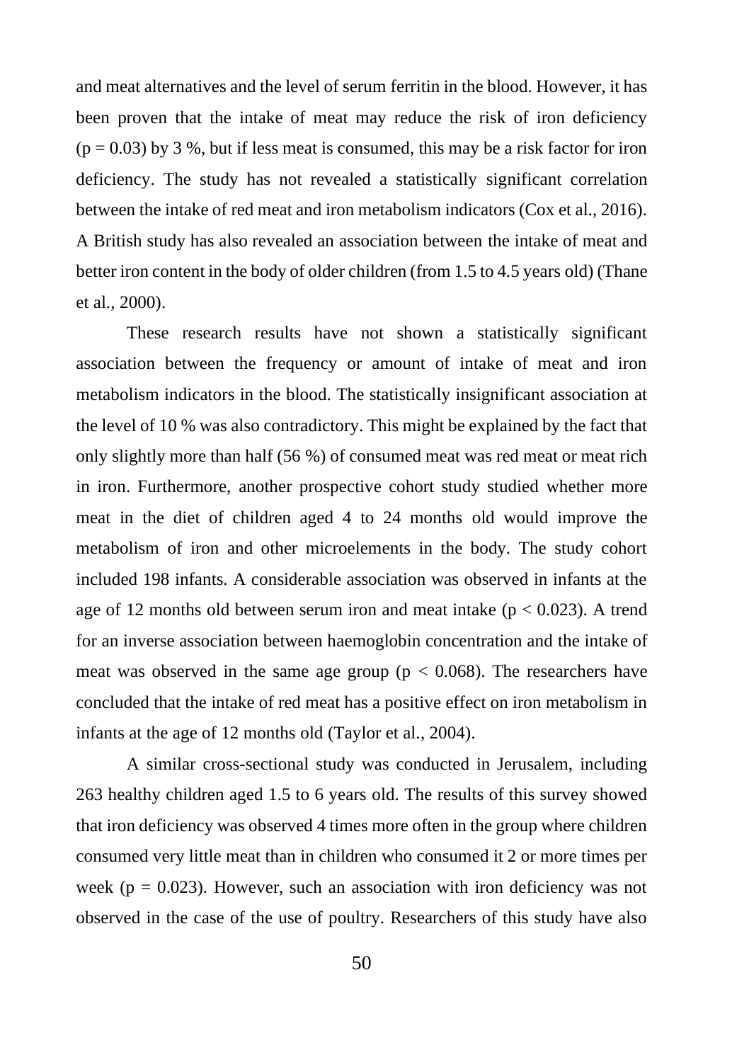and meat alternatives and the level of serum ferritin in the blood. However, it has been proven that the intake of meat may reduce the risk of iron deficiency ($p = 0.03$) by 3 %, but if less meat is consumed, this may be a risk factor for iron deficiency. The study has not revealed a statistically significant correlation between the intake of red meat and iron metabolism indicators (Cox et al., 2016). A British study has also revealed an association between the intake of meat and better iron content in the body of older children (from 1.5 to 4.5 years old) (Thane et al., 2000).

These research results have not shown a statistically significant association between the frequency or amount of intake of meat and iron metabolism indicators in the blood. The statistically insignificant association at the level of 10 % was also contradictory. This might be explained by the fact that only slightly more than half (56 %) of consumed meat was red meat or meat rich in iron. Furthermore, another prospective cohort study studied whether more meat in the diet of children aged 4 to 24 months old would improve the metabolism of iron and other microelements in the body. The study cohort included 198 infants. A considerable association was observed in infants at the age of 12 months old between serum iron and meat intake ($p < 0.023$). A trend for an inverse association between haemoglobin concentration and the intake of meat was observed in the same age group ($p < 0.068$). The researchers have concluded that the intake of red meat has a positive effect on iron metabolism in infants at the age of 12 months old (Taylor et al., 2004).

A similar cross-sectional study was conducted in Jerusalem, including 263 healthy children aged 1.5 to 6 years old. The results of this survey showed that iron deficiency was observed 4 times more often in the group where children consumed very little meat than in children who consumed it 2 or more times per week ($p = 0.023$). However, such an association with iron deficiency was not observed in the case of the use of poultry. Researchers of this study have also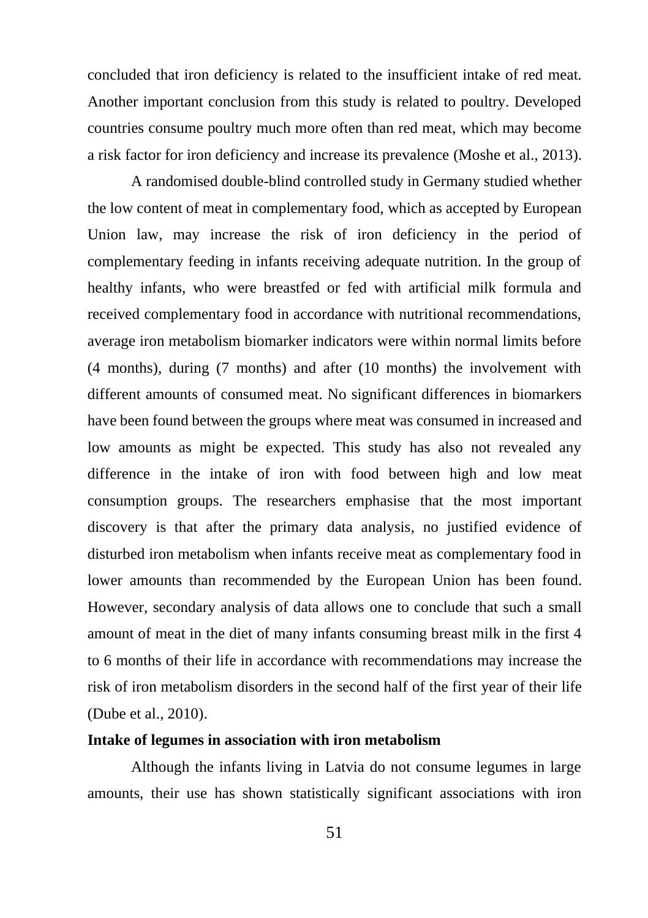concluded that iron deficiency is related to the insufficient intake of red meat. Another important conclusion from this study is related to poultry. Developed countries consume poultry much more often than red meat, which may become a risk factor for iron deficiency and increase its prevalence (Moshe et al., 2013).

A randomised double-blind controlled study in Germany studied whether the low content of meat in complementary food, which as accepted by European Union law, may increase the risk of iron deficiency in the period of complementary feeding in infants receiving adequate nutrition. In the group of healthy infants, who were breastfed or fed with artificial milk formula and received complementary food in accordance with nutritional recommendations, average iron metabolism biomarker indicators were within normal limits before (4 months), during (7 months) and after (10 months) the involvement with different amounts of consumed meat. No significant differences in biomarkers have been found between the groups where meat was consumed in increased and low amounts as might be expected. This study has also not revealed any difference in the intake of iron with food between high and low meat consumption groups. The researchers emphasise that the most important discovery is that after the primary data analysis, no justified evidence of disturbed iron metabolism when infants receive meat as complementary food in lower amounts than recommended by the European Union has been found. However, secondary analysis of data allows one to conclude that such a small amount of meat in the diet of many infants consuming breast milk in the first 4 to 6 months of their life in accordance with recommendations may increase the risk of iron metabolism disorders in the second half of the first year of their life (Dube et al., 2010).

**Intake of legumes in association with iron metabolism**

Although the infants living in Latvia do not consume legumes in large amounts, their use has shown statistically significant associations with iron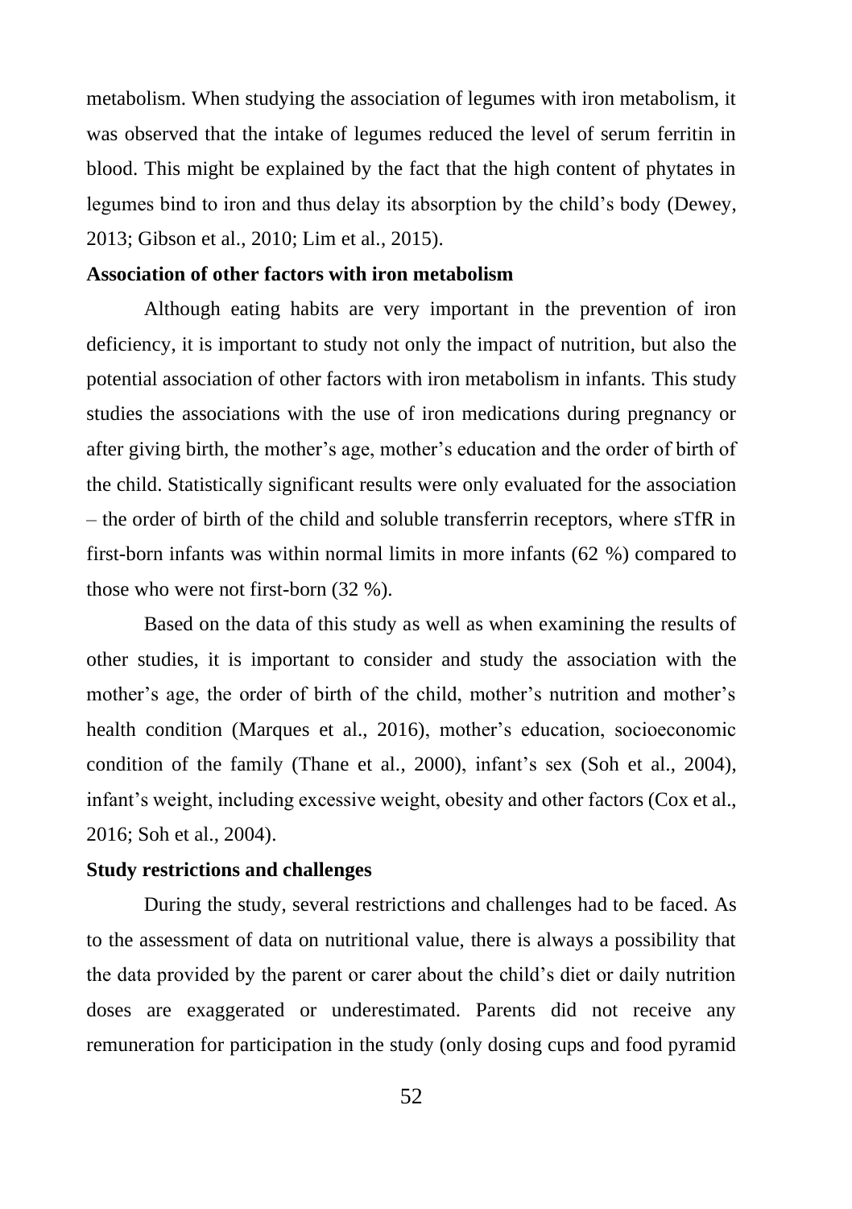metabolism. When studying the association of legumes with iron metabolism, it was observed that the intake of legumes reduced the level of serum ferritin in blood. This might be explained by the fact that the high content of phytates in legumes bind to iron and thus delay its absorption by the child's body (Dewey, 2013; Gibson et al., 2010; Lim et al., 2015).

**Association of other factors with iron metabolism**

Although eating habits are very important in the prevention of iron deficiency, it is important to study not only the impact of nutrition, but also the potential association of other factors with iron metabolism in infants. This study studies the associations with the use of iron medications during pregnancy or after giving birth, the mother's age, mother's education and the order of birth of the child. Statistically significant results were only evaluated for the association – the order of birth of the child and soluble transferrin receptors, where sTfR in first-born infants was within normal limits in more infants (62 %) compared to those who were not first-born (32 %).

Based on the data of this study as well as when examining the results of other studies, it is important to consider and study the association with the mother's age, the order of birth of the child, mother's nutrition and mother's health condition (Marques et al., 2016), mother's education, socioeconomic condition of the family (Thane et al., 2000), infant's sex (Soh et al., 2004), infant's weight, including excessive weight, obesity and other factors (Cox et al., 2016; Soh et al., 2004).

**Study restrictions and challenges**

During the study, several restrictions and challenges had to be faced. As to the assessment of data on nutritional value, there is always a possibility that the data provided by the parent or carer about the child's diet or daily nutrition doses are exaggerated or underestimated. Parents did not receive any remuneration for participation in the study (only dosing cups and food pyramid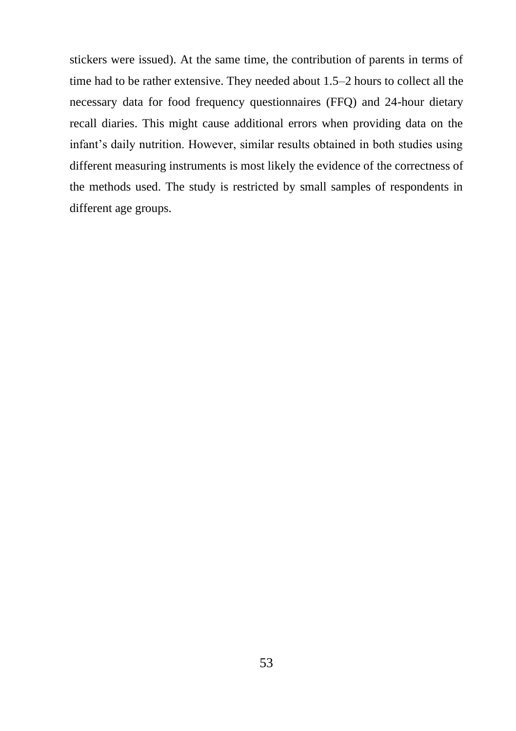stickers were issued). At the same time, the contribution of parents in terms of time had to be rather extensive. They needed about 1.5–2 hours to collect all the necessary data for food frequency questionnaires (FFQ) and 24-hour dietary recall diaries. This might cause additional errors when providing data on the infant's daily nutrition. However, similar results obtained in both studies using different measuring instruments is most likely the evidence of the correctness of the methods used. The study is restricted by small samples of respondents in different age groups.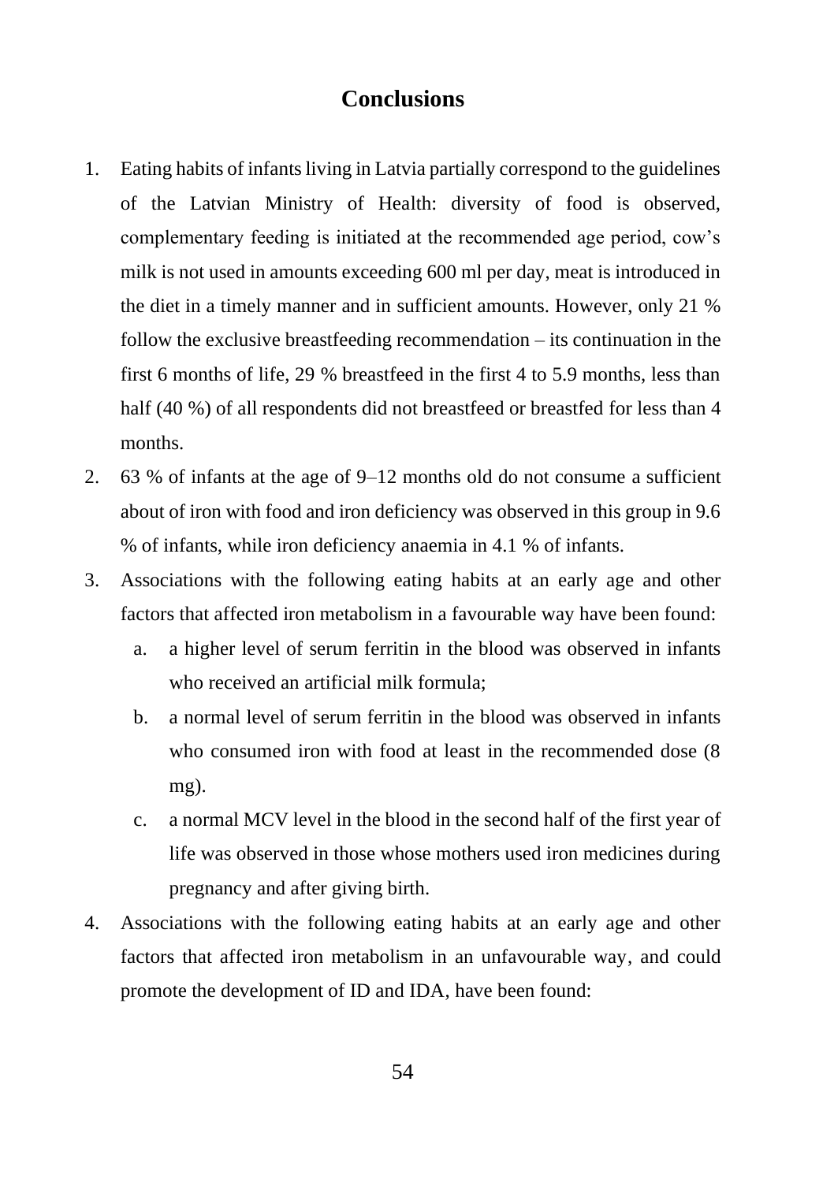# Conclusions

1. Eating habits of infants living in Latvia partially correspond to the guidelines of the Latvian Ministry of Health: diversity of food is observed, complementary feeding is initiated at the recommended age period, cow's milk is not used in amounts exceeding 600 ml per day, meat is introduced in the diet in a timely manner and in sufficient amounts. However, only 21 % follow the exclusive breastfeeding recommendation – its continuation in the first 6 months of life, 29 % breastfeed in the first 4 to 5.9 months, less than half (40 %) of all respondents did not breastfeed or breastfed for less than 4 months.
2. 63 % of infants at the age of 9–12 months old do not consume a sufficient about of iron with food and iron deficiency was observed in this group in 9.6 % of infants, while iron deficiency anaemia in 4.1 % of infants.
3. Associations with the following eating habits at an early age and other factors that affected iron metabolism in a favourable way have been found:
   a. a higher level of serum ferritin in the blood was observed in infants who received an artificial milk formula;
   b. a normal level of serum ferritin in the blood was observed in infants who consumed iron with food at least in the recommended dose (8 mg).
   c. a normal MCV level in the blood in the second half of the first year of life was observed in those whose mothers used iron medicines during pregnancy and after giving birth.
4. Associations with the following eating habits at an early age and other factors that affected iron metabolism in an unfavourable way, and could promote the development of ID and IDA, have been found: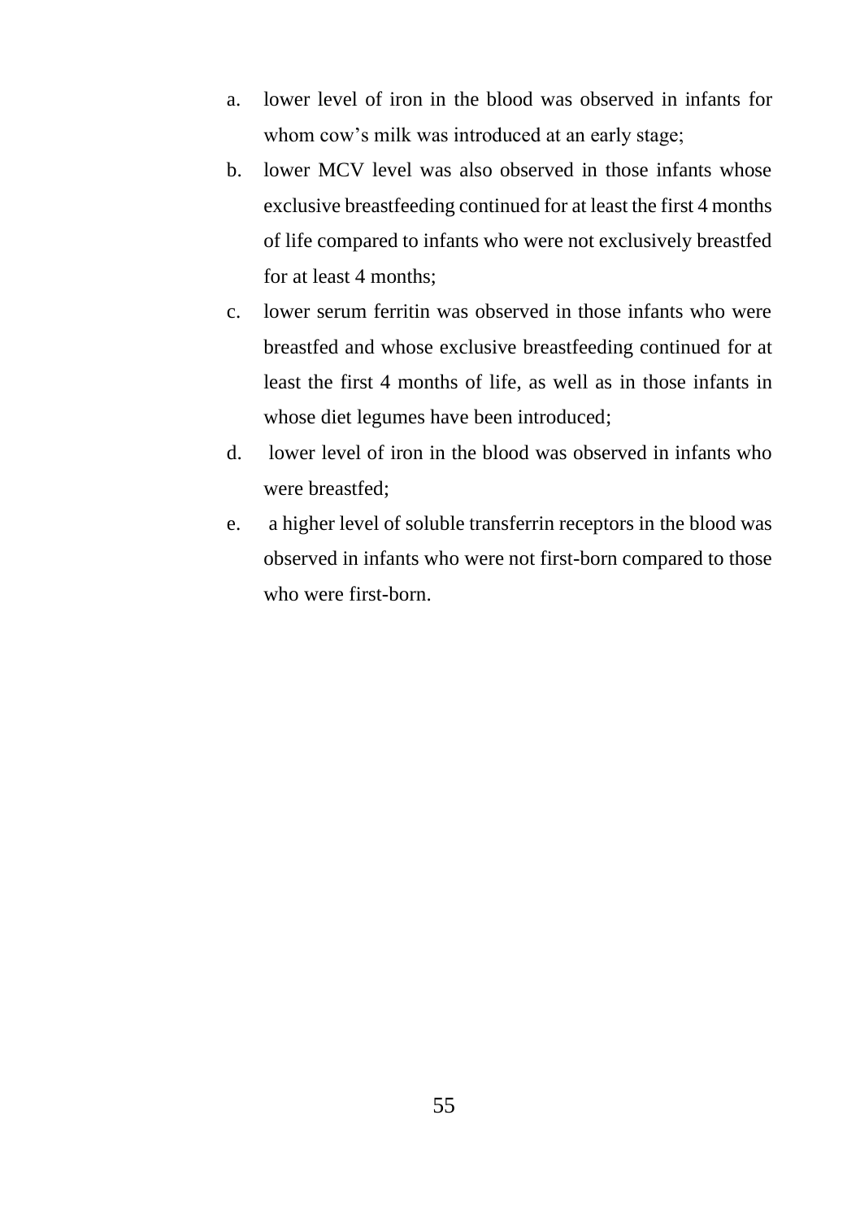a. lower level of iron in the blood was observed in infants for whom cow's milk was introduced at an early stage;
b. lower MCV level was also observed in those infants whose exclusive breastfeeding continued for at least the first 4 months of life compared to infants who were not exclusively breastfed for at least 4 months;
c. lower serum ferritin was observed in those infants who were breastfed and whose exclusive breastfeeding continued for at least the first 4 months of life, as well as in those infants in whose diet legumes have been introduced;
d. lower level of iron in the blood was observed in infants who were breastfed;
e. a higher level of soluble transferrin receptors in the blood was observed in infants who were not first-born compared to those who were first-born.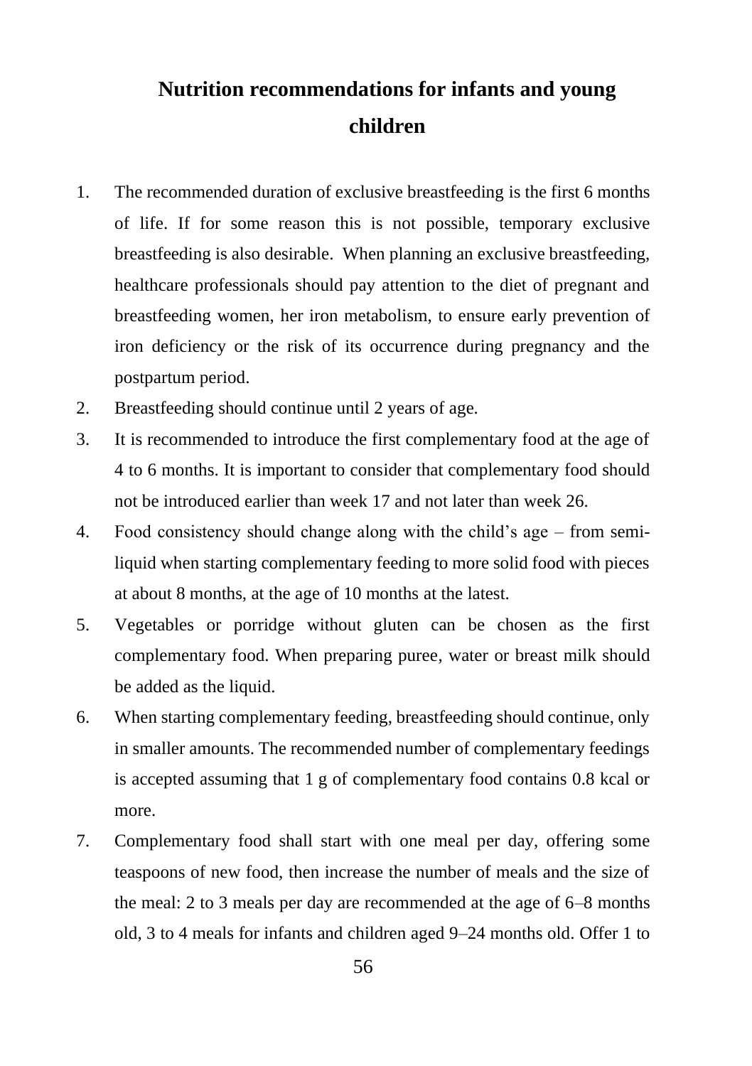# Nutrition recommendations for infants and young children

1. The recommended duration of exclusive breastfeeding is the first 6 months of life. If for some reason this is not possible, temporary exclusive breastfeeding is also desirable. When planning an exclusive breastfeeding, healthcare professionals should pay attention to the diet of pregnant and breastfeeding women, her iron metabolism, to ensure early prevention of iron deficiency or the risk of its occurrence during pregnancy and the postpartum period.
2. Breastfeeding should continue until 2 years of age.
3. It is recommended to introduce the first complementary food at the age of 4 to 6 months. It is important to consider that complementary food should not be introduced earlier than week 17 and not later than week 26.
4. Food consistency should change along with the child's age – from semi-liquid when starting complementary feeding to more solid food with pieces at about 8 months, at the age of 10 months at the latest.
5. Vegetables or porridge without gluten can be chosen as the first complementary food. When preparing puree, water or breast milk should be added as the liquid.
6. When starting complementary feeding, breastfeeding should continue, only in smaller amounts. The recommended number of complementary feedings is accepted assuming that 1 g of complementary food contains 0.8 kcal or more.
7. Complementary food shall start with one meal per day, offering some teaspoons of new food, then increase the number of meals and the size of the meal: 2 to 3 meals per day are recommended at the age of 6–8 months old, 3 to 4 meals for infants and children aged 9–24 months old. Offer 1 to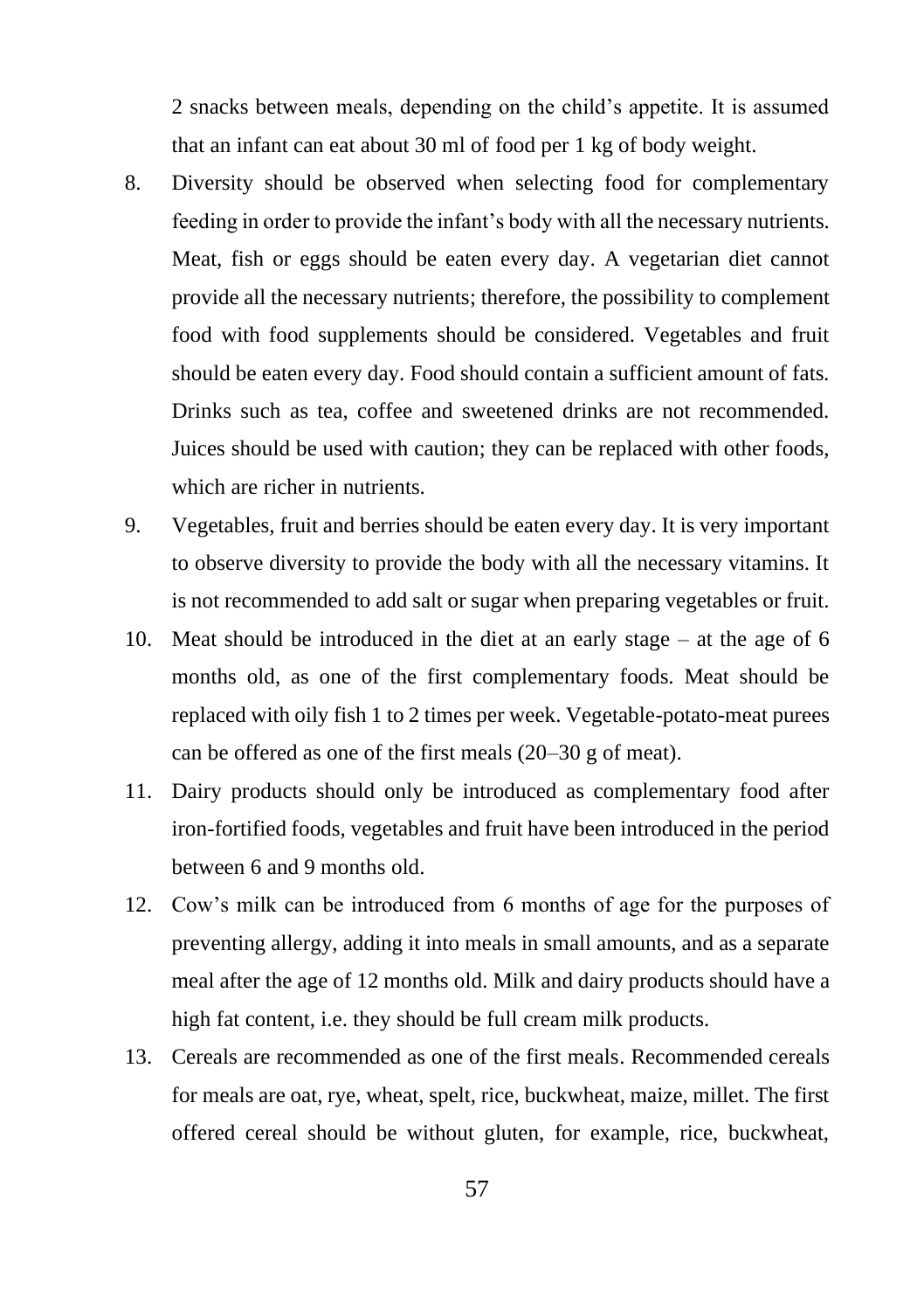2 snacks between meals, depending on the child's appetite. It is assumed that an infant can eat about 30 ml of food per 1 kg of body weight.

8. Diversity should be observed when selecting food for complementary feeding in order to provide the infant's body with all the necessary nutrients. Meat, fish or eggs should be eaten every day. A vegetarian diet cannot provide all the necessary nutrients; therefore, the possibility to complement food with food supplements should be considered. Vegetables and fruit should be eaten every day. Food should contain a sufficient amount of fats. Drinks such as tea, coffee and sweetened drinks are not recommended. Juices should be used with caution; they can be replaced with other foods, which are richer in nutrients.
9. Vegetables, fruit and berries should be eaten every day. It is very important to observe diversity to provide the body with all the necessary vitamins. It is not recommended to add salt or sugar when preparing vegetables or fruit.
10. Meat should be introduced in the diet at an early stage – at the age of 6 months old, as one of the first complementary foods. Meat should be replaced with oily fish 1 to 2 times per week. Vegetable-potato-meat purees can be offered as one of the first meals (20–30 g of meat).
11. Dairy products should only be introduced as complementary food after iron-fortified foods, vegetables and fruit have been introduced in the period between 6 and 9 months old.
12. Cow's milk can be introduced from 6 months of age for the purposes of preventing allergy, adding it into meals in small amounts, and as a separate meal after the age of 12 months old. Milk and dairy products should have a high fat content, i.e. they should be full cream milk products.
13. Cereals are recommended as one of the first meals. Recommended cereals for meals are oat, rye, wheat, spelt, rice, buckwheat, maize, millet. The first offered cereal should be without gluten, for example, rice, buckwheat,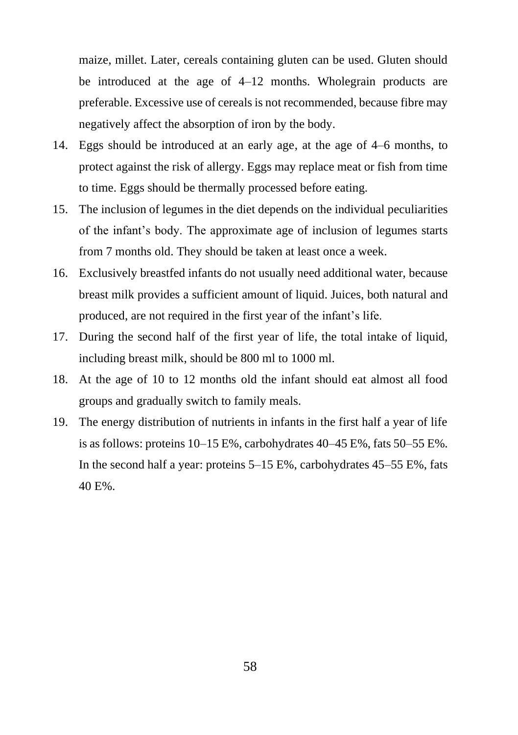maize, millet. Later, cereals containing gluten can be used. Gluten should be introduced at the age of 4–12 months. Wholegrain products are preferable. Excessive use of cereals is not recommended, because fibre may negatively affect the absorption of iron by the body.

14. Eggs should be introduced at an early age, at the age of 4–6 months, to protect against the risk of allergy. Eggs may replace meat or fish from time to time. Eggs should be thermally processed before eating.
15. The inclusion of legumes in the diet depends on the individual peculiarities of the infant's body. The approximate age of inclusion of legumes starts from 7 months old. They should be taken at least once a week.
16. Exclusively breastfed infants do not usually need additional water, because breast milk provides a sufficient amount of liquid. Juices, both natural and produced, are not required in the first year of the infant's life.
17. During the second half of the first year of life, the total intake of liquid, including breast milk, should be 800 ml to 1000 ml.
18. At the age of 10 to 12 months old the infant should eat almost all food groups and gradually switch to family meals.
19. The energy distribution of nutrients in infants in the first half a year of life is as follows: proteins 10–15 E%, carbohydrates 40–45 E%, fats 50–55 E%. In the second half a year: proteins 5–15 E%, carbohydrates 45–55 E%, fats 40 E%.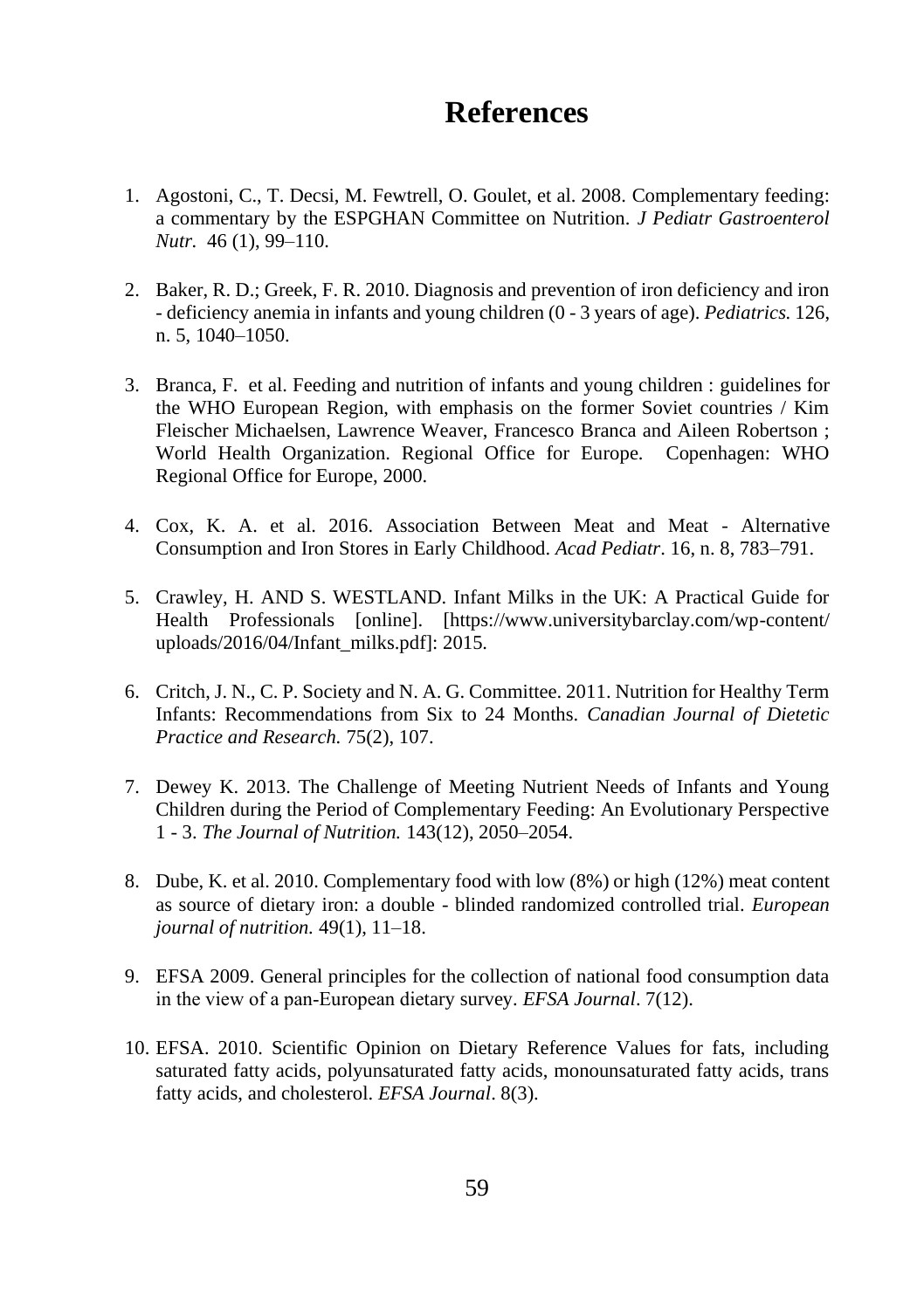# References

1. Agostoni, C., T. Decsi, M. Fewtrell, O. Goulet, et al. 2008. Complementary feeding: a commentary by the ESPGHAN Committee on Nutrition. *J Pediatr Gastroenterol Nutr.* 46 (1), 99–110.

2. Baker, R. D.; Greek, F. R. 2010. Diagnosis and prevention of iron deficiency and iron - deficiency anemia in infants and young children (0 - 3 years of age). *Pediatrics.* 126, n. 5, 1040–1050.

3. Branca, F. et al. Feeding and nutrition of infants and young children : guidelines for the WHO European Region, with emphasis on the former Soviet countries / Kim Fleischer Michaelsen, Lawrence Weaver, Francesco Branca and Aileen Robertson ; World Health Organization. Regional Office for Europe. Copenhagen: WHO Regional Office for Europe, 2000.

4. Cox, K. A. et al. 2016. Association Between Meat and Meat - Alternative Consumption and Iron Stores in Early Childhood. *Acad Pediatr*. 16, n. 8, 783–791.

5. Crawley, H. AND S. WESTLAND. Infant Milks in the UK: A Practical Guide for Health Professionals [online]. [https://www.universitybarclay.com/wp-content/uploads/2016/04/Infant_milks.pdf]: 2015.

6. Critch, J. N., C. P. Society and N. A. G. Committee. 2011. Nutrition for Healthy Term Infants: Recommendations from Six to 24 Months. *Canadian Journal of Dietetic Practice and Research.* 75(2), 107.

7. Dewey K. 2013. The Challenge of Meeting Nutrient Needs of Infants and Young Children during the Period of Complementary Feeding: An Evolutionary Perspective 1 - 3. *The Journal of Nutrition.* 143(12), 2050–2054.

8. Dube, K. et al. 2010. Complementary food with low (8%) or high (12%) meat content as source of dietary iron: a double - blinded randomized controlled trial. *European journal of nutrition.* 49(1), 11–18.

9. EFSA 2009. General principles for the collection of national food consumption data in the view of a pan-European dietary survey. *EFSA Journal*. 7(12).

10. EFSA. 2010. Scientific Opinion on Dietary Reference Values for fats, including saturated fatty acids, polyunsaturated fatty acids, monounsaturated fatty acids, trans fatty acids, and cholesterol. *EFSA Journal*. 8(3).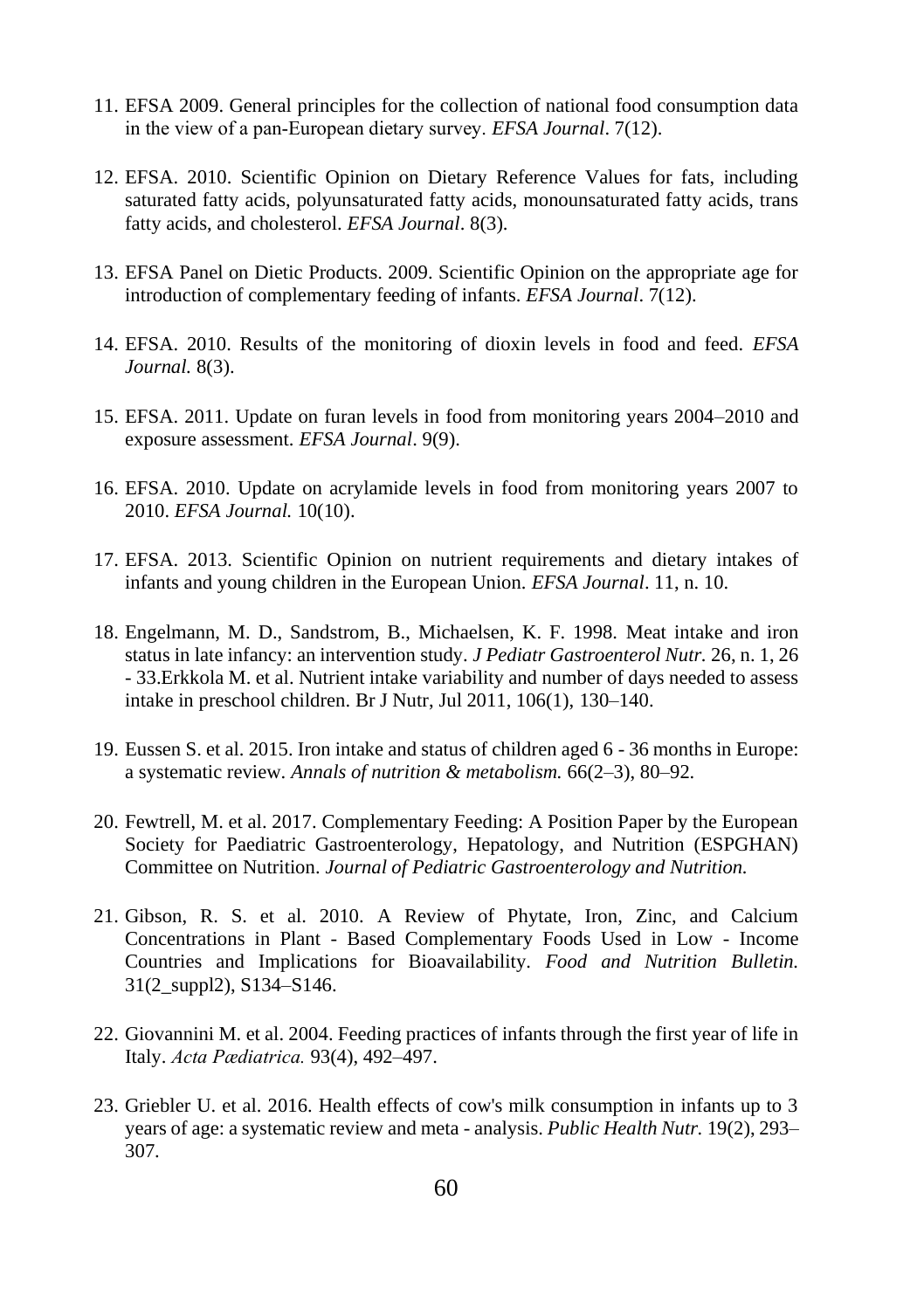11. EFSA 2009. General principles for the collection of national food consumption data in the view of a pan-European dietary survey. *EFSA Journal*. 7(12).

12. EFSA. 2010. Scientific Opinion on Dietary Reference Values for fats, including saturated fatty acids, polyunsaturated fatty acids, monounsaturated fatty acids, trans fatty acids, and cholesterol. *EFSA Journal*. 8(3).

13. EFSA Panel on Dietic Products. 2009. Scientific Opinion on the appropriate age for introduction of complementary feeding of infants. *EFSA Journal*. 7(12).

14. EFSA. 2010. Results of the monitoring of dioxin levels in food and feed. *EFSA Journal.* 8(3).

15. EFSA. 2011. Update on furan levels in food from monitoring years 2004–2010 and exposure assessment. *EFSA Journal*. 9(9).

16. EFSA. 2010. Update on acrylamide levels in food from monitoring years 2007 to 2010. *EFSA Journal.* 10(10).

17. EFSA. 2013. Scientific Opinion on nutrient requirements and dietary intakes of infants and young children in the European Union. *EFSA Journal*. 11, n. 10.

18. Engelmann, M. D., Sandstrom, B., Michaelsen, K. F. 1998. Meat intake and iron status in late infancy: an intervention study. *J Pediatr Gastroenterol Nutr.* 26, n. 1, 26 - 33.Erkkola M. et al. Nutrient intake variability and number of days needed to assess intake in preschool children. Br J Nutr, Jul 2011, 106(1), 130–140.

19. Eussen S. et al. 2015. Iron intake and status of children aged 6 - 36 months in Europe: a systematic review. *Annals of nutrition & metabolism.* 66(2–3), 80–92.

20. Fewtrell, M. et al. 2017. Complementary Feeding: A Position Paper by the European Society for Paediatric Gastroenterology, Hepatology, and Nutrition (ESPGHAN) Committee on Nutrition. *Journal of Pediatric Gastroenterology and Nutrition.*

21. Gibson, R. S. et al. 2010. A Review of Phytate, Iron, Zinc, and Calcium Concentrations in Plant - Based Complementary Foods Used in Low - Income Countries and Implications for Bioavailability. *Food and Nutrition Bulletin.* 31(2_suppl2), S134–S146.

22. Giovannini M. et al. 2004. Feeding practices of infants through the first year of life in Italy. *Acta Pædiatrica.* 93(4), 492–497.

23. Griebler U. et al. 2016. Health effects of cow's milk consumption in infants up to 3 years of age: a systematic review and meta - analysis. *Public Health Nutr.* 19(2), 293–307.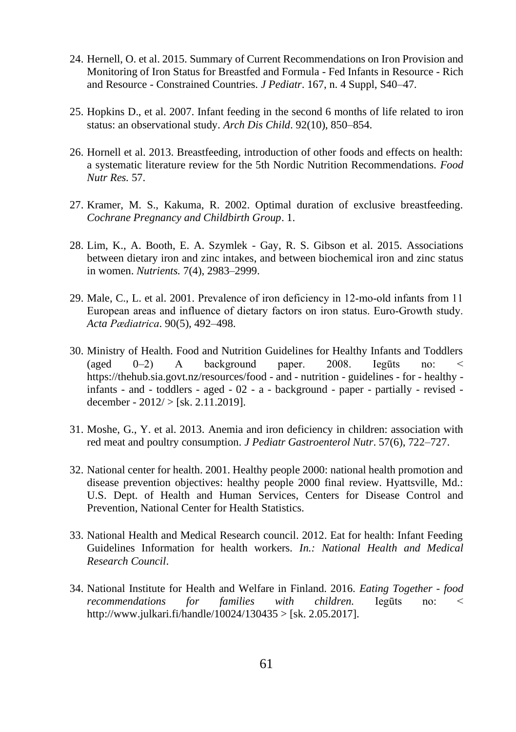24. Hernell, O. et al. 2015. Summary of Current Recommendations on Iron Provision and Monitoring of Iron Status for Breastfed and Formula - Fed Infants in Resource - Rich and Resource - Constrained Countries. *J Pediatr*. 167, n. 4 Suppl, S40–47.

25. Hopkins D., et al. 2007. Infant feeding in the second 6 months of life related to iron status: an observational study. *Arch Dis Child*. 92(10), 850–854.

26. Hornell et al. 2013. Breastfeeding, introduction of other foods and effects on health: a systematic literature review for the 5th Nordic Nutrition Recommendations. *Food Nutr Res.* 57.

27. Kramer, M. S., Kakuma, R. 2002. Optimal duration of exclusive breastfeeding. *Cochrane Pregnancy and Childbirth Group*. 1.

28. Lim, K., A. Booth, E. A. Szymlek - Gay, R. S. Gibson et al. 2015. Associations between dietary iron and zinc intakes, and between biochemical iron and zinc status in women. *Nutrients.* 7(4), 2983–2999.

29. Male, C., L. et al. 2001. Prevalence of iron deficiency in 12-mo-old infants from 11 European areas and influence of dietary factors on iron status. Euro-Growth study. *Acta Pædiatrica*. 90(5), 492–498.

30. Ministry of Health. Food and Nutrition Guidelines for Healthy Infants and Toddlers (aged 0–2) A background paper. 2008. Iegūts no: < https://thehub.sia.govt.nz/resources/food - and - nutrition - guidelines - for - healthy - infants - and - toddlers - aged - 02 - a - background - paper - partially - revised - december - 2012/ > [sk. 2.11.2019].

31. Moshe, G., Y. et al. 2013. Anemia and iron deficiency in children: association with red meat and poultry consumption. *J Pediatr Gastroenterol Nutr*. 57(6), 722–727.

32. National center for health. 2001. Healthy people 2000: national health promotion and disease prevention objectives: healthy people 2000 final review. Hyattsville, Md.: U.S. Dept. of Health and Human Services, Centers for Disease Control and Prevention, National Center for Health Statistics.

33. National Health and Medical Research council. 2012. Eat for health: Infant Feeding Guidelines Information for health workers. *In.: National Health and Medical Research Council*.

34. National Institute for Health and Welfare in Finland. 2016. *Eating Together - food recommendations for families with children.* Iegūts no: < http://www.julkari.fi/handle/10024/130435 > [sk. 2.05.2017].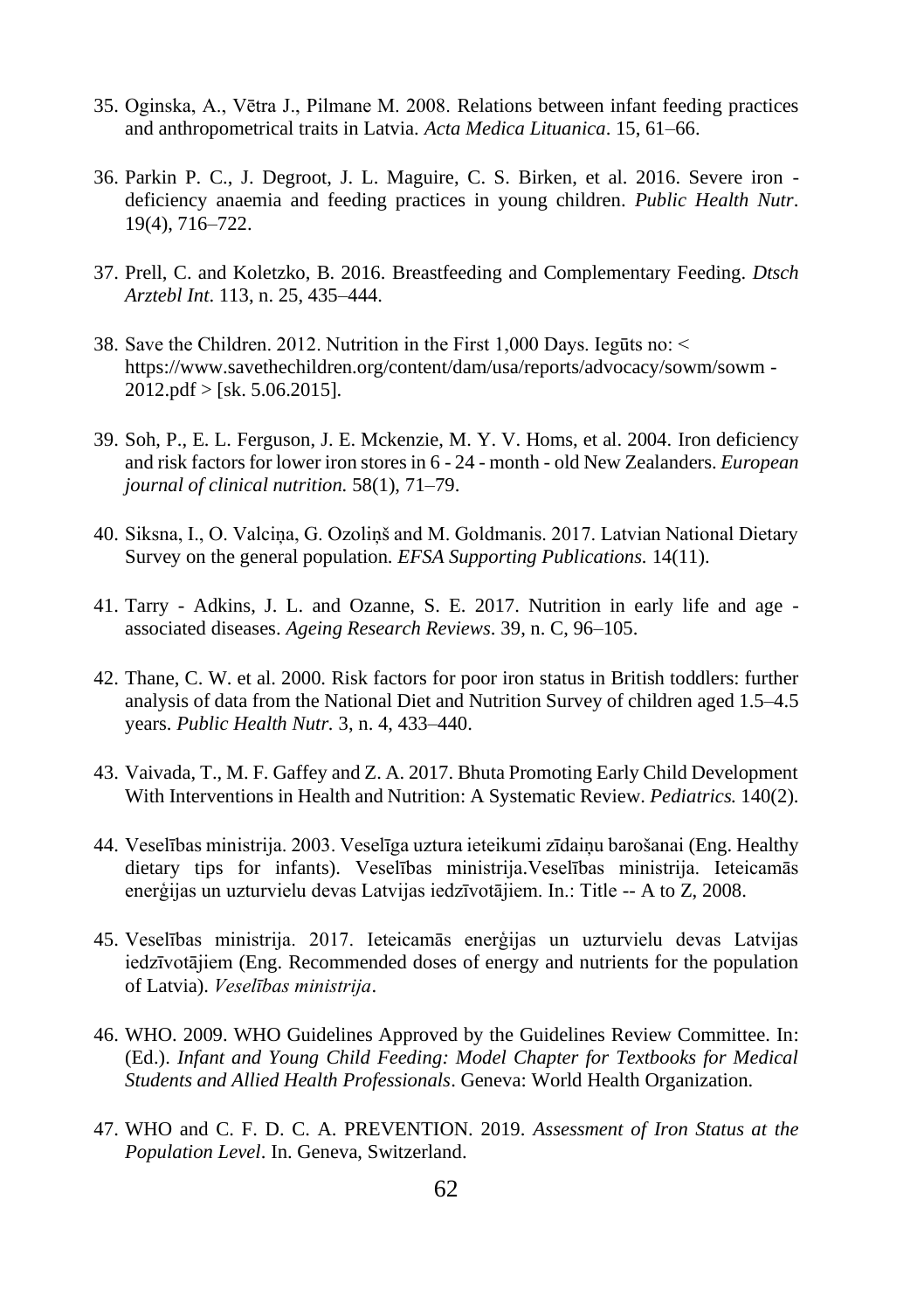35. Oginska, A., Vētra J., Pilmane M. 2008. Relations between infant feeding practices and anthropometrical traits in Latvia. *Acta Medica Lituanica*. 15, 61–66.

36. Parkin P. C., J. Degroot, J. L. Maguire, C. S. Birken, et al. 2016. Severe iron - deficiency anaemia and feeding practices in young children. *Public Health Nutr*. 19(4), 716–722.

37. Prell, C. and Koletzko, B. 2016. Breastfeeding and Complementary Feeding. *Dtsch Arztebl Int*. 113, n. 25, 435–444.

38. Save the Children. 2012. Nutrition in the First 1,000 Days. Iegūts no: < https://www.savethechildren.org/content/dam/usa/reports/advocacy/sowm/sowm - 2012.pdf > [sk. 5.06.2015].

39. Soh, P., E. L. Ferguson, J. E. Mckenzie, M. Y. V. Homs, et al. 2004. Iron deficiency and risk factors for lower iron stores in 6 - 24 - month - old New Zealanders. *European journal of clinical nutrition.* 58(1), 71–79.

40. Siksna, I., O. Valciņa, G. Ozoliņš and M. Goldmanis. 2017. Latvian National Dietary Survey on the general population. *EFSA Supporting Publications.* 14(11).

41. Tarry - Adkins, J. L. and Ozanne, S. E. 2017. Nutrition in early life and age - associated diseases. *Ageing Research Reviews*. 39, n. C, 96–105.

42. Thane, C. W. et al. 2000. Risk factors for poor iron status in British toddlers: further analysis of data from the National Diet and Nutrition Survey of children aged 1.5–4.5 years. *Public Health Nutr.* 3, n. 4, 433–440.

43. Vaivada, T., M. F. Gaffey and Z. A. 2017. Bhuta Promoting Early Child Development With Interventions in Health and Nutrition: A Systematic Review. *Pediatrics.* 140(2).

44. Veselības ministrija. 2003. Veselīga uztura ieteikumi zīdaiņu barošanai (Eng. Healthy dietary tips for infants). Veselības ministrija.Veselības ministrija. Ieteicamās enerģijas un uzturvielu devas Latvijas iedzīvotājiem. In.: Title -- A to Z, 2008.

45. Veselības ministrija. 2017. Ieteicamās enerģijas un uzturvielu devas Latvijas iedzīvotājiem (Eng. Recommended doses of energy and nutrients for the population of Latvia). *Veselības ministrija*.

46. WHO. 2009. WHO Guidelines Approved by the Guidelines Review Committee. In: (Ed.). *Infant and Young Child Feeding: Model Chapter for Textbooks for Medical Students and Allied Health Professionals*. Geneva: World Health Organization.

47. WHO and C. F. D. C. A. PREVENTION. 2019. *Assessment of Iron Status at the Population Level*. In. Geneva, Switzerland.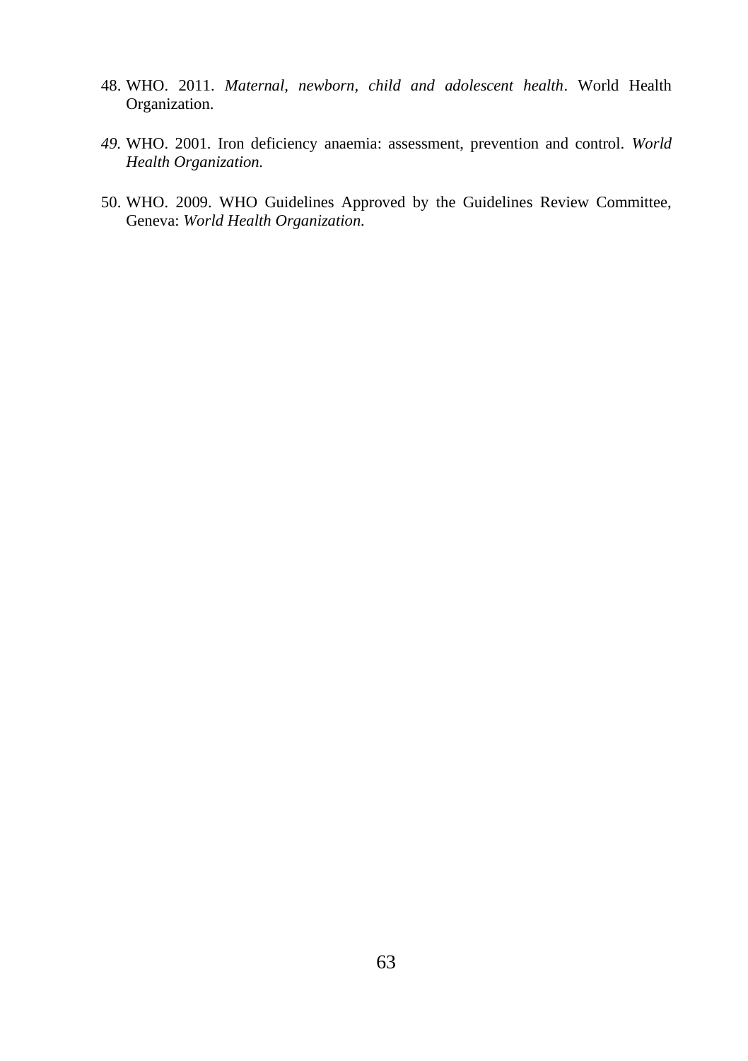48. WHO. 2011. *Maternal, newborn, child and adolescent health*. World Health Organization.

*49.* WHO. 2001. Iron deficiency anaemia: assessment, prevention and control. *World Health Organization.*

50. WHO. 2009. WHO Guidelines Approved by the Guidelines Review Committee, Geneva: *World Health Organization.*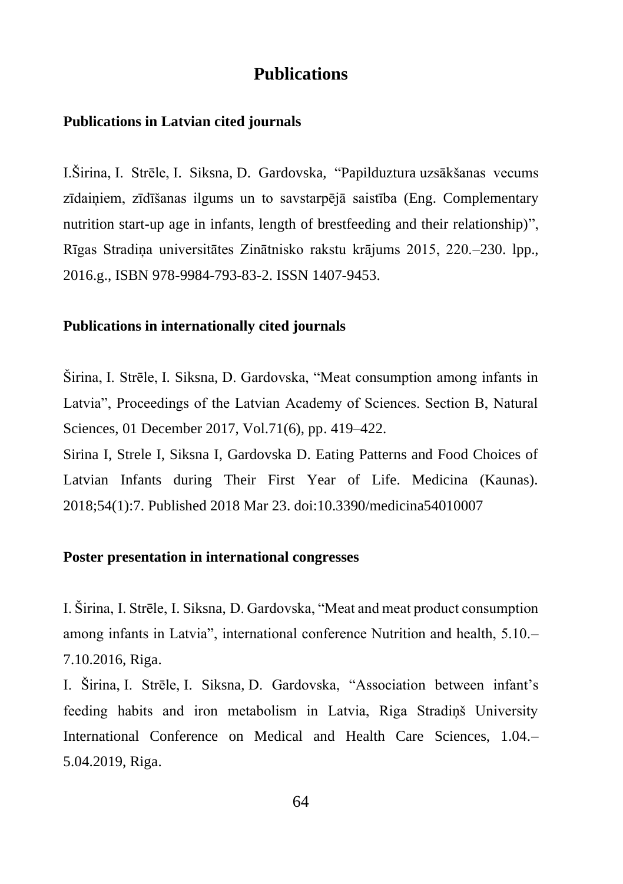# Publications

## Publications in Latvian cited journals

I.Širina, I. Strēle, I. Siksna, D. Gardovska, "Papilduztura uzsākšanas vecums zīdaiņiem, zīdīšanas ilgums un to savstarpējā saistība (Eng. Complementary nutrition start-up age in infants, length of brestfeeding and their relationship)", Rīgas Stradiņa universitātes Zinātnisko rakstu krājums 2015, 220.–230. lpp., 2016.g., ISBN 978-9984-793-83-2. ISSN 1407-9453.

## Publications in internationally cited journals

Širina, I. Strēle, I. Siksna, D. Gardovska, "Meat consumption among infants in Latvia", Proceedings of the Latvian Academy of Sciences. Section B, Natural Sciences, 01 December 2017, Vol.71(6), pp. 419–422.

Sirina I, Strele I, Siksna I, Gardovska D. Eating Patterns and Food Choices of Latvian Infants during Their First Year of Life. Medicina (Kaunas). 2018;54(1):7. Published 2018 Mar 23. doi:10.3390/medicina54010007

## Poster presentation in international congresses

I. Širina, I. Strēle, I. Siksna, D. Gardovska, "Meat and meat product consumption among infants in Latvia", international conference Nutrition and health, 5.10.–7.10.2016, Riga.

I. Širina, I. Strēle, I. Siksna, D. Gardovska, "Association between infant's feeding habits and iron metabolism in Latvia, Riga Stradiņš University International Conference on Medical and Health Care Sciences, 1.04.–5.04.2019, Riga.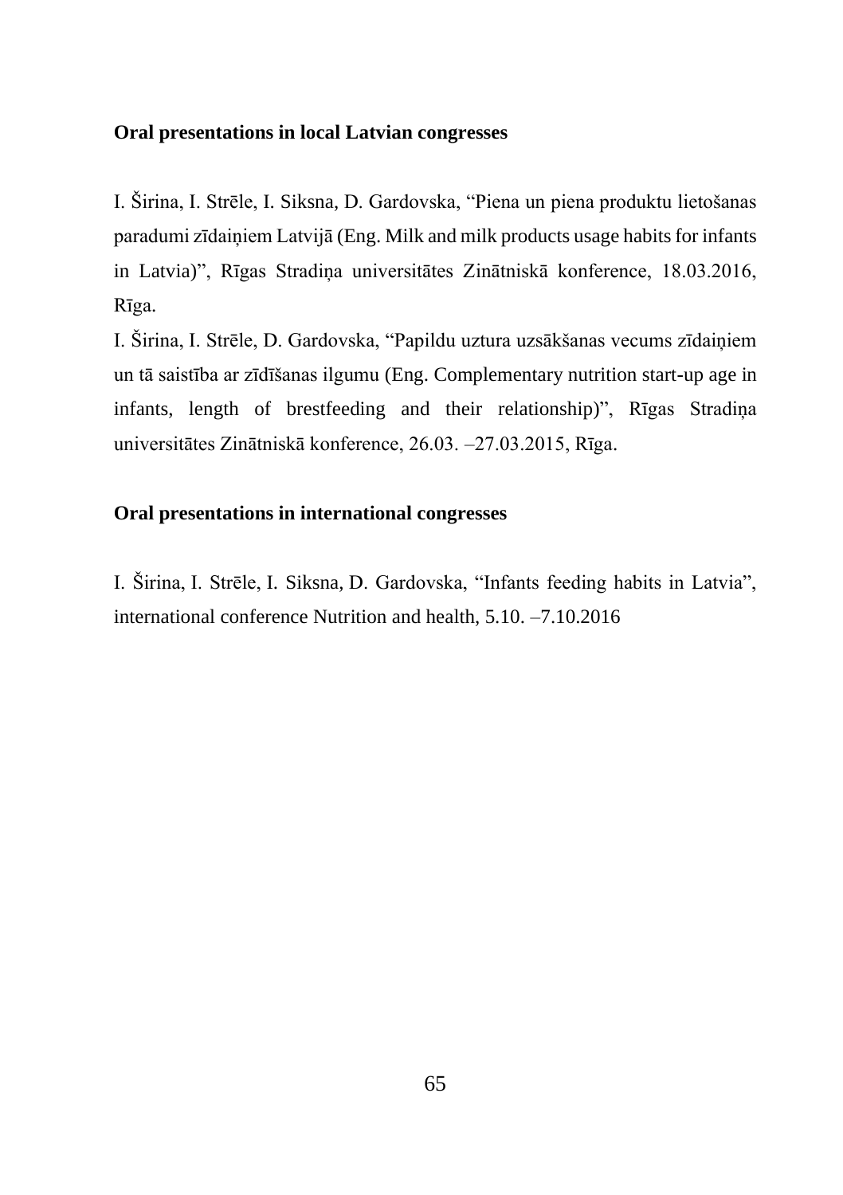**Oral presentations in local Latvian congresses**

I. Širina, I. Strēle, I. Siksna, D. Gardovska, "Piena un piena produktu lietošanas paradumi zīdaiņiem Latvijā (Eng. Milk and milk products usage habits for infants in Latvia)", Rīgas Stradiņa universitātes Zinātniskā konference, 18.03.2016, Rīga.

I. Širina, I. Strēle, D. Gardovska, "Papildu uztura uzsākšanas vecums zīdaiņiem un tā saistība ar zīdīšanas ilgumu (Eng. Complementary nutrition start-up age in infants, length of brestfeeding and their relationship)", Rīgas Stradiņa universitātes Zinātniskā konference, 26.03. –27.03.2015, Rīga.

**Oral presentations in international congresses**

I. Širina, I. Strēle, I. Siksna, D. Gardovska, "Infants feeding habits in Latvia", international conference Nutrition and health, 5.10. –7.10.2016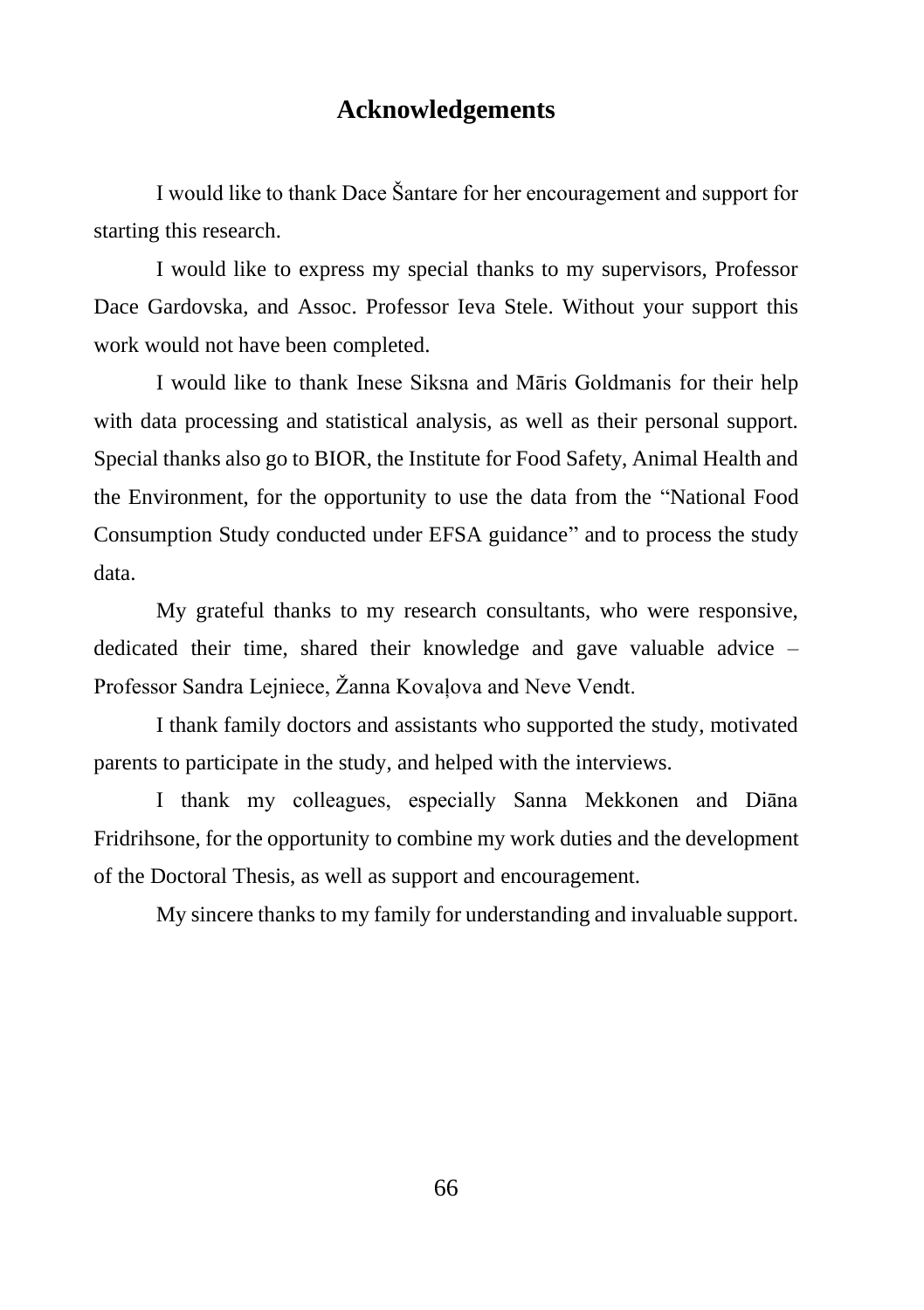# Acknowledgements

I would like to thank Dace Šantare for her encouragement and support for starting this research.

I would like to express my special thanks to my supervisors, Professor Dace Gardovska, and Assoc. Professor Ieva Stele. Without your support this work would not have been completed.

I would like to thank Inese Siksna and Māris Goldmanis for their help with data processing and statistical analysis, as well as their personal support. Special thanks also go to BIOR, the Institute for Food Safety, Animal Health and the Environment, for the opportunity to use the data from the "National Food Consumption Study conducted under EFSA guidance" and to process the study data.

My grateful thanks to my research consultants, who were responsive, dedicated their time, shared their knowledge and gave valuable advice – Professor Sandra Lejniece, Žanna Kovaļova and Neve Vendt.

I thank family doctors and assistants who supported the study, motivated parents to participate in the study, and helped with the interviews.

I thank my colleagues, especially Sanna Mekkonen and Diāna Fridrihsone, for the opportunity to combine my work duties and the development of the Doctoral Thesis, as well as support and encouragement.

My sincere thanks to my family for understanding and invaluable support.